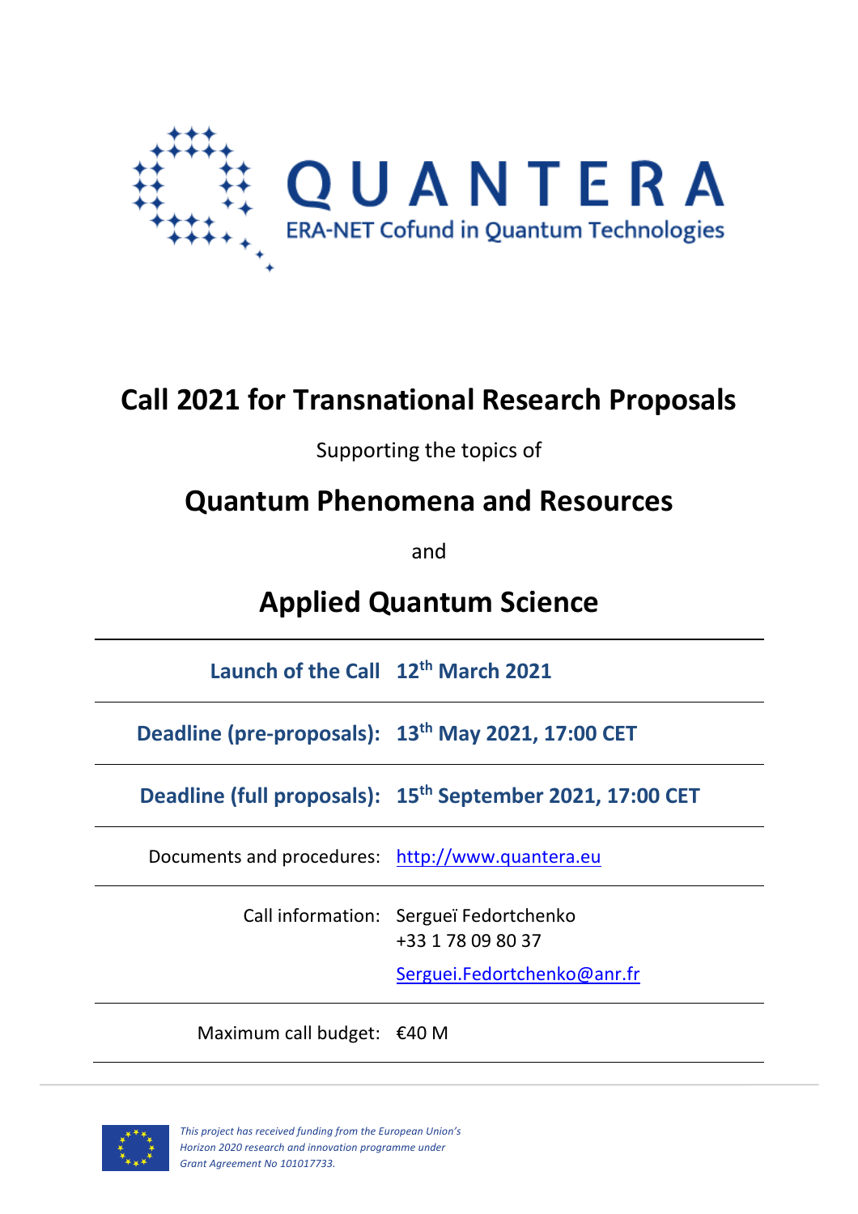# QUANTERA

ERA-NET Cofund in Quantum Technologies

# Call 2021 for Transnational Research Proposals

Supporting the topics of

## Quantum Phenomena and Resources

and

## Applied Quantum Science

| | |
|---|---|
| **Launch of the Call** | **12th March 2021** |
| **Deadline (pre-proposals):** | **13th May 2021, 17:00 CET** |
| **Deadline (full proposals):** | **15th September 2021, 17:00 CET** |
| Documents and procedures: | http://www.quantera.eu |
| Call information: | Sergueï Fedortchenko<br>+33 1 78 09 80 37<br>Serguei.Fedortchenko@anr.fr |
| Maximum call budget: | €40 M |

*This project has received funding from the European Union's Horizon 2020 research and innovation programme under Grant Agreement No 101017733.*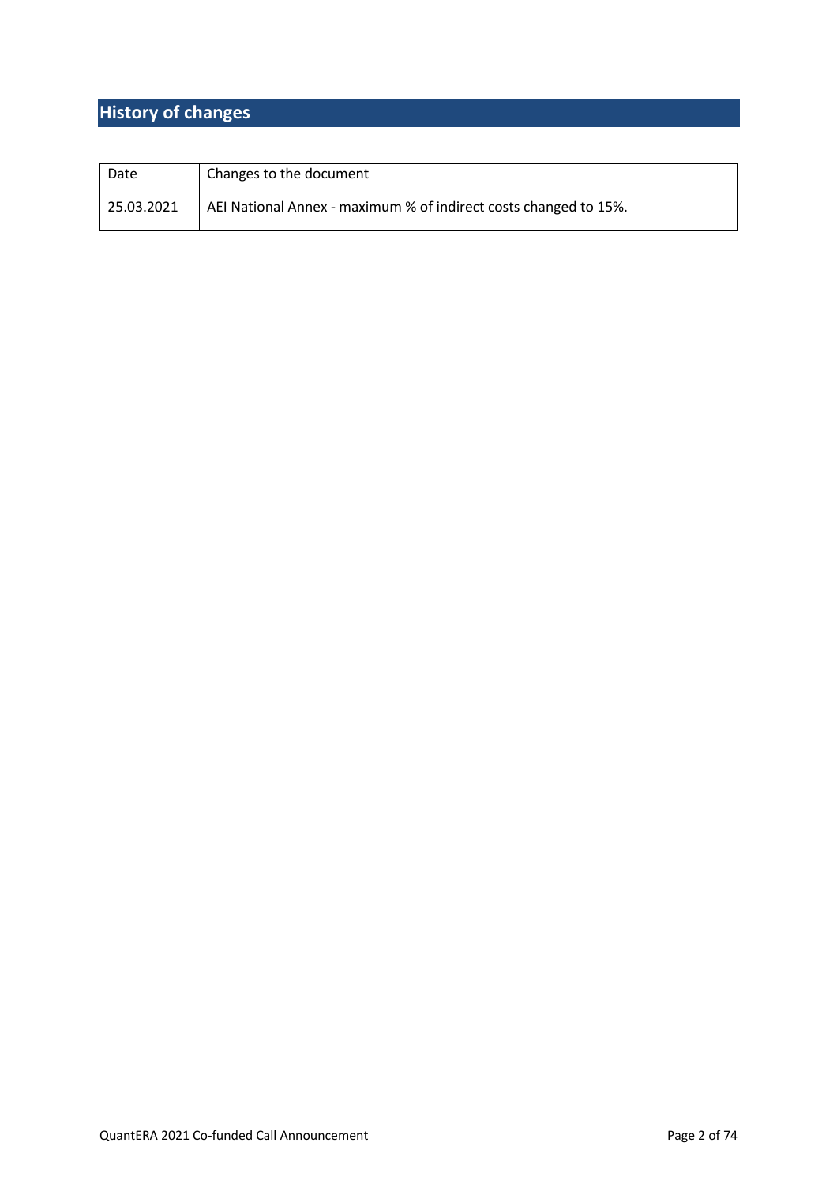# History of changes

| Date | Changes to the document |
|---|---|
| 25.03.2021 | AEI National Annex - maximum % of indirect costs changed to 15%. |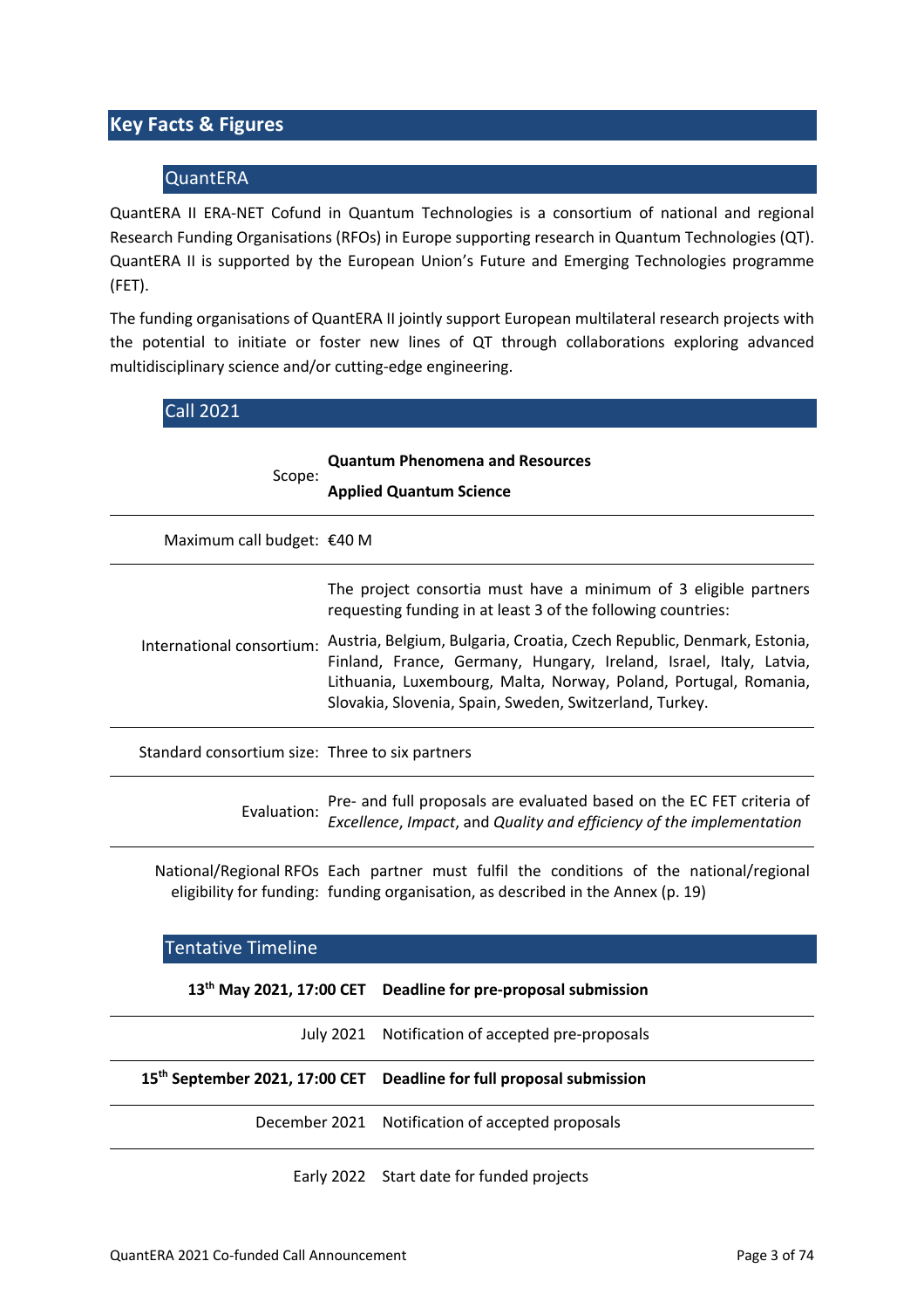# Key Facts & Figures

## QuantERA

QuantERA II ERA-NET Cofund in Quantum Technologies is a consortium of national and regional Research Funding Organisations (RFOs) in Europe supporting research in Quantum Technologies (QT). QuantERA II is supported by the European Union's Future and Emerging Technologies programme (FET).

The funding organisations of QuantERA II jointly support European multilateral research projects with the potential to initiate or foster new lines of QT through collaborations exploring advanced multidisciplinary science and/or cutting-edge engineering.

## Call 2021

| | |
|---|---|
| Scope: | **Quantum Phenomena and Resources**<br>**Applied Quantum Science** |
| Maximum call budget: | €40 M |
| International consortium: | The project consortia must have a minimum of 3 eligible partners requesting funding in at least 3 of the following countries:<br>Austria, Belgium, Bulgaria, Croatia, Czech Republic, Denmark, Estonia, Finland, France, Germany, Hungary, Ireland, Israel, Italy, Latvia, Lithuania, Luxembourg, Malta, Norway, Poland, Portugal, Romania, Slovakia, Slovenia, Spain, Sweden, Switzerland, Turkey. |
| Standard consortium size: | Three to six partners |
| Evaluation: | Pre- and full proposals are evaluated based on the EC FET criteria of *Excellence*, *Impact*, and *Quality and efficiency of the implementation* |
| National/Regional RFOs eligibility for funding: | Each partner must fulfil the conditions of the national/regional funding organisation, as described in the Annex (p. 19) |

## Tentative Timeline

| | |
|---|---|
| **13th May 2021, 17:00 CET** | **Deadline for pre-proposal submission** |
| July 2021 | Notification of accepted pre-proposals |
| **15th September 2021, 17:00 CET** | **Deadline for full proposal submission** |
| December 2021 | Notification of accepted proposals |
| Early 2022 | Start date for funded projects |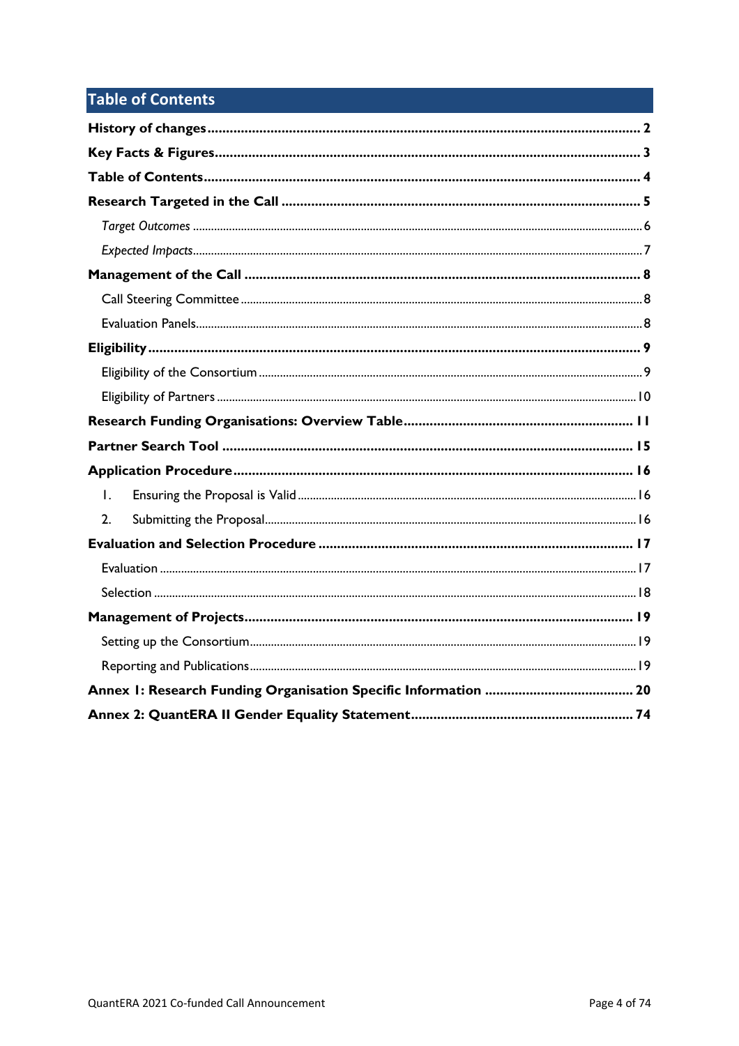## Table of Contents

**History of changes** .......... **2**

**Key Facts & Figures** .......... **3**

**Table of Contents** .......... **4**

**Research Targeted in the Call** .......... **5**

- *Target Outcomes* .......... 6
- *Expected Impacts* .......... 7

**Management of the Call** .......... **8**

- Call Steering Committee .......... 8
- Evaluation Panels .......... 8

**Eligibility** .......... **9**

- Eligibility of the Consortium .......... 9
- Eligibility of Partners .......... 10

**Research Funding Organisations: Overview Table** .......... **11**

**Partner Search Tool** .......... **15**

**Application Procedure** .......... **16**

1. Ensuring the Proposal is Valid .......... 16
2. Submitting the Proposal .......... 16

**Evaluation and Selection Procedure** .......... **17**

- Evaluation .......... 17
- Selection .......... 18

**Management of Projects** .......... **19**

- Setting up the Consortium .......... 19
- Reporting and Publications .......... 19

**Annex 1: Research Funding Organisation Specific Information** .......... **20**

**Annex 2: QuantERA II Gender Equality Statement** .......... **74**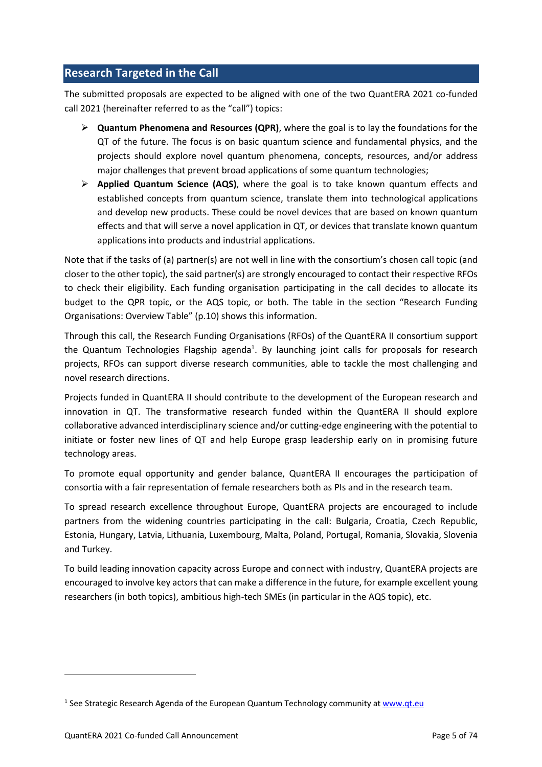## Research Targeted in the Call

The submitted proposals are expected to be aligned with one of the two QuantERA 2021 co-funded call 2021 (hereinafter referred to as the "call") topics:

- **Quantum Phenomena and Resources (QPR)**, where the goal is to lay the foundations for the QT of the future. The focus is on basic quantum science and fundamental physics, and the projects should explore novel quantum phenomena, concepts, resources, and/or address major challenges that prevent broad applications of some quantum technologies;
- **Applied Quantum Science (AQS)**, where the goal is to take known quantum effects and established concepts from quantum science, translate them into technological applications and develop new products. These could be novel devices that are based on known quantum effects and that will serve a novel application in QT, or devices that translate known quantum applications into products and industrial applications.

Note that if the tasks of (a) partner(s) are not well in line with the consortium's chosen call topic (and closer to the other topic), the said partner(s) are strongly encouraged to contact their respective RFOs to check their eligibility. Each funding organisation participating in the call decides to allocate its budget to the QPR topic, or the AQS topic, or both. The table in the section "Research Funding Organisations: Overview Table" (p.10) shows this information.

Through this call, the Research Funding Organisations (RFOs) of the QuantERA II consortium support the Quantum Technologies Flagship agenda[1]. By launching joint calls for proposals for research projects, RFOs can support diverse research communities, able to tackle the most challenging and novel research directions.

Projects funded in QuantERA II should contribute to the development of the European research and innovation in QT. The transformative research funded within the QuantERA II should explore collaborative advanced interdisciplinary science and/or cutting-edge engineering with the potential to initiate or foster new lines of QT and help Europe grasp leadership early on in promising future technology areas.

To promote equal opportunity and gender balance, QuantERA II encourages the participation of consortia with a fair representation of female researchers both as PIs and in the research team.

To spread research excellence throughout Europe, QuantERA projects are encouraged to include partners from the widening countries participating in the call: Bulgaria, Croatia, Czech Republic, Estonia, Hungary, Latvia, Lithuania, Luxembourg, Malta, Poland, Portugal, Romania, Slovakia, Slovenia and Turkey.

To build leading innovation capacity across Europe and connect with industry, QuantERA projects are encouraged to involve key actors that can make a difference in the future, for example excellent young researchers (in both topics), ambitious high-tech SMEs (in particular in the AQS topic), etc.

---

[1] See Strategic Research Agenda of the European Quantum Technology community at www.qt.eu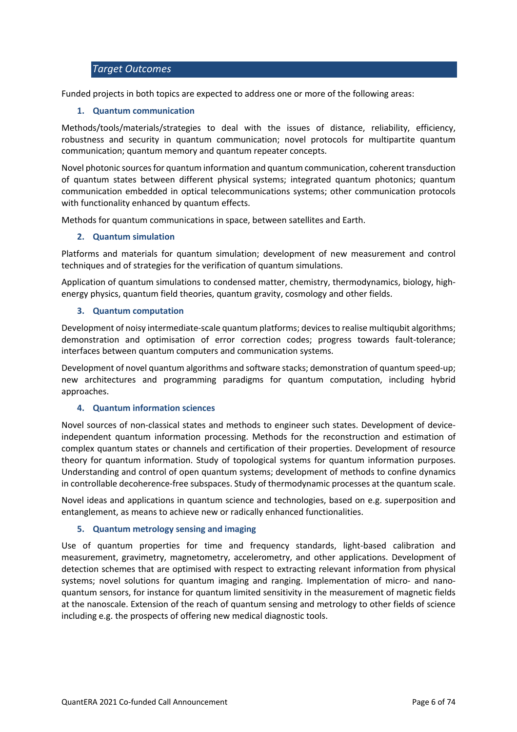## *Target Outcomes*

Funded projects in both topics are expected to address one or more of the following areas:

### 1. Quantum communication

Methods/tools/materials/strategies to deal with the issues of distance, reliability, efficiency, robustness and security in quantum communication; novel protocols for multipartite quantum communication; quantum memory and quantum repeater concepts.

Novel photonic sources for quantum information and quantum communication, coherent transduction of quantum states between different physical systems; integrated quantum photonics; quantum communication embedded in optical telecommunications systems; other communication protocols with functionality enhanced by quantum effects.

Methods for quantum communications in space, between satellites and Earth.

### 2. Quantum simulation

Platforms and materials for quantum simulation; development of new measurement and control techniques and of strategies for the verification of quantum simulations.

Application of quantum simulations to condensed matter, chemistry, thermodynamics, biology, high-energy physics, quantum field theories, quantum gravity, cosmology and other fields.

### 3. Quantum computation

Development of noisy intermediate-scale quantum platforms; devices to realise multiqubit algorithms; demonstration and optimisation of error correction codes; progress towards fault-tolerance; interfaces between quantum computers and communication systems.

Development of novel quantum algorithms and software stacks; demonstration of quantum speed-up; new architectures and programming paradigms for quantum computation, including hybrid approaches.

### 4. Quantum information sciences

Novel sources of non-classical states and methods to engineer such states. Development of device-independent quantum information processing. Methods for the reconstruction and estimation of complex quantum states or channels and certification of their properties. Development of resource theory for quantum information. Study of topological systems for quantum information purposes. Understanding and control of open quantum systems; development of methods to confine dynamics in controllable decoherence-free subspaces. Study of thermodynamic processes at the quantum scale.

Novel ideas and applications in quantum science and technologies, based on e.g. superposition and entanglement, as means to achieve new or radically enhanced functionalities.

### 5. Quantum metrology sensing and imaging

Use of quantum properties for time and frequency standards, light-based calibration and measurement, gravimetry, magnetometry, accelerometry, and other applications. Development of detection schemes that are optimised with respect to extracting relevant information from physical systems; novel solutions for quantum imaging and ranging. Implementation of micro- and nano-quantum sensors, for instance for quantum limited sensitivity in the measurement of magnetic fields at the nanoscale. Extension of the reach of quantum sensing and metrology to other fields of science including e.g. the prospects of offering new medical diagnostic tools.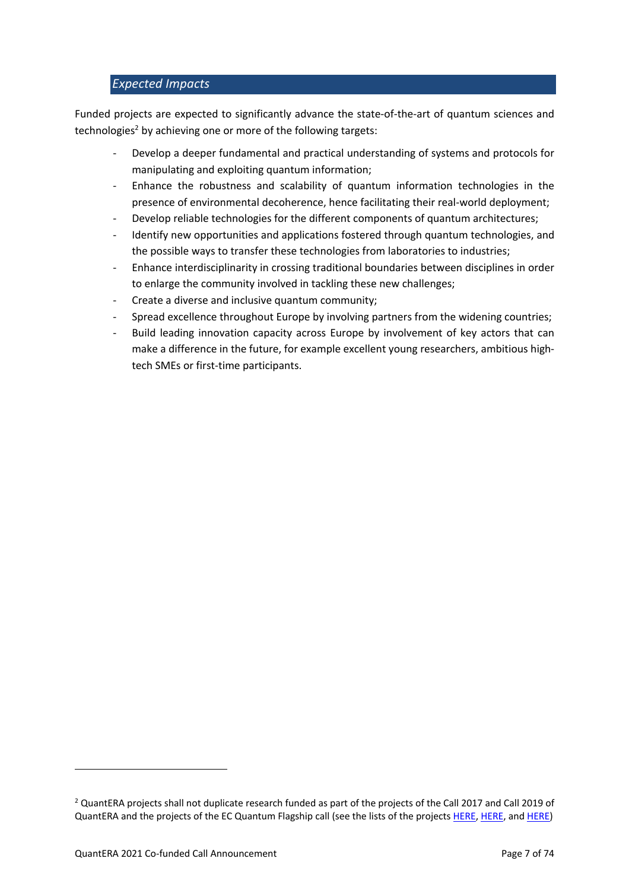## *Expected Impacts*

Funded projects are expected to significantly advance the state-of-the-art of quantum sciences and technologies[2] by achieving one or more of the following targets:

- Develop a deeper fundamental and practical understanding of systems and protocols for manipulating and exploiting quantum information;
- Enhance the robustness and scalability of quantum information technologies in the presence of environmental decoherence, hence facilitating their real-world deployment;
- Develop reliable technologies for the different components of quantum architectures;
- Identify new opportunities and applications fostered through quantum technologies, and the possible ways to transfer these technologies from laboratories to industries;
- Enhance interdisciplinarity in crossing traditional boundaries between disciplines in order to enlarge the community involved in tackling these new challenges;
- Create a diverse and inclusive quantum community;
- Spread excellence throughout Europe by involving partners from the widening countries;
- Build leading innovation capacity across Europe by involvement of key actors that can make a difference in the future, for example excellent young researchers, ambitious high-tech SMEs or first-time participants.

---

[2] QuantERA projects shall not duplicate research funded as part of the projects of the Call 2017 and Call 2019 of QuantERA and the projects of the EC Quantum Flagship call (see the lists of the projects HERE, HERE, and HERE)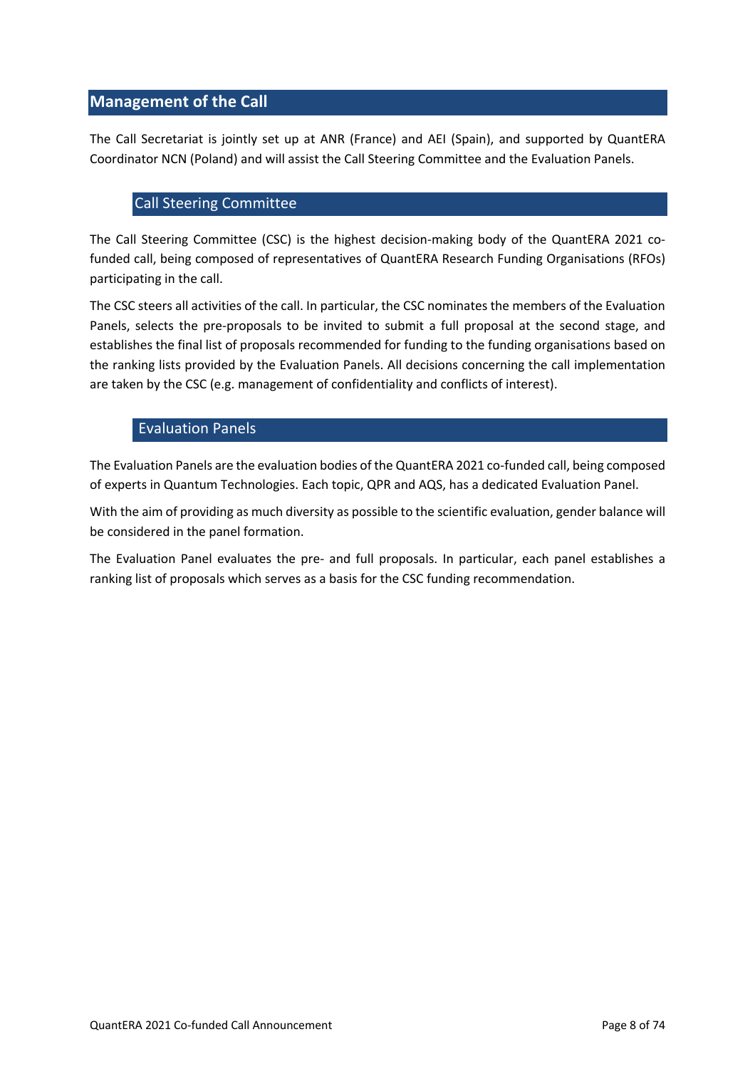## Management of the Call

The Call Secretariat is jointly set up at ANR (France) and AEI (Spain), and supported by QuantERA Coordinator NCN (Poland) and will assist the Call Steering Committee and the Evaluation Panels.

### Call Steering Committee

The Call Steering Committee (CSC) is the highest decision-making body of the QuantERA 2021 co-funded call, being composed of representatives of QuantERA Research Funding Organisations (RFOs) participating in the call.

The CSC steers all activities of the call. In particular, the CSC nominates the members of the Evaluation Panels, selects the pre-proposals to be invited to submit a full proposal at the second stage, and establishes the final list of proposals recommended for funding to the funding organisations based on the ranking lists provided by the Evaluation Panels. All decisions concerning the call implementation are taken by the CSC (e.g. management of confidentiality and conflicts of interest).

### Evaluation Panels

The Evaluation Panels are the evaluation bodies of the QuantERA 2021 co-funded call, being composed of experts in Quantum Technologies. Each topic, QPR and AQS, has a dedicated Evaluation Panel.

With the aim of providing as much diversity as possible to the scientific evaluation, gender balance will be considered in the panel formation.

The Evaluation Panel evaluates the pre- and full proposals. In particular, each panel establishes a ranking list of proposals which serves as a basis for the CSC funding recommendation.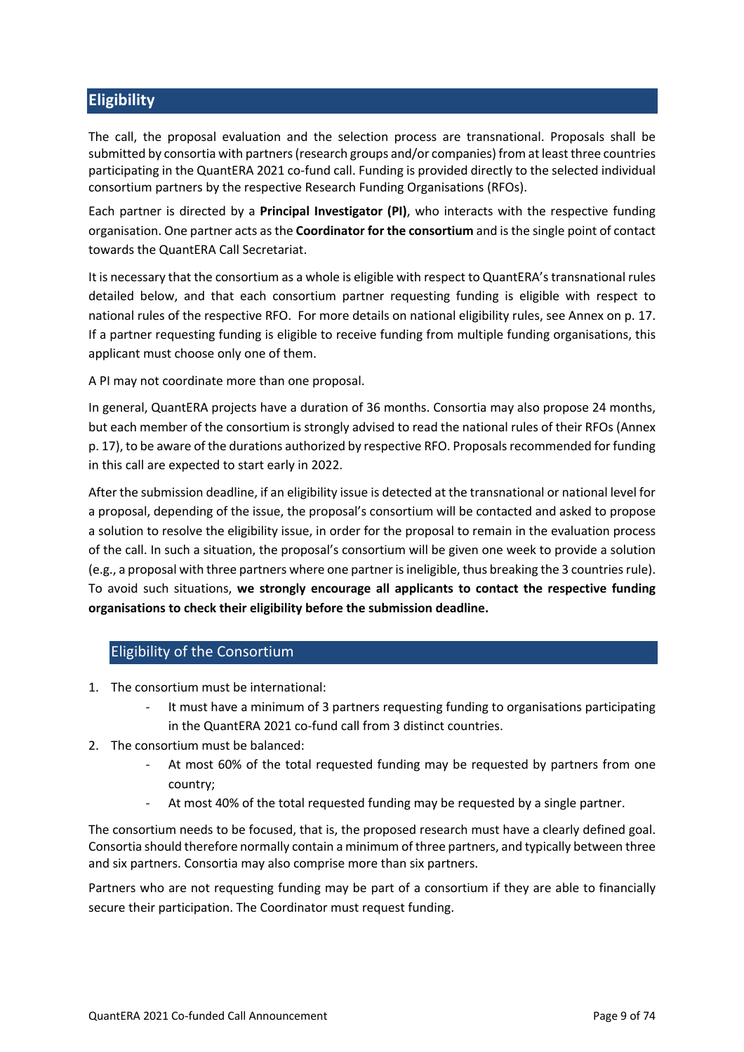# Eligibility

The call, the proposal evaluation and the selection process are transnational. Proposals shall be submitted by consortia with partners (research groups and/or companies) from at least three countries participating in the QuantERA 2021 co-fund call. Funding is provided directly to the selected individual consortium partners by the respective Research Funding Organisations (RFOs).

Each partner is directed by a **Principal Investigator (PI)**, who interacts with the respective funding organisation. One partner acts as the **Coordinator for the consortium** and is the single point of contact towards the QuantERA Call Secretariat.

It is necessary that the consortium as a whole is eligible with respect to QuantERA's transnational rules detailed below, and that each consortium partner requesting funding is eligible with respect to national rules of the respective RFO. For more details on national eligibility rules, see Annex on p. 17. If a partner requesting funding is eligible to receive funding from multiple funding organisations, this applicant must choose only one of them.

A PI may not coordinate more than one proposal.

In general, QuantERA projects have a duration of 36 months. Consortia may also propose 24 months, but each member of the consortium is strongly advised to read the national rules of their RFOs (Annex p. 17), to be aware of the durations authorized by respective RFO. Proposals recommended for funding in this call are expected to start early in 2022.

After the submission deadline, if an eligibility issue is detected at the transnational or national level for a proposal, depending of the issue, the proposal's consortium will be contacted and asked to propose a solution to resolve the eligibility issue, in order for the proposal to remain in the evaluation process of the call. In such a situation, the proposal's consortium will be given one week to provide a solution (e.g., a proposal with three partners where one partner is ineligible, thus breaking the 3 countries rule). To avoid such situations, **we strongly encourage all applicants to contact the respective funding organisations to check their eligibility before the submission deadline.**

## Eligibility of the Consortium

1. The consortium must be international:
   - It must have a minimum of 3 partners requesting funding to organisations participating in the QuantERA 2021 co-fund call from 3 distinct countries.
2. The consortium must be balanced:
   - At most 60% of the total requested funding may be requested by partners from one country;
   - At most 40% of the total requested funding may be requested by a single partner.

The consortium needs to be focused, that is, the proposed research must have a clearly defined goal. Consortia should therefore normally contain a minimum of three partners, and typically between three and six partners. Consortia may also comprise more than six partners.

Partners who are not requesting funding may be part of a consortium if they are able to financially secure their participation. The Coordinator must request funding.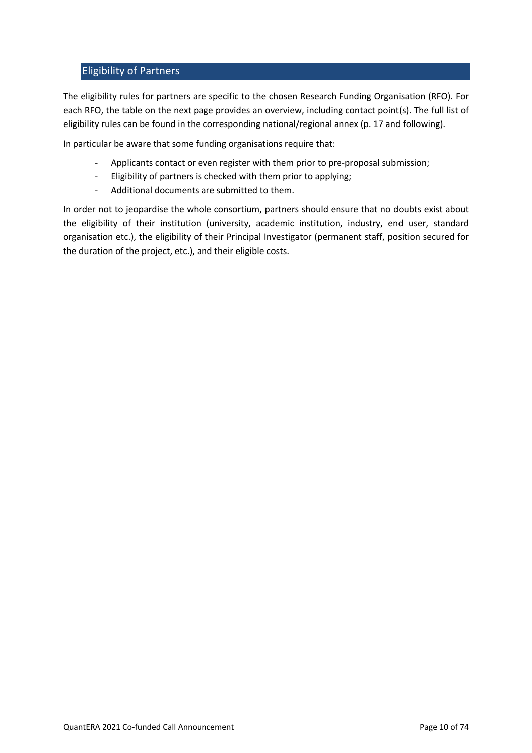## Eligibility of Partners

The eligibility rules for partners are specific to the chosen Research Funding Organisation (RFO). For each RFO, the table on the next page provides an overview, including contact point(s). The full list of eligibility rules can be found in the corresponding national/regional annex (p. 17 and following).

In particular be aware that some funding organisations require that:

- Applicants contact or even register with them prior to pre-proposal submission;
- Eligibility of partners is checked with them prior to applying;
- Additional documents are submitted to them.

In order not to jeopardise the whole consortium, partners should ensure that no doubts exist about the eligibility of their institution (university, academic institution, industry, end user, standard organisation etc.), the eligibility of their Principal Investigator (permanent staff, position secured for the duration of the project, etc.), and their eligible costs.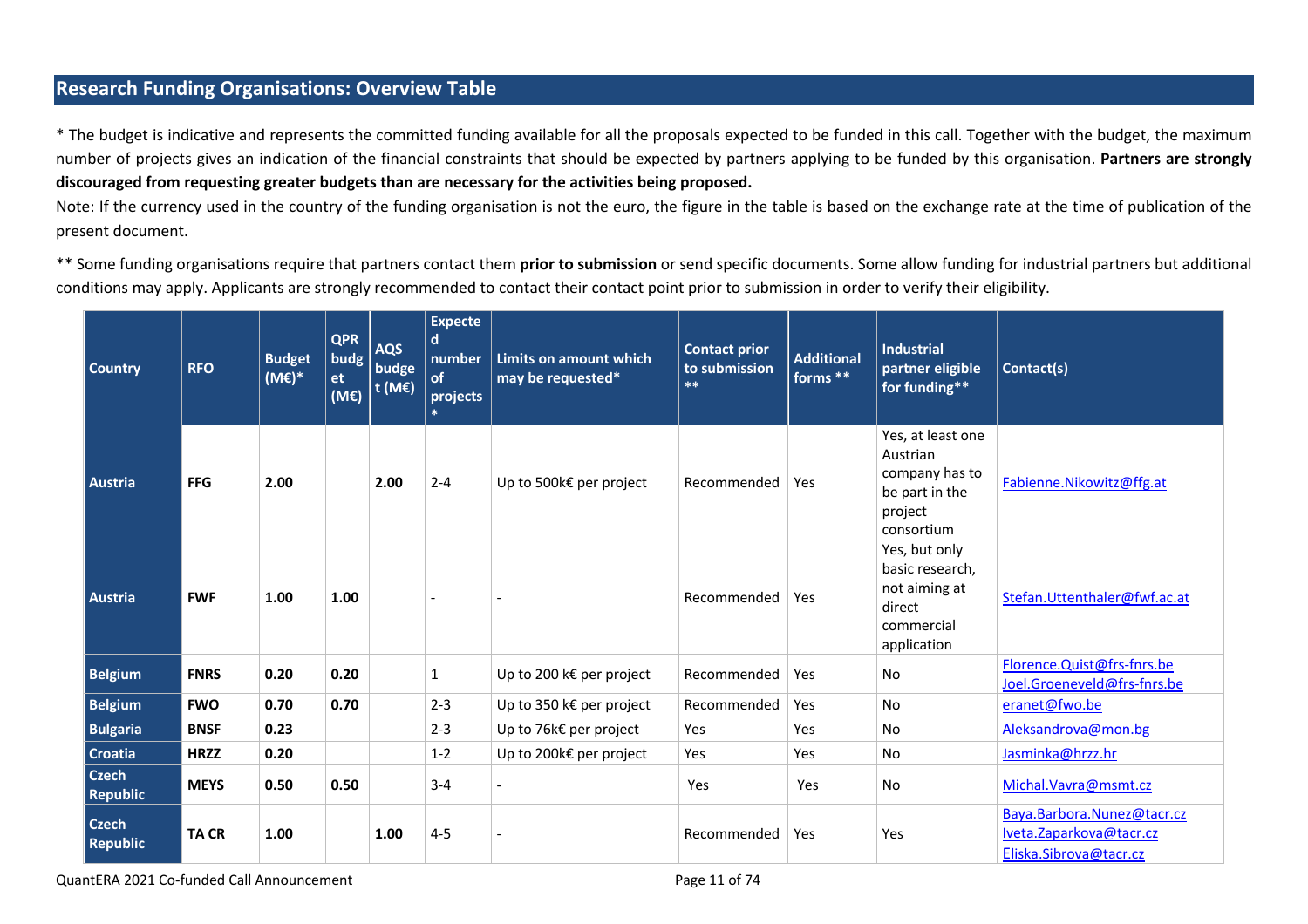## Research Funding Organisations: Overview Table

\* The budget is indicative and represents the committed funding available for all the proposals expected to be funded in this call. Together with the budget, the maximum number of projects gives an indication of the financial constraints that should be expected by partners applying to be funded by this organisation. **Partners are strongly discouraged from requesting greater budgets than are necessary for the activities being proposed.**

Note: If the currency used in the country of the funding organisation is not the euro, the figure in the table is based on the exchange rate at the time of publication of the present document.

\*\* Some funding organisations require that partners contact them **prior to submission** or send specific documents. Some allow funding for industrial partners but additional conditions may apply. Applicants are strongly recommended to contact their contact point prior to submission in order to verify their eligibility.

| Country | RFO | Budget (M€)* | QPR budget (M€) | AQS budget (M€) | Expected number of projects * | Limits on amount which may be requested* | Contact prior to submission ** | Additional forms ** | Industrial partner eligible for funding** | Contact(s) |
|---|---|---|---|---|---|---|---|---|---|---|
| **Austria** | **FFG** | **2.00** | | **2.00** | 2-4 | Up to 500k€ per project | Recommended | Yes | Yes, at least one Austrian company has to be part in the project consortium | Fabienne.Nikowitz@ffg.at |
| **Austria** | **FWF** | **1.00** | **1.00** | | - | - | Recommended | Yes | Yes, but only basic research, not aiming at direct commercial application | Stefan.Uttenthaler@fwf.ac.at |
| **Belgium** | **FNRS** | **0.20** | **0.20** | | 1 | Up to 200 k€ per project | Recommended | Yes | No | Florence.Quist@frs-fnrs.be Joel.Groeneveld@frs-fnrs.be |
| **Belgium** | **FWO** | **0.70** | **0.70** | | 2-3 | Up to 350 k€ per project | Recommended | Yes | No | eranet@fwo.be |
| **Bulgaria** | **BNSF** | **0.23** | | | 2-3 | Up to 76k€ per project | Yes | Yes | No | Aleksandrova@mon.bg |
| **Croatia** | **HRZZ** | **0.20** | | | 1-2 | Up to 200k€ per project | Yes | Yes | No | Jasminka@hrzz.hr |
| **Czech Republic** | **MEYS** | **0.50** | **0.50** | | 3-4 | - | Yes | Yes | No | Michal.Vavra@msmt.cz |
| **Czech Republic** | **TA CR** | **1.00** | | **1.00** | 4-5 | - | Recommended | Yes | Yes | Baya.Barbora.Nunez@tacr.cz Iveta.Zaparkova@tacr.cz Eliska.Sibrova@tacr.cz |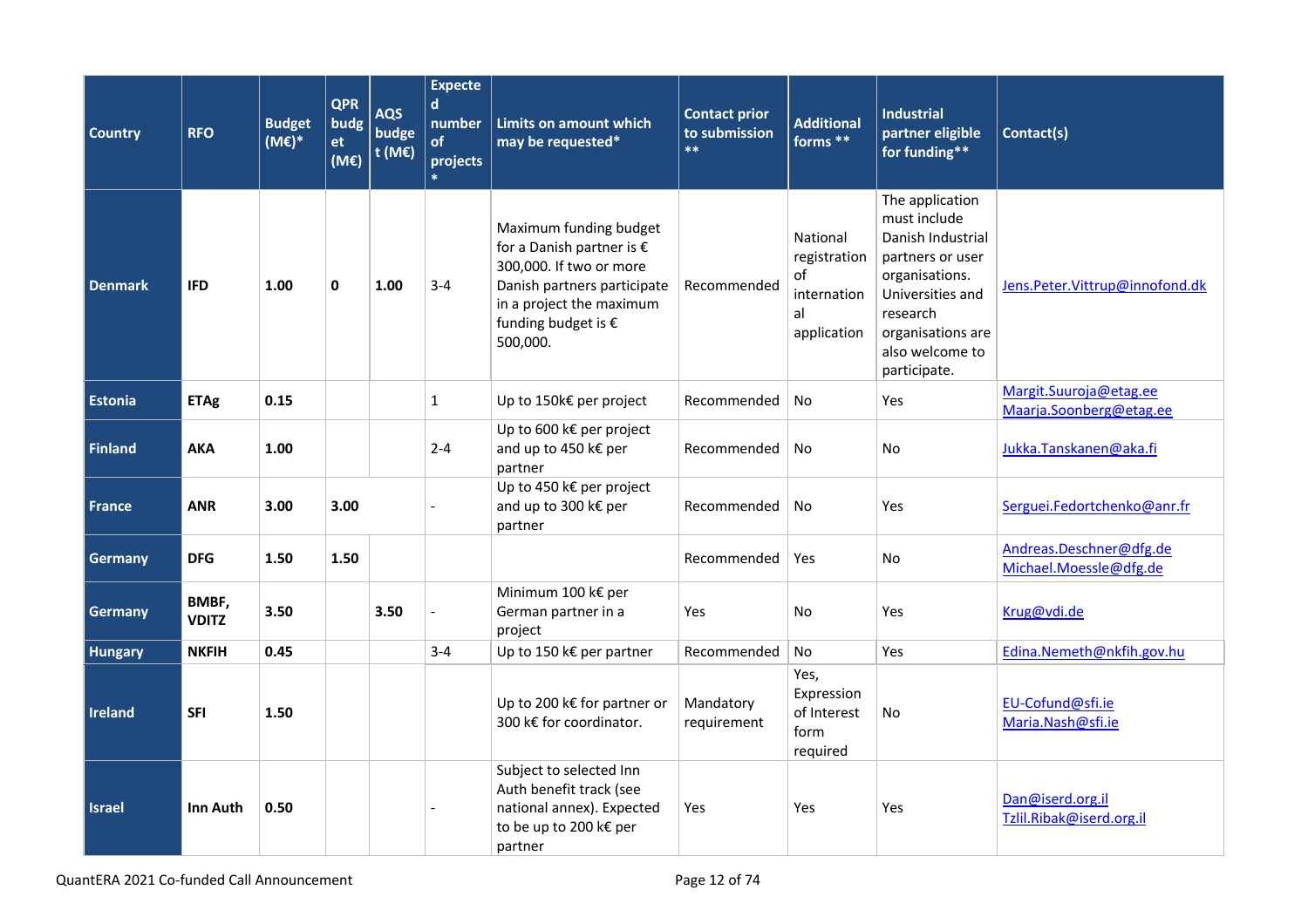| Country | RFO | Budget (M€)* | QPR budget (M€) | AQS budget (M€) | Expected number of projects * | Limits on amount which may be requested* | Contact prior to submission ** | Additional forms ** | Industrial partner eligible for funding** | Contact(s) |
|---|---|---|---|---|---|---|---|---|---|---|
| **Denmark** | **IFD** | **1.00** | **0** | **1.00** | 3-4 | Maximum funding budget for a Danish partner is € 300,000. If two or more Danish partners participate in a project the maximum funding budget is € 500,000. | Recommended | National registration of international application | The application must include Danish Industrial partners or user organisations. Universities and research organisations are also welcome to participate. | Jens.Peter.Vittrup@innofond.dk |
| **Estonia** | **ETAg** | **0.15** | | | 1 | Up to 150k€ per project | Recommended | No | Yes | Margit.Suuroja@etag.ee Maarja.Soonberg@etag.ee |
| **Finland** | **AKA** | **1.00** | | | 2-4 | Up to 600 k€ per project and up to 450 k€ per partner | Recommended | No | No | Jukka.Tanskanen@aka.fi |
| **France** | **ANR** | **3.00** | **3.00** | | - | Up to 450 k€ per project and up to 300 k€ per partner | Recommended | No | Yes | Serguei.Fedortchenko@anr.fr |
| **Germany** | **DFG** | **1.50** | **1.50** | | | | Recommended | Yes | No | Andreas.Deschner@dfg.de Michael.Moessle@dfg.de |
| **Germany** | **BMBF, VDITZ** | **3.50** | | **3.50** | - | Minimum 100 k€ per German partner in a project | Yes | No | Yes | Krug@vdi.de |
| **Hungary** | **NKFIH** | **0.45** | | | 3-4 | Up to 150 k€ per partner | Recommended | No | Yes | Edina.Nemeth@nkfih.gov.hu |
| **Ireland** | **SFI** | **1.50** | | | | Up to 200 k€ for partner or 300 k€ for coordinator. | Mandatory requirement | Yes, Expression of Interest form required | No | EU-Cofund@sfi.ie Maria.Nash@sfi.ie |
| **Israel** | **Inn Auth** | **0.50** | | | - | Subject to selected Inn Auth benefit track (see national annex). Expected to be up to 200 k€ per partner | Yes | Yes | Yes | Dan@iserd.org.il Tzlil.Ribak@iserd.org.il |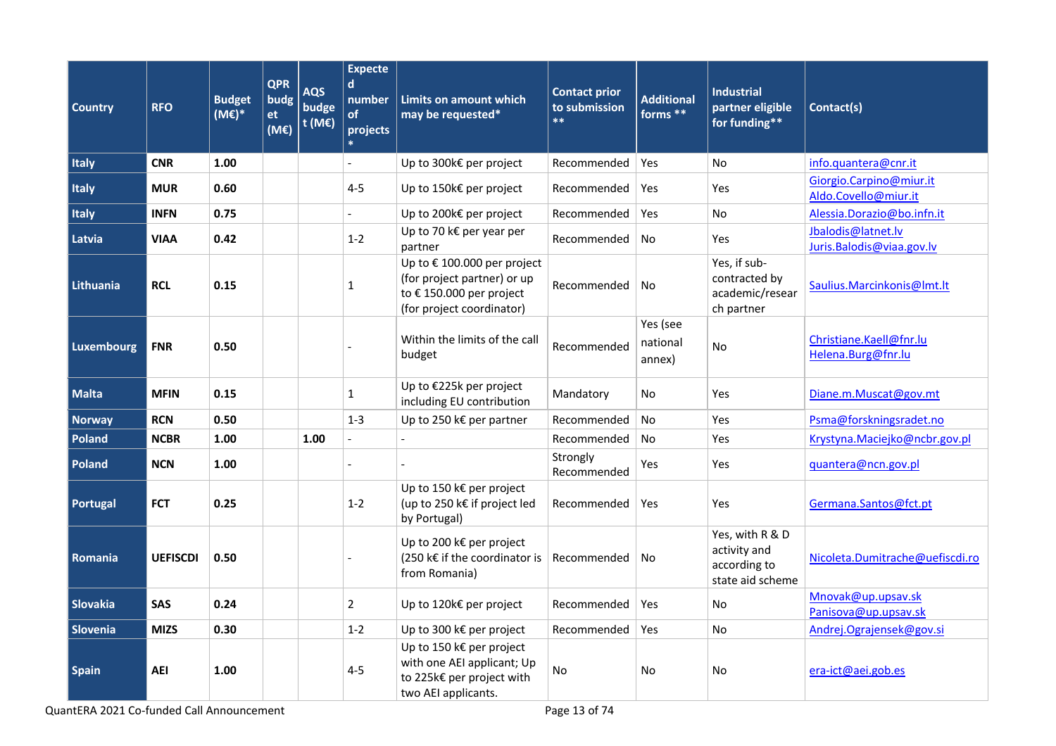| Country | RFO | Budget (M€)* | QPR budget (M€) | AQS budget (M€) | Expected number of projects * | Limits on amount which may be requested* | Contact prior to submission ** | Additional forms ** | Industrial partner eligible for funding** | Contact(s) |
|---|---|---|---|---|---|---|---|---|---|---|
| Italy | CNR | 1.00 | | | - | Up to 300k€ per project | Recommended | Yes | No | info.quantera@cnr.it |
| Italy | MUR | 0.60 | | | 4-5 | Up to 150k€ per project | Recommended | Yes | Yes | Giorgio.Carpino@miur.it Aldo.Covello@miur.it |
| Italy | INFN | 0.75 | | | - | Up to 200k€ per project | Recommended | Yes | No | Alessia.Dorazio@bo.infn.it |
| Latvia | VIAA | 0.42 | | | 1-2 | Up to 70 k€ per year per partner | Recommended | No | Yes | Jbalodis@latnet.lv Juris.Balodis@viaa.gov.lv |
| Lithuania | RCL | 0.15 | | | 1 | Up to € 100.000 per project (for project partner) or up to € 150.000 per project (for project coordinator) | Recommended | No | Yes, if sub-contracted by academic/research partner | Saulius.Marcinkonis@lmt.lt |
| Luxembourg | FNR | 0.50 | | | - | Within the limits of the call budget | Recommended | Yes (see national annex) | No | Christiane.Kaell@fnr.lu Helena.Burg@fnr.lu |
| Malta | MFIN | 0.15 | | | 1 | Up to €225k per project including EU contribution | Mandatory | No | Yes | Diane.m.Muscat@gov.mt |
| Norway | RCN | 0.50 | | | 1-3 | Up to 250 k€ per partner | Recommended | No | Yes | Psma@forskningsradet.no |
| Poland | NCBR | 1.00 | | 1.00 | - | - | Recommended | No | Yes | Krystyna.Maciejko@ncbr.gov.pl |
| Poland | NCN | 1.00 | | | - | - | Strongly Recommended | Yes | Yes | quantera@ncn.gov.pl |
| Portugal | FCT | 0.25 | | | 1-2 | Up to 150 k€ per project (up to 250 k€ if project led by Portugal) | Recommended | Yes | Yes | Germana.Santos@fct.pt |
| Romania | UEFISCDI | 0.50 | | | - | Up to 200 k€ per project (250 k€ if the coordinator is from Romania) | Recommended | No | Yes, with R & D activity and according to state aid scheme | Nicoleta.Dumitrache@uefiscdi.ro |
| Slovakia | SAS | 0.24 | | | 2 | Up to 120k€ per project | Recommended | Yes | No | Mnovak@up.upsav.sk Panisova@up.upsav.sk |
| Slovenia | MIZS | 0.30 | | | 1-2 | Up to 300 k€ per project | Recommended | Yes | No | Andrej.Ograjensek@gov.si |
| Spain | AEI | 1.00 | | | 4-5 | Up to 150 k€ per project with one AEI applicant; Up to 225k€ per project with two AEI applicants. | No | No | No | era-ict@aei.gob.es |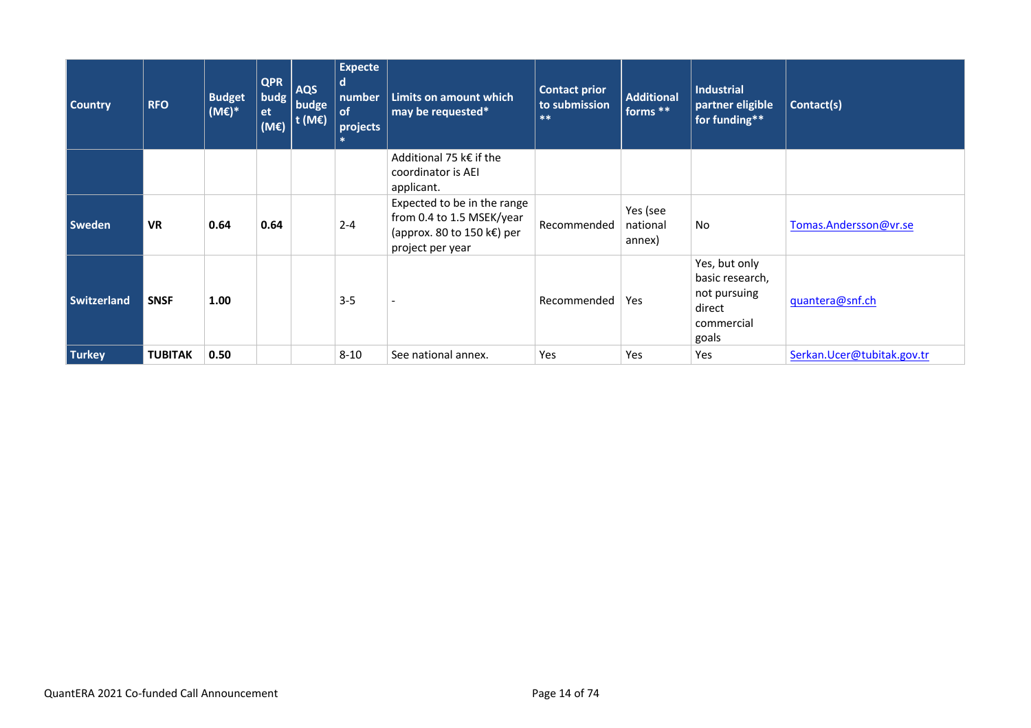| Country | RFO | Budget (M€)* | QPR budget (M€) | AQS budget (M€) | Expected number of projects * | Limits on amount which may be requested* | Contact prior to submission ** | Additional forms ** | Industrial partner eligible for funding** | Contact(s) |
|---|---|---|---|---|---|---|---|---|---|---|
| | | | | | | Additional 75 k€ if the coordinator is AEI applicant. | | | | |
| **Sweden** | **VR** | **0.64** | **0.64** | | 2-4 | Expected to be in the range from 0.4 to 1.5 MSEK/year (approx. 80 to 150 k€) per project per year | Recommended | Yes (see national annex) | No | Tomas.Andersson@vr.se |
| **Switzerland** | **SNSF** | **1.00** | | | 3-5 | - | Recommended | Yes | Yes, but only basic research, not pursuing direct commercial goals | quantera@snf.ch |
| **Turkey** | **TUBITAK** | **0.50** | | | 8-10 | See national annex. | Yes | Yes | Yes | Serkan.Ucer@tubitak.gov.tr |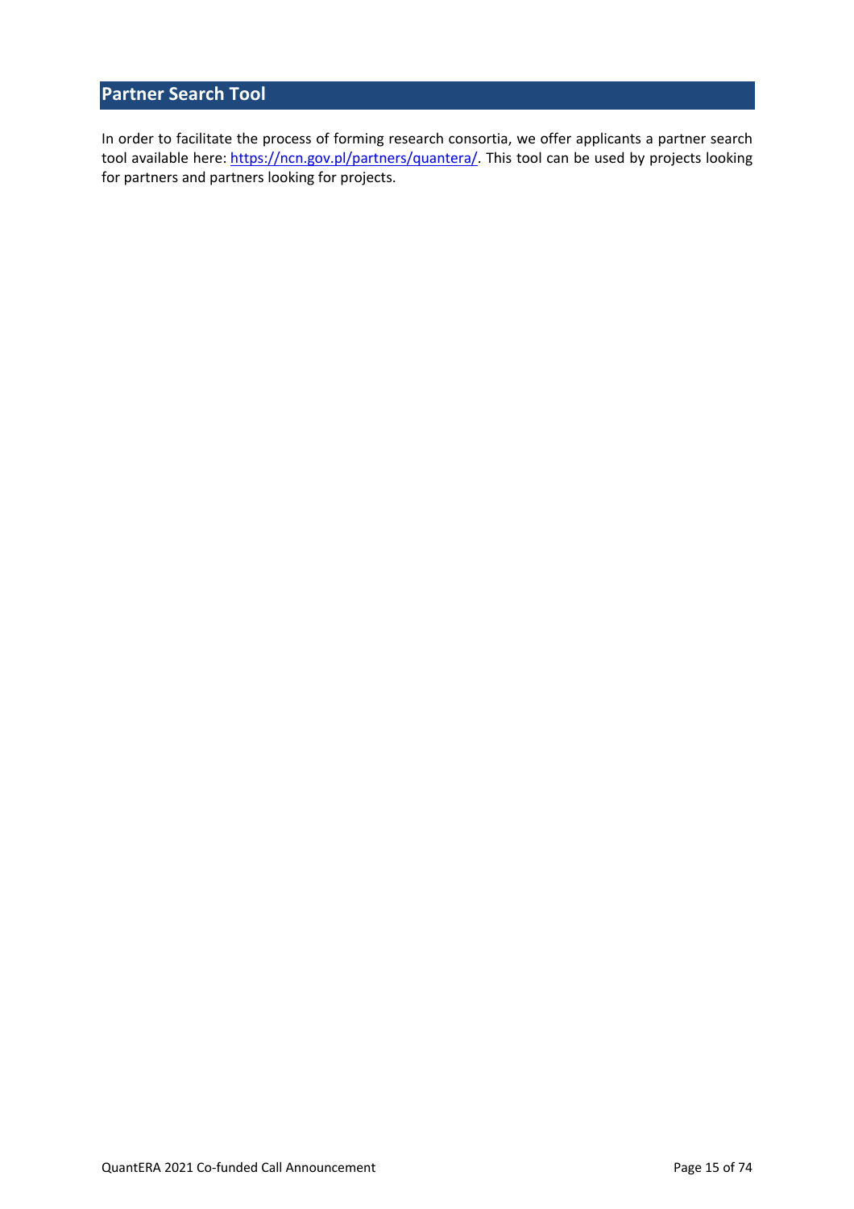## Partner Search Tool

In order to facilitate the process of forming research consortia, we offer applicants a partner search tool available here: https://ncn.gov.pl/partners/quantera/. This tool can be used by projects looking for partners and partners looking for projects.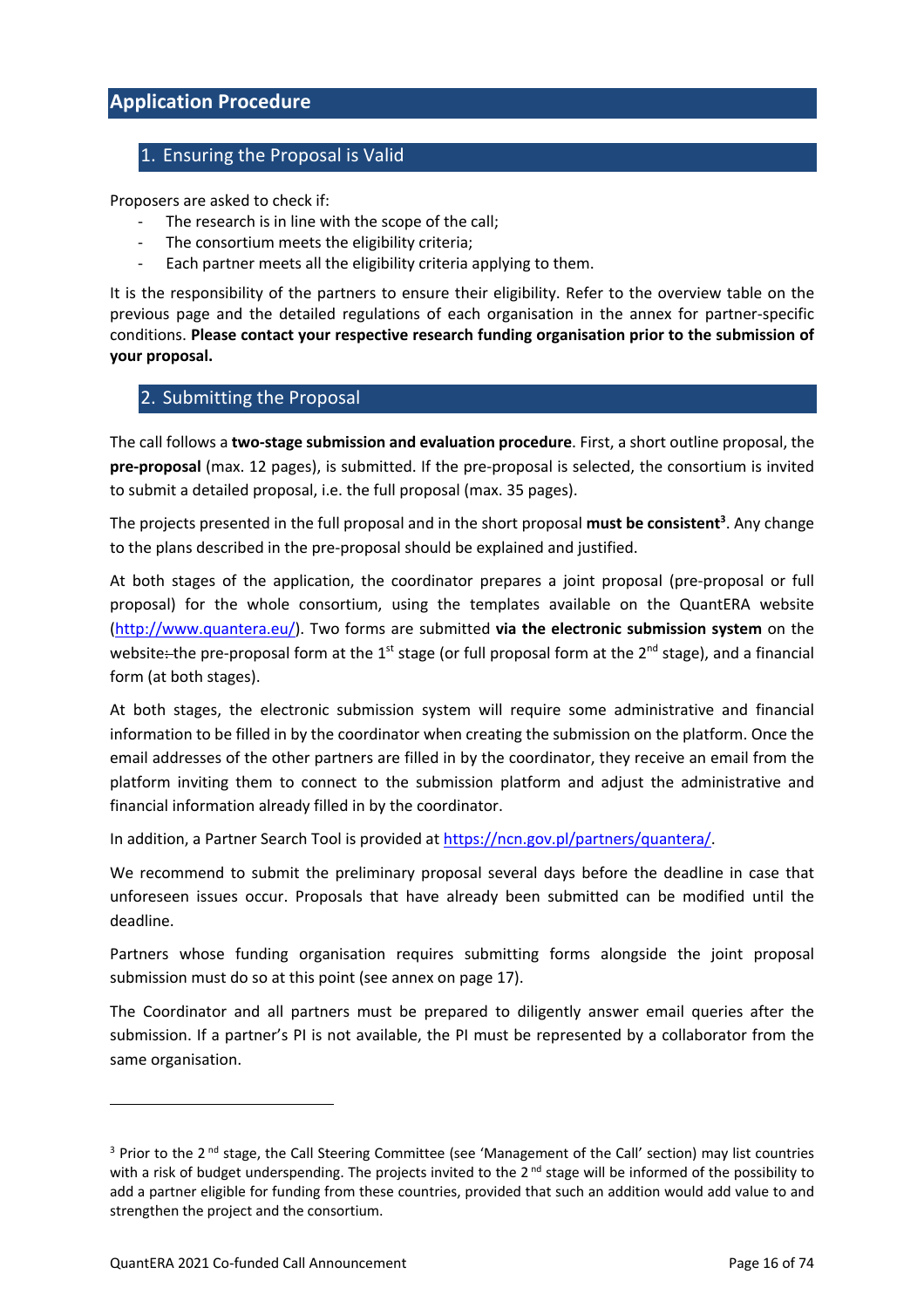# Application Procedure

## 1. Ensuring the Proposal is Valid

Proposers are asked to check if:

- The research is in line with the scope of the call;
- The consortium meets the eligibility criteria;
- Each partner meets all the eligibility criteria applying to them.

It is the responsibility of the partners to ensure their eligibility. Refer to the overview table on the previous page and the detailed regulations of each organisation in the annex for partner-specific conditions. **Please contact your respective research funding organisation prior to the submission of your proposal.**

## 2. Submitting the Proposal

The call follows a **two-stage submission and evaluation procedure**. First, a short outline proposal, the **pre-proposal** (max. 12 pages), is submitted. If the pre-proposal is selected, the consortium is invited to submit a detailed proposal, i.e. the full proposal (max. 35 pages).

The projects presented in the full proposal and in the short proposal **must be consistent**[3]. Any change to the plans described in the pre-proposal should be explained and justified.

At both stages of the application, the coordinator prepares a joint proposal (pre-proposal or full proposal) for the whole consortium, using the templates available on the QuantERA website (http://www.quantera.eu/). Two forms are submitted **via the electronic submission system** on the website: the pre-proposal form at the 1st stage (or full proposal form at the 2nd stage), and a financial form (at both stages).

At both stages, the electronic submission system will require some administrative and financial information to be filled in by the coordinator when creating the submission on the platform. Once the email addresses of the other partners are filled in by the coordinator, they receive an email from the platform inviting them to connect to the submission platform and adjust the administrative and financial information already filled in by the coordinator.

In addition, a Partner Search Tool is provided at https://ncn.gov.pl/partners/quantera/.

We recommend to submit the preliminary proposal several days before the deadline in case that unforeseen issues occur. Proposals that have already been submitted can be modified until the deadline.

Partners whose funding organisation requires submitting forms alongside the joint proposal submission must do so at this point (see annex on page 17).

The Coordinator and all partners must be prepared to diligently answer email queries after the submission. If a partner's PI is not available, the PI must be represented by a collaborator from the same organisation.

---

[3] Prior to the 2nd stage, the Call Steering Committee (see 'Management of the Call' section) may list countries with a risk of budget underspending. The projects invited to the 2nd stage will be informed of the possibility to add a partner eligible for funding from these countries, provided that such an addition would add value to and strengthen the project and the consortium.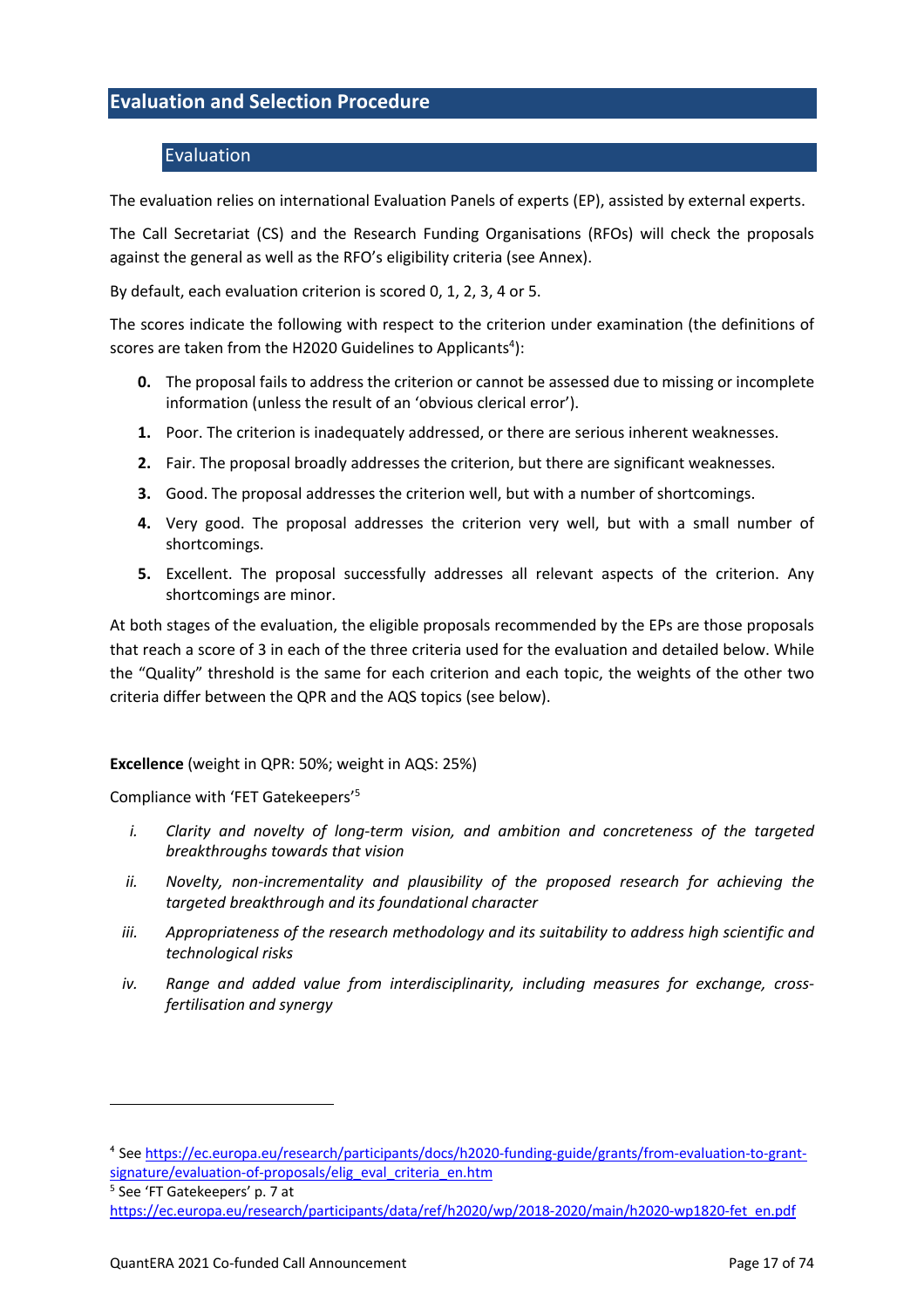# Evaluation and Selection Procedure

## Evaluation

The evaluation relies on international Evaluation Panels of experts (EP), assisted by external experts.

The Call Secretariat (CS) and the Research Funding Organisations (RFOs) will check the proposals against the general as well as the RFO's eligibility criteria (see Annex).

By default, each evaluation criterion is scored 0, 1, 2, 3, 4 or 5.

The scores indicate the following with respect to the criterion under examination (the definitions of scores are taken from the H2020 Guidelines to Applicants[4]):

**0.** The proposal fails to address the criterion or cannot be assessed due to missing or incomplete information (unless the result of an 'obvious clerical error').

**1.** Poor. The criterion is inadequately addressed, or there are serious inherent weaknesses.

**2.** Fair. The proposal broadly addresses the criterion, but there are significant weaknesses.

**3.** Good. The proposal addresses the criterion well, but with a number of shortcomings.

**4.** Very good. The proposal addresses the criterion very well, but with a small number of shortcomings.

**5.** Excellent. The proposal successfully addresses all relevant aspects of the criterion. Any shortcomings are minor.

At both stages of the evaluation, the eligible proposals recommended by the EPs are those proposals that reach a score of 3 in each of the three criteria used for the evaluation and detailed below. While the "Quality" threshold is the same for each criterion and each topic, the weights of the other two criteria differ between the QPR and the AQS topics (see below).

**Excellence** (weight in QPR: 50%; weight in AQS: 25%)

Compliance with 'FET Gatekeepers'[5]

- *i.* *Clarity and novelty of long-term vision, and ambition and concreteness of the targeted breakthroughs towards that vision*
- *ii.* *Novelty, non-incrementality and plausibility of the proposed research for achieving the targeted breakthrough and its foundational character*
- *iii.* *Appropriateness of the research methodology and its suitability to address high scientific and technological risks*
- *iv.* *Range and added value from interdisciplinarity, including measures for exchange, cross-fertilisation and synergy*

---

[4] See https://ec.europa.eu/research/participants/docs/h2020-funding-guide/grants/from-evaluation-to-grant-signature/evaluation-of-proposals/elig_eval_criteria_en.htm

[5] See 'FT Gatekeepers' p. 7 at https://ec.europa.eu/research/participants/data/ref/h2020/wp/2018-2020/main/h2020-wp1820-fet_en.pdf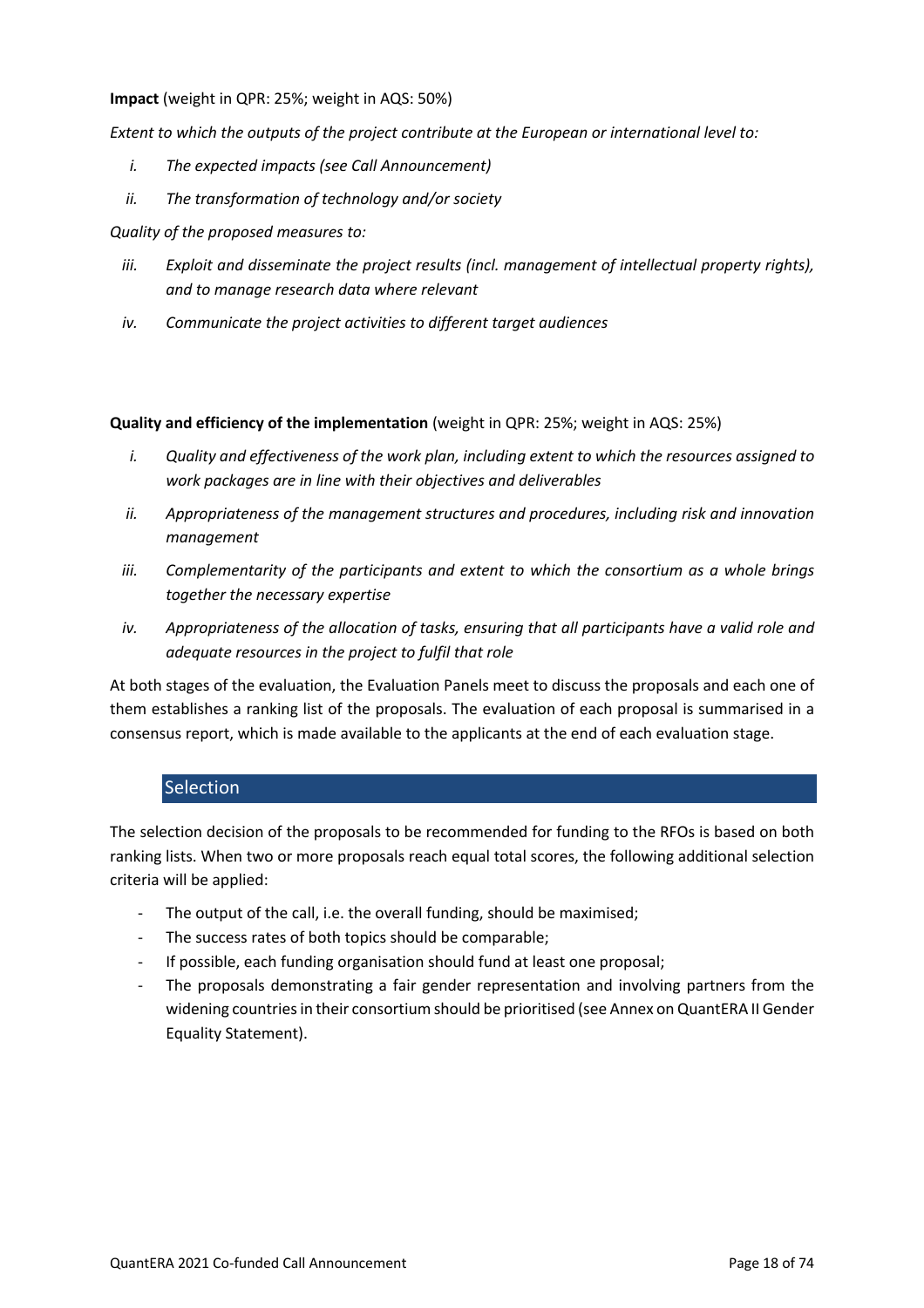**Impact** (weight in QPR: 25%; weight in AQS: 50%)

*Extent to which the outputs of the project contribute at the European or international level to:*

- *i. The expected impacts (see Call Announcement)*
- *ii. The transformation of technology and/or society*

*Quality of the proposed measures to:*

- *iii. Exploit and disseminate the project results (incl. management of intellectual property rights), and to manage research data where relevant*
- *iv. Communicate the project activities to different target audiences*

**Quality and efficiency of the implementation** (weight in QPR: 25%; weight in AQS: 25%)

- *i. Quality and effectiveness of the work plan, including extent to which the resources assigned to work packages are in line with their objectives and deliverables*
- *ii. Appropriateness of the management structures and procedures, including risk and innovation management*
- *iii. Complementarity of the participants and extent to which the consortium as a whole brings together the necessary expertise*
- *iv. Appropriateness of the allocation of tasks, ensuring that all participants have a valid role and adequate resources in the project to fulfil that role*

At both stages of the evaluation, the Evaluation Panels meet to discuss the proposals and each one of them establishes a ranking list of the proposals. The evaluation of each proposal is summarised in a consensus report, which is made available to the applicants at the end of each evaluation stage.

## Selection

The selection decision of the proposals to be recommended for funding to the RFOs is based on both ranking lists. When two or more proposals reach equal total scores, the following additional selection criteria will be applied:

- The output of the call, i.e. the overall funding, should be maximised;
- The success rates of both topics should be comparable;
- If possible, each funding organisation should fund at least one proposal;
- The proposals demonstrating a fair gender representation and involving partners from the widening countries in their consortium should be prioritised (see Annex on QuantERA II Gender Equality Statement).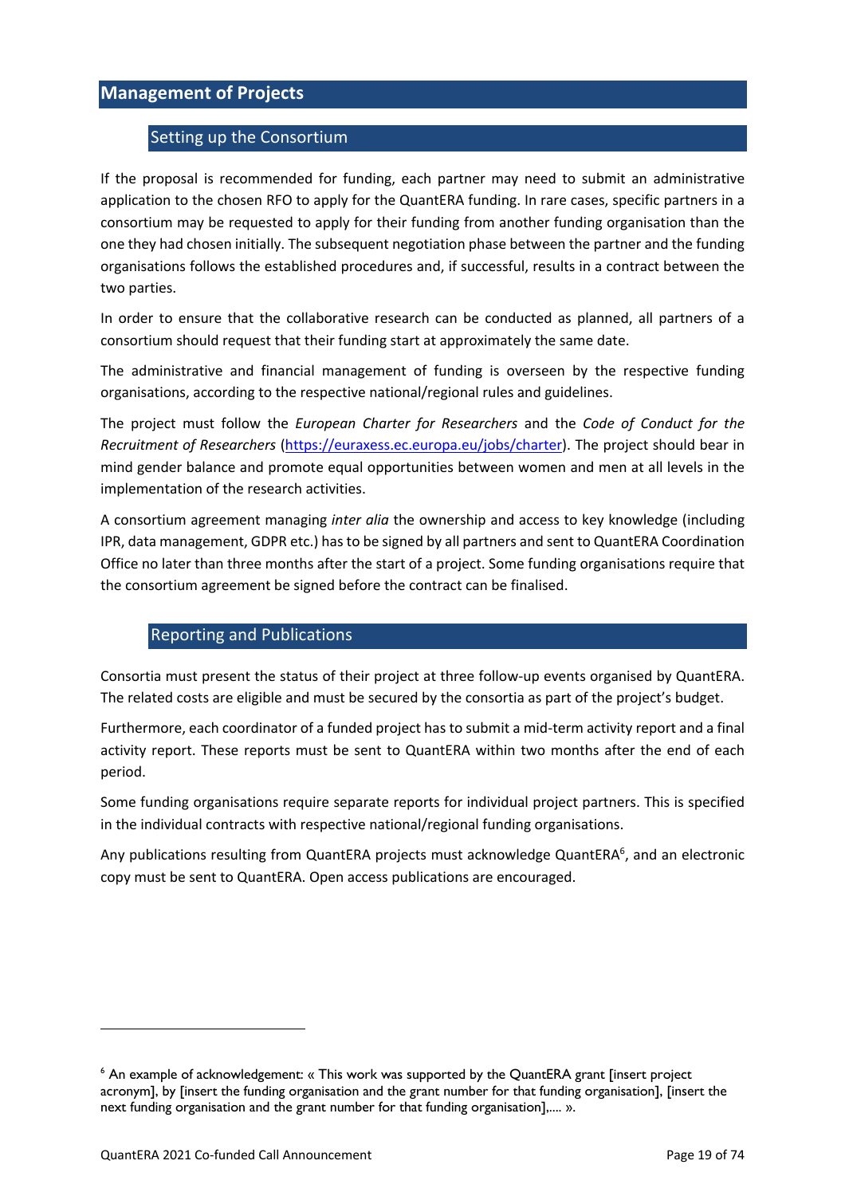# Management of Projects

## Setting up the Consortium

If the proposal is recommended for funding, each partner may need to submit an administrative application to the chosen RFO to apply for the QuantERA funding. In rare cases, specific partners in a consortium may be requested to apply for their funding from another funding organisation than the one they had chosen initially. The subsequent negotiation phase between the partner and the funding organisations follows the established procedures and, if successful, results in a contract between the two parties.

In order to ensure that the collaborative research can be conducted as planned, all partners of a consortium should request that their funding start at approximately the same date.

The administrative and financial management of funding is overseen by the respective funding organisations, according to the respective national/regional rules and guidelines.

The project must follow the *European Charter for Researchers* and the *Code of Conduct for the Recruitment of Researchers* (https://euraxess.ec.europa.eu/jobs/charter). The project should bear in mind gender balance and promote equal opportunities between women and men at all levels in the implementation of the research activities.

A consortium agreement managing *inter alia* the ownership and access to key knowledge (including IPR, data management, GDPR etc.) has to be signed by all partners and sent to QuantERA Coordination Office no later than three months after the start of a project. Some funding organisations require that the consortium agreement be signed before the contract can be finalised.

## Reporting and Publications

Consortia must present the status of their project at three follow-up events organised by QuantERA. The related costs are eligible and must be secured by the consortia as part of the project's budget.

Furthermore, each coordinator of a funded project has to submit a mid-term activity report and a final activity report. These reports must be sent to QuantERA within two months after the end of each period.

Some funding organisations require separate reports for individual project partners. This is specified in the individual contracts with respective national/regional funding organisations.

Any publications resulting from QuantERA projects must acknowledge QuantERA[6], and an electronic copy must be sent to QuantERA. Open access publications are encouraged.

[6] An example of acknowledgement: « This work was supported by the QuantERA grant [insert project acronym], by [insert the funding organisation and the grant number for that funding organisation], [insert the next funding organisation and the grant number for that funding organisation],…. ».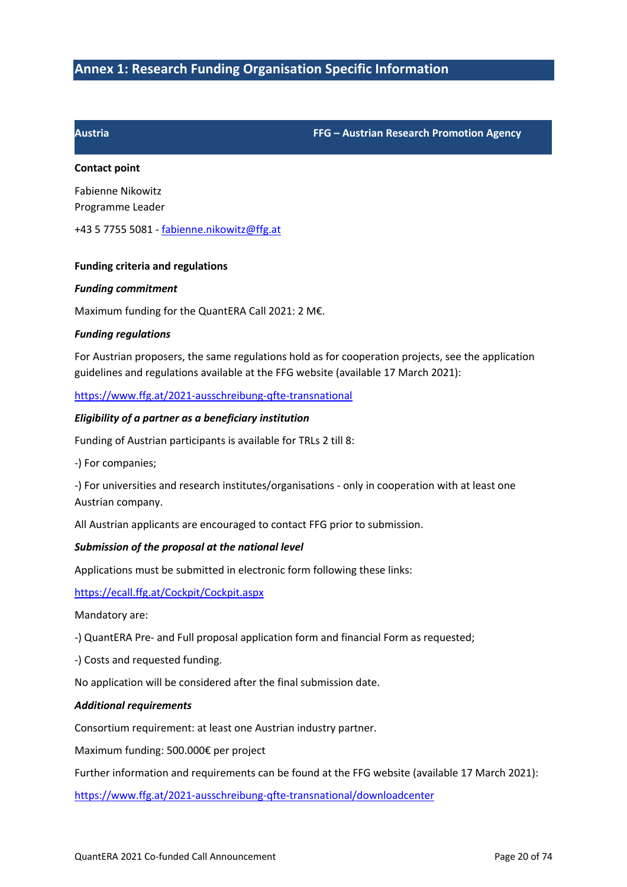# Annex 1: Research Funding Organisation Specific Information

## Austria — FFG – Austrian Research Promotion Agency

**Contact point**

Fabienne Nikowitz
Programme Leader

+43 5 7755 5081 - fabienne.nikowitz@ffg.at

**Funding criteria and regulations**

***Funding commitment***

Maximum funding for the QuantERA Call 2021: 2 M€.

***Funding regulations***

For Austrian proposers, the same regulations hold as for cooperation projects, see the application guidelines and regulations available at the FFG website (available 17 March 2021):

https://www.ffg.at/2021-ausschreibung-qfte-transnational

***Eligibility of a partner as a beneficiary institution***

Funding of Austrian participants is available for TRLs 2 till 8:

-) For companies;

-) For universities and research institutes/organisations - only in cooperation with at least one Austrian company.

All Austrian applicants are encouraged to contact FFG prior to submission.

***Submission of the proposal at the national level***

Applications must be submitted in electronic form following these links:

https://ecall.ffg.at/Cockpit/Cockpit.aspx

Mandatory are:

-) QuantERA Pre- and Full proposal application form and financial Form as requested;

-) Costs and requested funding.

No application will be considered after the final submission date.

***Additional requirements***

Consortium requirement: at least one Austrian industry partner.

Maximum funding: 500.000€ per project

Further information and requirements can be found at the FFG website (available 17 March 2021):

https://www.ffg.at/2021-ausschreibung-qfte-transnational/downloadcenter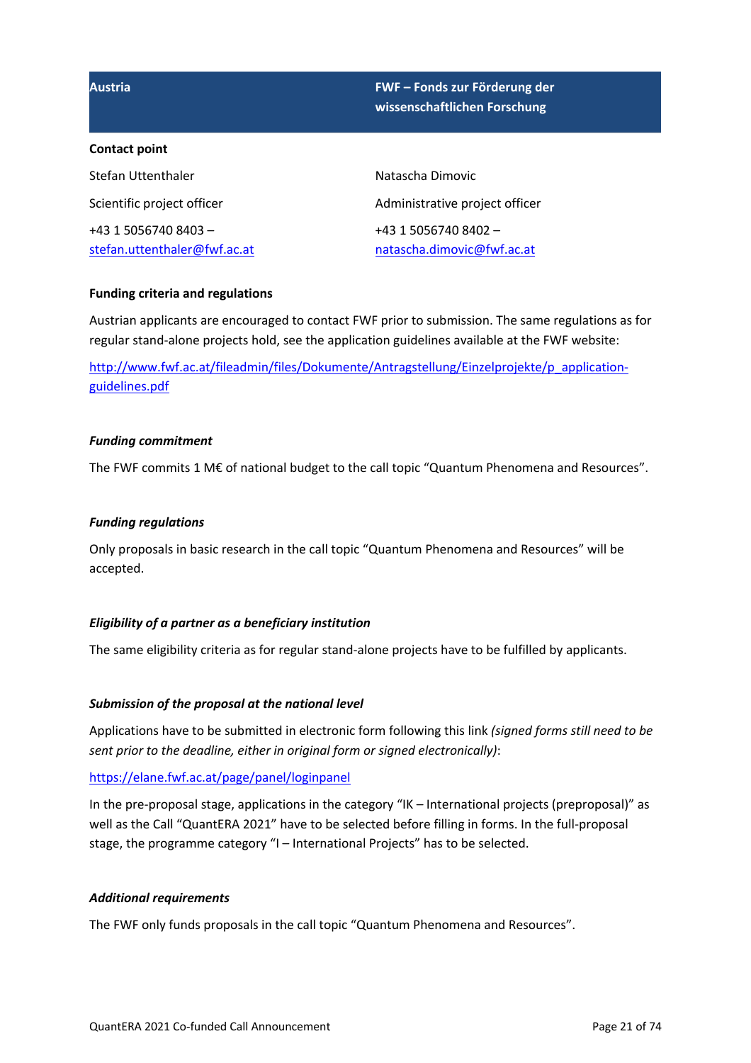| Austria | FWF – Fonds zur Förderung der wissenschaftlichen Forschung |
|---|---|

**Contact point**

| | |
|---|---|
| Stefan Uttenthaler | Natascha Dimovic |
| Scientific project officer | Administrative project officer |
| +43 1 5056740 8403 – stefan.uttenthaler@fwf.ac.at | +43 1 5056740 8402 – natascha.dimovic@fwf.ac.at |

**Funding criteria and regulations**

Austrian applicants are encouraged to contact FWF prior to submission. The same regulations as for regular stand-alone projects hold, see the application guidelines available at the FWF website:

http://www.fwf.ac.at/fileadmin/files/Dokumente/Antragstellung/Einzelprojekte/p_application-guidelines.pdf

***Funding commitment***

The FWF commits 1 M€ of national budget to the call topic "Quantum Phenomena and Resources".

***Funding regulations***

Only proposals in basic research in the call topic "Quantum Phenomena and Resources" will be accepted.

***Eligibility of a partner as a beneficiary institution***

The same eligibility criteria as for regular stand-alone projects have to be fulfilled by applicants.

***Submission of the proposal at the national level***

Applications have to be submitted in electronic form following this link *(signed forms still need to be sent prior to the deadline, either in original form or signed electronically)*:

https://elane.fwf.ac.at/page/panel/loginpanel

In the pre-proposal stage, applications in the category "IK – International projects (preproposal)" as well as the Call "QuantERA 2021" have to be selected before filling in forms. In the full-proposal stage, the programme category "I – International Projects" has to be selected.

***Additional requirements***

The FWF only funds proposals in the call topic "Quantum Phenomena and Resources".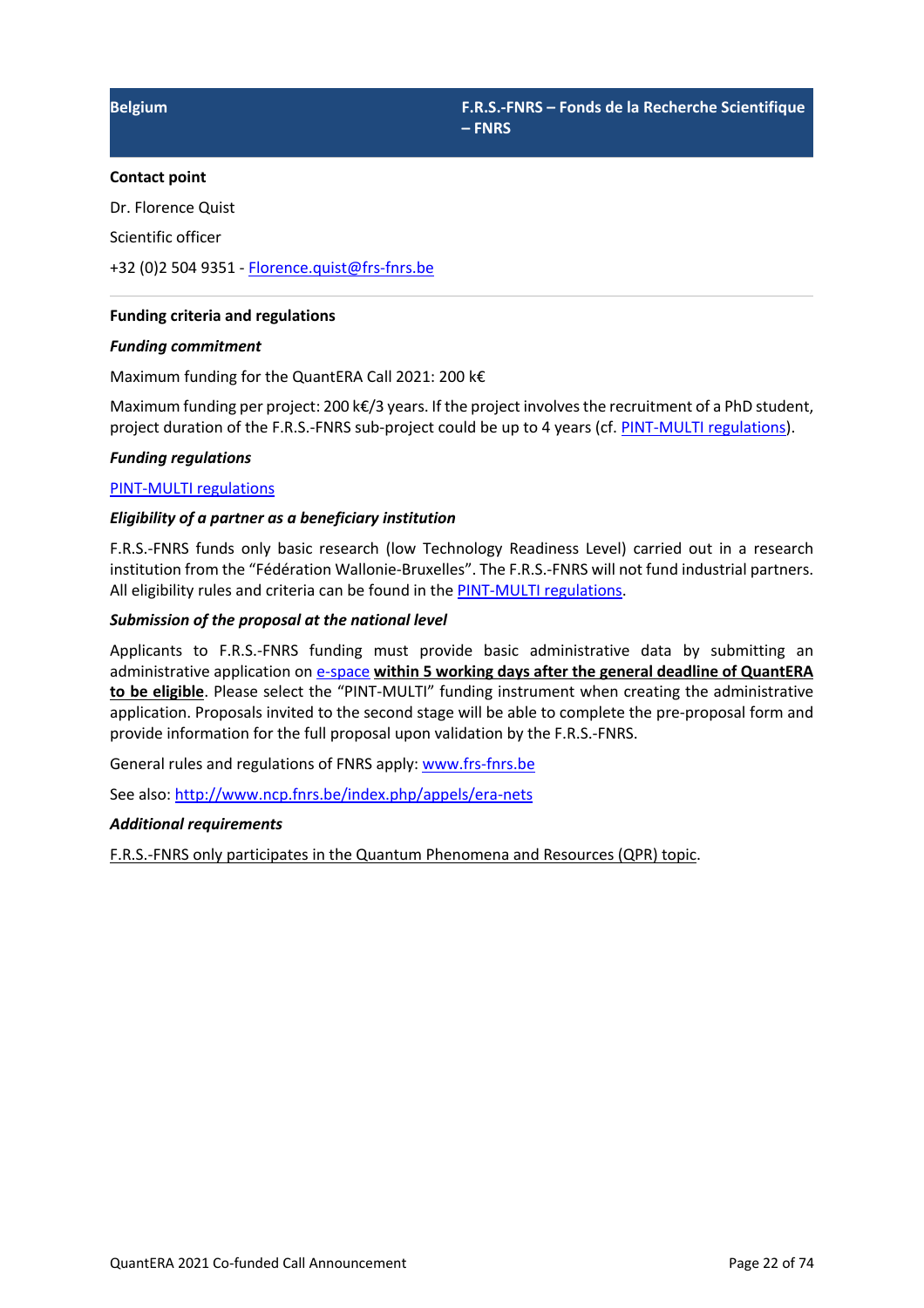| Belgium | F.R.S.-FNRS – Fonds de la Recherche Scientifique – FNRS |
|---|---|

**Contact point**

Dr. Florence Quist

Scientific officer

+32 (0)2 504 9351 - Florence.quist@frs-fnrs.be

---

**Funding criteria and regulations**

***Funding commitment***

Maximum funding for the QuantERA Call 2021: 200 k€

Maximum funding per project: 200 k€/3 years. If the project involves the recruitment of a PhD student, project duration of the F.R.S.-FNRS sub-project could be up to 4 years (cf. PINT-MULTI regulations).

***Funding regulations***

PINT-MULTI regulations

***Eligibility of a partner as a beneficiary institution***

F.R.S.-FNRS funds only basic research (low Technology Readiness Level) carried out in a research institution from the "Fédération Wallonie-Bruxelles". The F.R.S.-FNRS will not fund industrial partners. All eligibility rules and criteria can be found in the PINT-MULTI regulations.

***Submission of the proposal at the national level***

Applicants to F.R.S.-FNRS funding must provide basic administrative data by submitting an administrative application on e-space **within 5 working days after the general deadline of QuantERA to be eligible**. Please select the "PINT-MULTI" funding instrument when creating the administrative application. Proposals invited to the second stage will be able to complete the pre-proposal form and provide information for the full proposal upon validation by the F.R.S.-FNRS.

General rules and regulations of FNRS apply: www.frs-fnrs.be

See also: http://www.ncp.fnrs.be/index.php/appels/era-nets

***Additional requirements***

F.R.S.-FNRS only participates in the Quantum Phenomena and Resources (QPR) topic.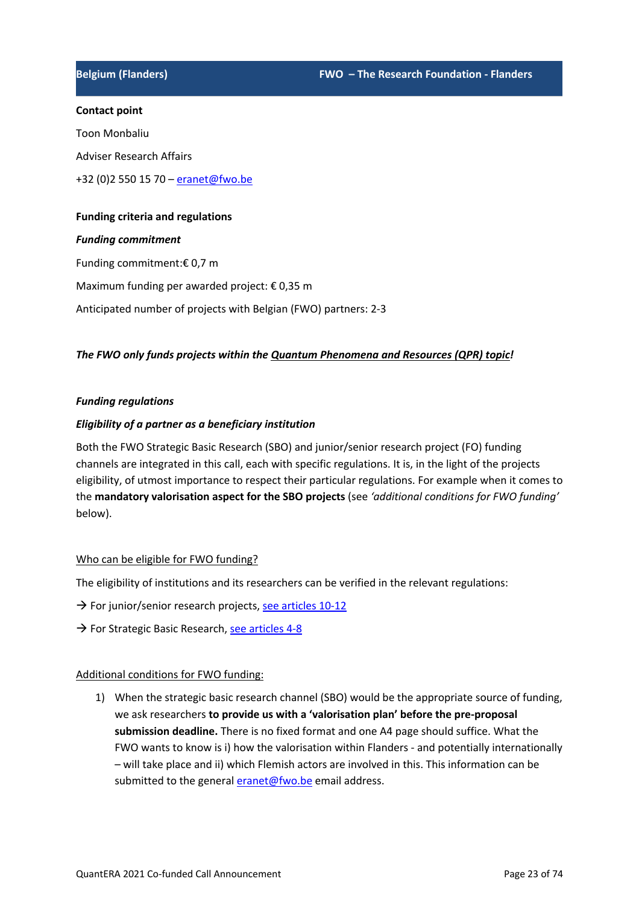| Belgium (Flanders) | FWO – The Research Foundation - Flanders |
|---|---|

**Contact point**

Toon Monbaliu

Adviser Research Affairs

+32 (0)2 550 15 70 – eranet@fwo.be

**Funding criteria and regulations**

***Funding commitment***

Funding commitment:€ 0,7 m

Maximum funding per awarded project: € 0,35 m

Anticipated number of projects with Belgian (FWO) partners: 2-3

***The FWO only funds projects within the Quantum Phenomena and Resources (QPR) topic!***

***Funding regulations***

***Eligibility of a partner as a beneficiary institution***

Both the FWO Strategic Basic Research (SBO) and junior/senior research project (FO) funding channels are integrated in this call, each with specific regulations. It is, in the light of the projects eligibility, of utmost importance to respect their particular regulations. For example when it comes to the **mandatory valorisation aspect for the SBO projects** (see *'additional conditions for FWO funding'* below).

Who can be eligible for FWO funding?

The eligibility of institutions and its researchers can be verified in the relevant regulations:

→ For junior/senior research projects, see articles 10-12

→ For Strategic Basic Research, see articles 4-8

Additional conditions for FWO funding:

1) When the strategic basic research channel (SBO) would be the appropriate source of funding, we ask researchers **to provide us with a 'valorisation plan' before the pre-proposal submission deadline.** There is no fixed format and one A4 page should suffice. What the FWO wants to know is i) how the valorisation within Flanders - and potentially internationally – will take place and ii) which Flemish actors are involved in this. This information can be submitted to the general eranet@fwo.be email address.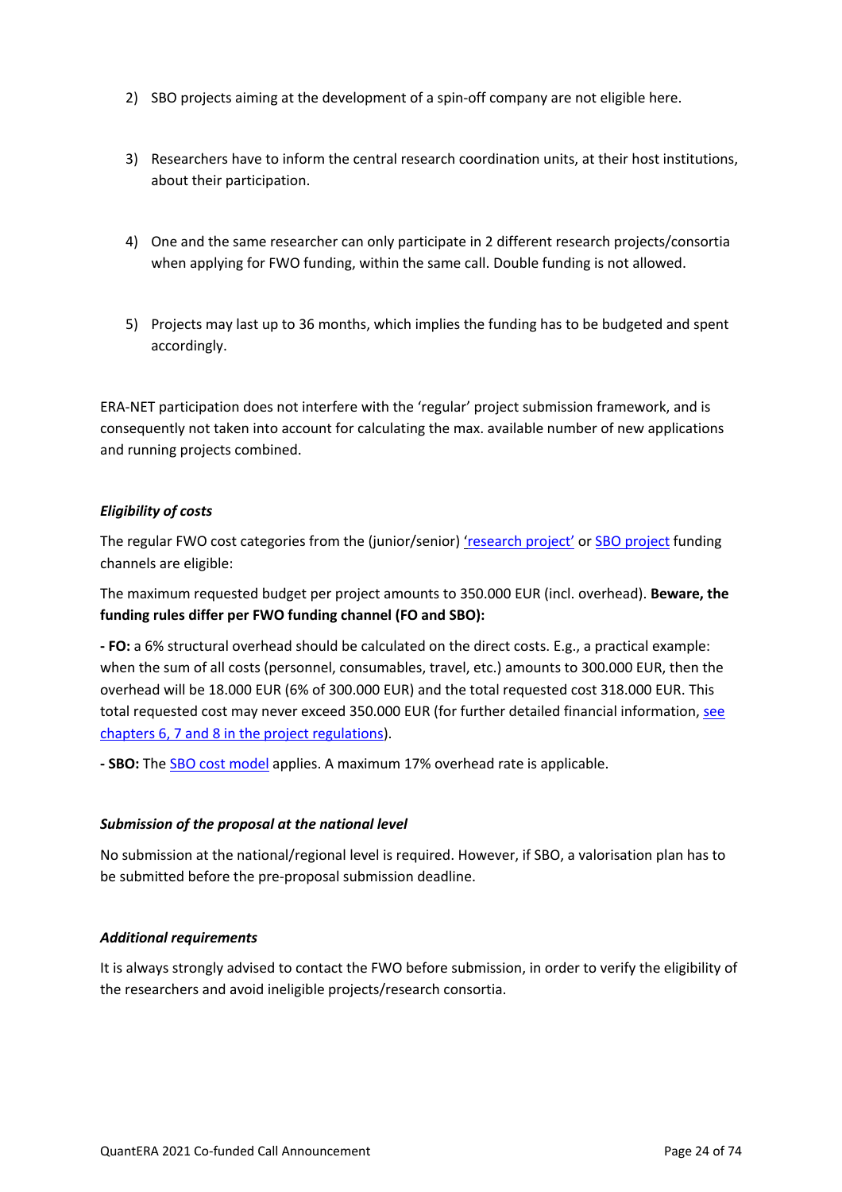2) SBO projects aiming at the development of a spin-off company are not eligible here.

3) Researchers have to inform the central research coordination units, at their host institutions, about their participation.

4) One and the same researcher can only participate in 2 different research projects/consortia when applying for FWO funding, within the same call. Double funding is not allowed.

5) Projects may last up to 36 months, which implies the funding has to be budgeted and spent accordingly.

ERA-NET participation does not interfere with the 'regular' project submission framework, and is consequently not taken into account for calculating the max. available number of new applications and running projects combined.

***Eligibility of costs***

The regular FWO cost categories from the (junior/senior) 'research project' or SBO project funding channels are eligible:

The maximum requested budget per project amounts to 350.000 EUR (incl. overhead). **Beware, the funding rules differ per FWO funding channel (FO and SBO):**

**- FO:** a 6% structural overhead should be calculated on the direct costs. E.g., a practical example: when the sum of all costs (personnel, consumables, travel, etc.) amounts to 300.000 EUR, then the overhead will be 18.000 EUR (6% of 300.000 EUR) and the total requested cost 318.000 EUR. This total requested cost may never exceed 350.000 EUR (for further detailed financial information, see chapters 6, 7 and 8 in the project regulations).

**- SBO:** The SBO cost model applies. A maximum 17% overhead rate is applicable.

***Submission of the proposal at the national level***

No submission at the national/regional level is required. However, if SBO, a valorisation plan has to be submitted before the pre-proposal submission deadline.

***Additional requirements***

It is always strongly advised to contact the FWO before submission, in order to verify the eligibility of the researchers and avoid ineligible projects/research consortia.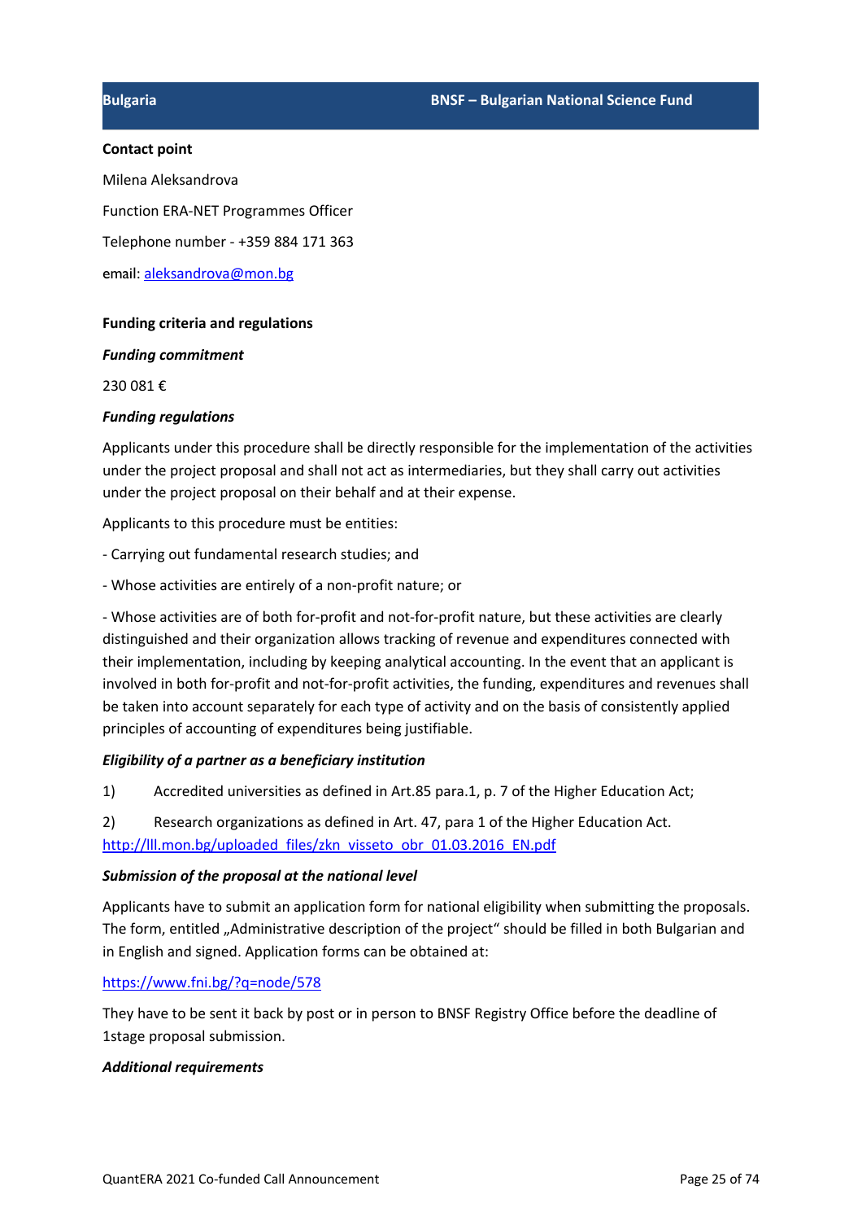## Bulgaria — BNSF – Bulgarian National Science Fund

**Contact point**

Milena Aleksandrova

Function ERA-NET Programmes Officer

Telephone number - +359 884 171 363

email: aleksandrova@mon.bg

**Funding criteria and regulations**

***Funding commitment***

230 081 €

***Funding regulations***

Applicants under this procedure shall be directly responsible for the implementation of the activities under the project proposal and shall not act as intermediaries, but they shall carry out activities under the project proposal on their behalf and at their expense.

Applicants to this procedure must be entities:

- Carrying out fundamental research studies; and

- Whose activities are entirely of a non-profit nature; or

- Whose activities are of both for-profit and not-for-profit nature, but these activities are clearly distinguished and their organization allows tracking of revenue and expenditures connected with their implementation, including by keeping analytical accounting. In the event that an applicant is involved in both for-profit and not-for-profit activities, the funding, expenditures and revenues shall be taken into account separately for each type of activity and on the basis of consistently applied principles of accounting of expenditures being justifiable.

***Eligibility of a partner as a beneficiary institution***

1) Accredited universities as defined in Art.85 para.1, p. 7 of the Higher Education Act;

2) Research organizations as defined in Art. 47, para 1 of the Higher Education Act. http://lll.mon.bg/uploaded_files/zkn_visseto_obr_01.03.2016_EN.pdf

***Submission of the proposal at the national level***

Applicants have to submit an application form for national eligibility when submitting the proposals. The form, entitled „Administrative description of the project" should be filled in both Bulgarian and in English and signed. Application forms can be obtained at:

https://www.fni.bg/?q=node/578

They have to be sent it back by post or in person to BNSF Registry Office before the deadline of 1stage proposal submission.

***Additional requirements***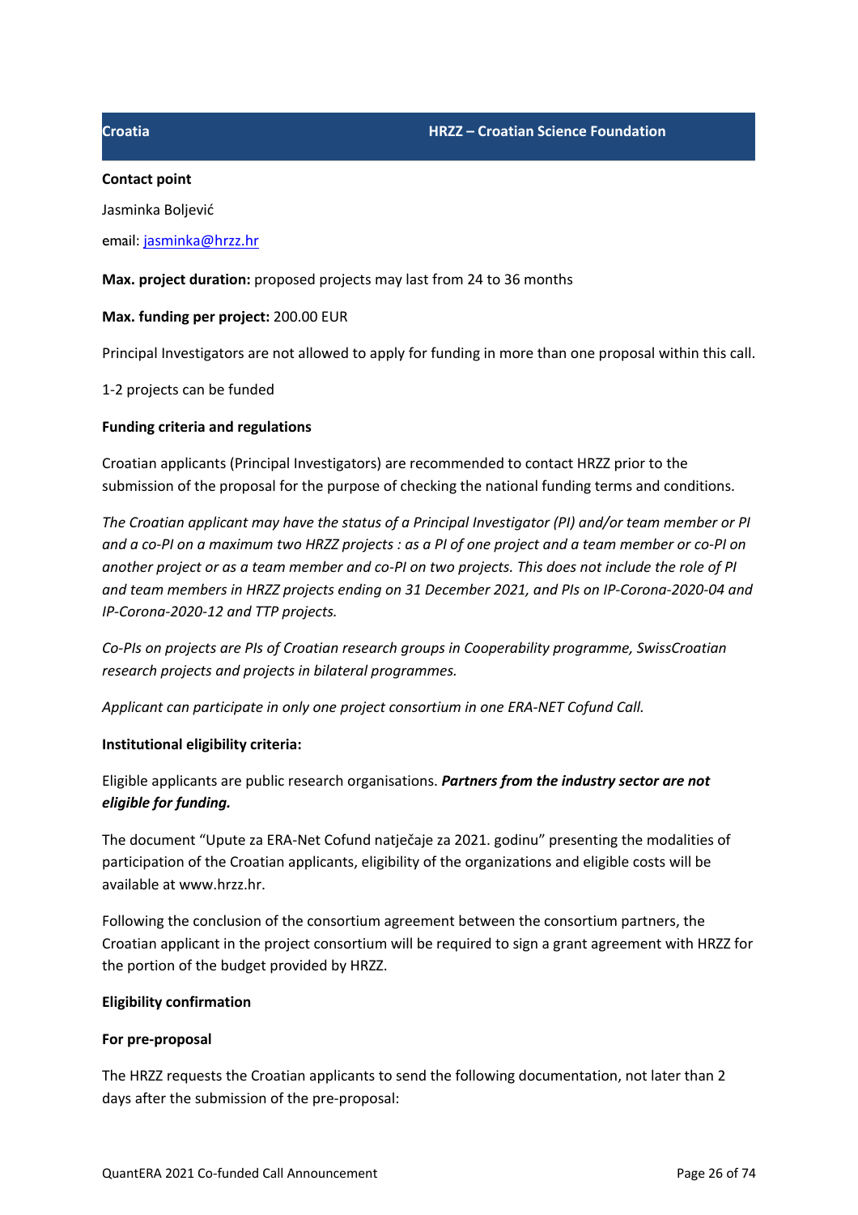| Croatia | HRZZ – Croatian Science Foundation |
| --- | --- |

**Contact point**

Jasminka Boljević

email: [jasminka@hrzz.hr](mailto:jasminka@hrzz.hr)

**Max. project duration:** proposed projects may last from 24 to 36 months

**Max. funding per project:** 200.00 EUR

Principal Investigators are not allowed to apply for funding in more than one proposal within this call.

1-2 projects can be funded

**Funding criteria and regulations**

Croatian applicants (Principal Investigators) are recommended to contact HRZZ prior to the submission of the proposal for the purpose of checking the national funding terms and conditions.

*The Croatian applicant may have the status of a Principal Investigator (PI) and/or team member or PI and a co-PI on a maximum two HRZZ projects : as a PI of one project and a team member or co-PI on another project or as a team member and co-PI on two projects. This does not include the role of PI and team members in HRZZ projects ending on 31 December 2021, and PIs on IP-Corona-2020-04 and IP-Corona-2020-12 and TTP projects.*

*Co-PIs on projects are PIs of Croatian research groups in Cooperability programme, SwissCroatian research projects and projects in bilateral programmes.*

*Applicant can participate in only one project consortium in one ERA-NET Cofund Call.*

**Institutional eligibility criteria:**

Eligible applicants are public research organisations. ***Partners from the industry sector are not eligible for funding.***

The document "Upute za ERA-Net Cofund natječaje za 2021. godinu" presenting the modalities of participation of the Croatian applicants, eligibility of the organizations and eligible costs will be available at www.hrzz.hr.

Following the conclusion of the consortium agreement between the consortium partners, the Croatian applicant in the project consortium will be required to sign a grant agreement with HRZZ for the portion of the budget provided by HRZZ.

**Eligibility confirmation**

**For pre-proposal**

The HRZZ requests the Croatian applicants to send the following documentation, not later than 2 days after the submission of the pre-proposal: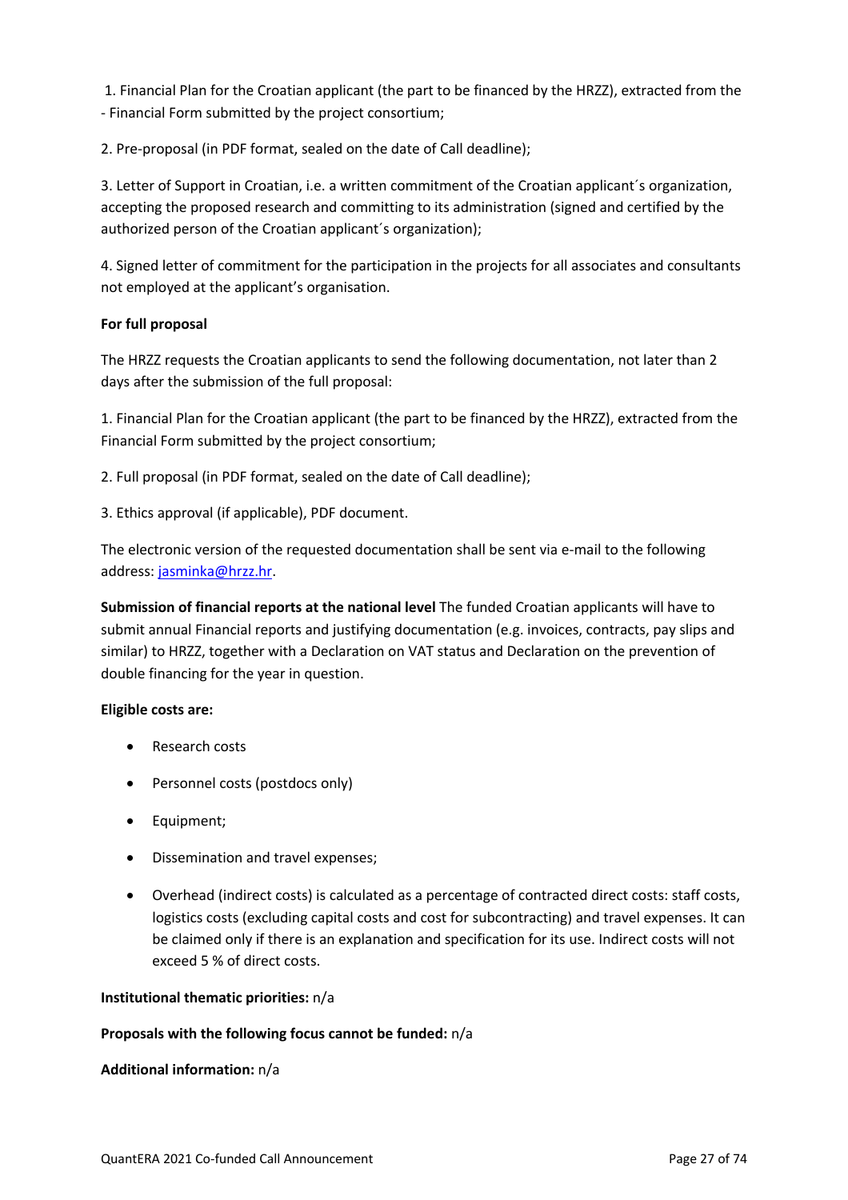1. Financial Plan for the Croatian applicant (the part to be financed by the HRZZ), extracted from the - Financial Form submitted by the project consortium;

2. Pre-proposal (in PDF format, sealed on the date of Call deadline);

3. Letter of Support in Croatian, i.e. a written commitment of the Croatian applicant´s organization, accepting the proposed research and committing to its administration (signed and certified by the authorized person of the Croatian applicant´s organization);

4. Signed letter of commitment for the participation in the projects for all associates and consultants not employed at the applicant's organisation.

**For full proposal**

The HRZZ requests the Croatian applicants to send the following documentation, not later than 2 days after the submission of the full proposal:

1. Financial Plan for the Croatian applicant (the part to be financed by the HRZZ), extracted from the Financial Form submitted by the project consortium;

2. Full proposal (in PDF format, sealed on the date of Call deadline);

3. Ethics approval (if applicable), PDF document.

The electronic version of the requested documentation shall be sent via e-mail to the following address: jasminka@hrzz.hr.

**Submission of financial reports at the national level** The funded Croatian applicants will have to submit annual Financial reports and justifying documentation (e.g. invoices, contracts, pay slips and similar) to HRZZ, together with a Declaration on VAT status and Declaration on the prevention of double financing for the year in question.

**Eligible costs are:**

- Research costs
- Personnel costs (postdocs only)
- Equipment;
- Dissemination and travel expenses;
- Overhead (indirect costs) is calculated as a percentage of contracted direct costs: staff costs, logistics costs (excluding capital costs and cost for subcontracting) and travel expenses. It can be claimed only if there is an explanation and specification for its use. Indirect costs will not exceed 5 % of direct costs.

**Institutional thematic priorities:** n/a

**Proposals with the following focus cannot be funded:** n/a

**Additional information:** n/a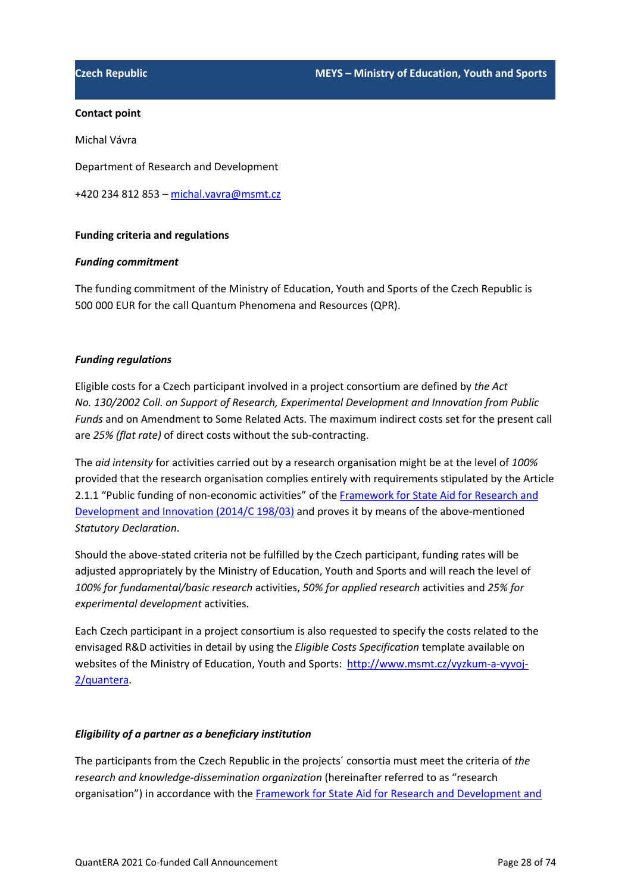## Czech Republic — MEYS – Ministry of Education, Youth and Sports

**Contact point**

Michal Vávra

Department of Research and Development

+420 234 812 853 – [michal.vavra@msmt.cz](mailto:michal.vavra@msmt.cz)

**Funding criteria and regulations**

***Funding commitment***

The funding commitment of the Ministry of Education, Youth and Sports of the Czech Republic is 500 000 EUR for the call Quantum Phenomena and Resources (QPR).

***Funding regulations***

Eligible costs for a Czech participant involved in a project consortium are defined by *the Act No. 130/2002 Coll. on Support of Research, Experimental Development and Innovation from Public Funds* and on Amendment to Some Related Acts. The maximum indirect costs set for the present call are *25% (flat rate)* of direct costs without the sub-contracting.

The *aid intensity* for activities carried out by a research organisation might be at the level of *100%* provided that the research organisation complies entirely with requirements stipulated by the Article 2.1.1 "Public funding of non-economic activities" of the Framework for State Aid for Research and Development and Innovation (2014/C 198/03) and proves it by means of the above-mentioned *Statutory Declaration*.

Should the above-stated criteria not be fulfilled by the Czech participant, funding rates will be adjusted appropriately by the Ministry of Education, Youth and Sports and will reach the level of *100% for fundamental/basic research* activities, *50% for applied research* activities and *25% for experimental development* activities.

Each Czech participant in a project consortium is also requested to specify the costs related to the envisaged R&D activities in detail by using the *Eligible Costs Specification* template available on websites of the Ministry of Education, Youth and Sports: [http://www.msmt.cz/vyzkum-a-vyvoj-2/quantera](http://www.msmt.cz/vyzkum-a-vyvoj-2/quantera).

***Eligibility of a partner as a beneficiary institution***

The participants from the Czech Republic in the projects´ consortia must meet the criteria of *the research and knowledge-dissemination organization* (hereinafter referred to as "research organisation") in accordance with the Framework for State Aid for Research and Development and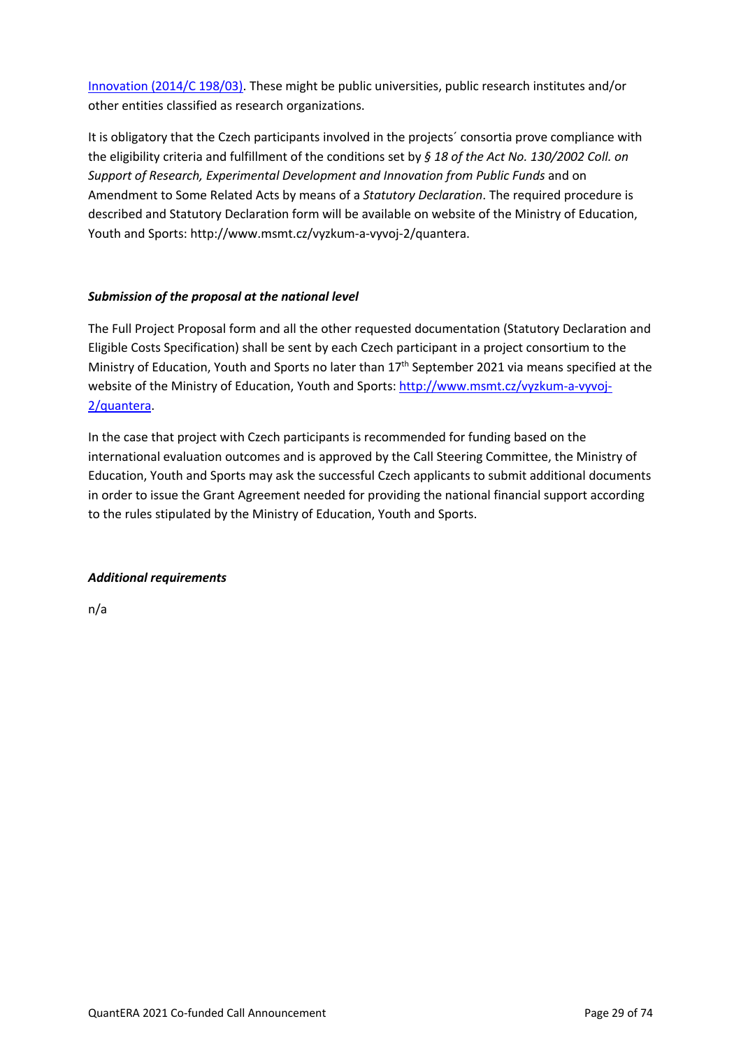[Innovation (2014/C 198/03)](). These might be public universities, public research institutes and/or other entities classified as research organizations.

It is obligatory that the Czech participants involved in the projects´ consortia prove compliance with the eligibility criteria and fulfillment of the conditions set by *§ 18 of the Act No. 130/2002 Coll. on Support of Research, Experimental Development and Innovation from Public Funds* and on Amendment to Some Related Acts by means of a *Statutory Declaration*. The required procedure is described and Statutory Declaration form will be available on website of the Ministry of Education, Youth and Sports: http://www.msmt.cz/vyzkum-a-vyvoj-2/quantera.

***Submission of the proposal at the national level***

The Full Project Proposal form and all the other requested documentation (Statutory Declaration and Eligible Costs Specification) shall be sent by each Czech participant in a project consortium to the Ministry of Education, Youth and Sports no later than 17th September 2021 via means specified at the website of the Ministry of Education, Youth and Sports: [http://www.msmt.cz/vyzkum-a-vyvoj-2/quantera](http://www.msmt.cz/vyzkum-a-vyvoj-2/quantera).

In the case that project with Czech participants is recommended for funding based on the international evaluation outcomes and is approved by the Call Steering Committee, the Ministry of Education, Youth and Sports may ask the successful Czech applicants to submit additional documents in order to issue the Grant Agreement needed for providing the national financial support according to the rules stipulated by the Ministry of Education, Youth and Sports.

***Additional requirements***

n/a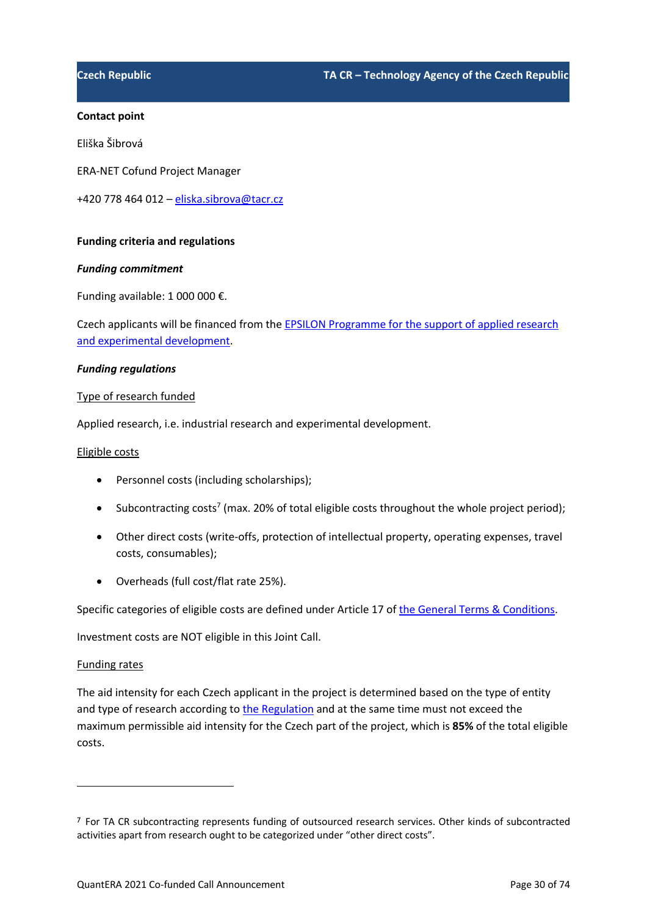## Czech Republic — TA CR – Technology Agency of the Czech Republic

**Contact point**

Eliška Šibrová

ERA-NET Cofund Project Manager

+420 778 464 012 – eliska.sibrova@tacr.cz

**Funding criteria and regulations**

***Funding commitment***

Funding available: 1 000 000 €.

Czech applicants will be financed from the EPSILON Programme for the support of applied research and experimental development.

***Funding regulations***

Type of research funded

Applied research, i.e. industrial research and experimental development.

Eligible costs

- Personnel costs (including scholarships);
- Subcontracting costs[7] (max. 20% of total eligible costs throughout the whole project period);
- Other direct costs (write-offs, protection of intellectual property, operating expenses, travel costs, consumables);
- Overheads (full cost/flat rate 25%).

Specific categories of eligible costs are defined under Article 17 of the General Terms & Conditions.

Investment costs are NOT eligible in this Joint Call.

Funding rates

The aid intensity for each Czech applicant in the project is determined based on the type of entity and type of research according to the Regulation and at the same time must not exceed the maximum permissible aid intensity for the Czech part of the project, which is **85%** of the total eligible costs.

[7] For TA CR subcontracting represents funding of outsourced research services. Other kinds of subcontracted activities apart from research ought to be categorized under "other direct costs".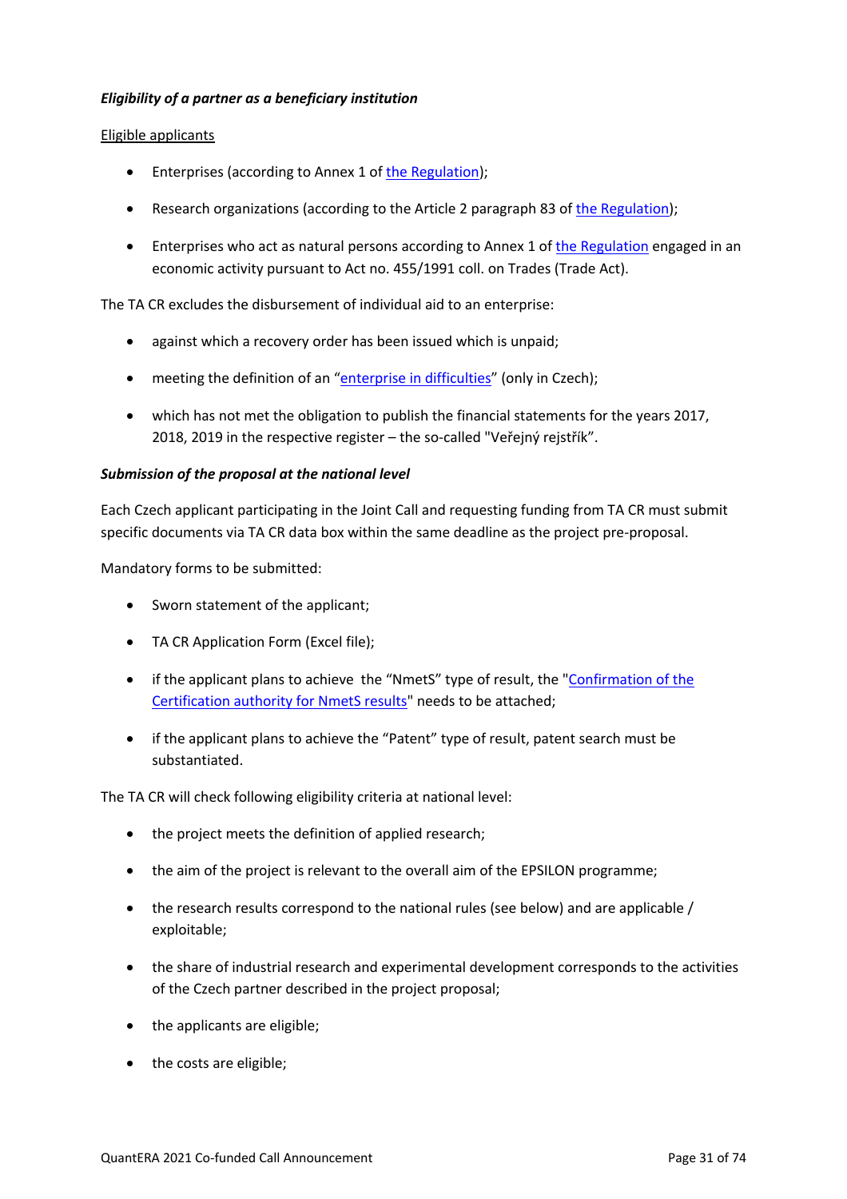***Eligibility of a partner as a beneficiary institution***

Eligible applicants

- Enterprises (according to Annex 1 of the Regulation);
- Research organizations (according to the Article 2 paragraph 83 of the Regulation);
- Enterprises who act as natural persons according to Annex 1 of the Regulation engaged in an economic activity pursuant to Act no. 455/1991 coll. on Trades (Trade Act).

The TA CR excludes the disbursement of individual aid to an enterprise:

- against which a recovery order has been issued which is unpaid;
- meeting the definition of an "enterprise in difficulties" (only in Czech);
- which has not met the obligation to publish the financial statements for the years 2017, 2018, 2019 in the respective register – the so-called "Veřejný rejstřík".

***Submission of the proposal at the national level***

Each Czech applicant participating in the Joint Call and requesting funding from TA CR must submit specific documents via TA CR data box within the same deadline as the project pre-proposal.

Mandatory forms to be submitted:

- Sworn statement of the applicant;
- TA CR Application Form (Excel file);
- if the applicant plans to achieve the "NmetS" type of result, the "Confirmation of the Certification authority for NmetS results" needs to be attached;
- if the applicant plans to achieve the "Patent" type of result, patent search must be substantiated.

The TA CR will check following eligibility criteria at national level:

- the project meets the definition of applied research;
- the aim of the project is relevant to the overall aim of the EPSILON programme;
- the research results correspond to the national rules (see below) and are applicable / exploitable;
- the share of industrial research and experimental development corresponds to the activities of the Czech partner described in the project proposal;
- the applicants are eligible;
- the costs are eligible;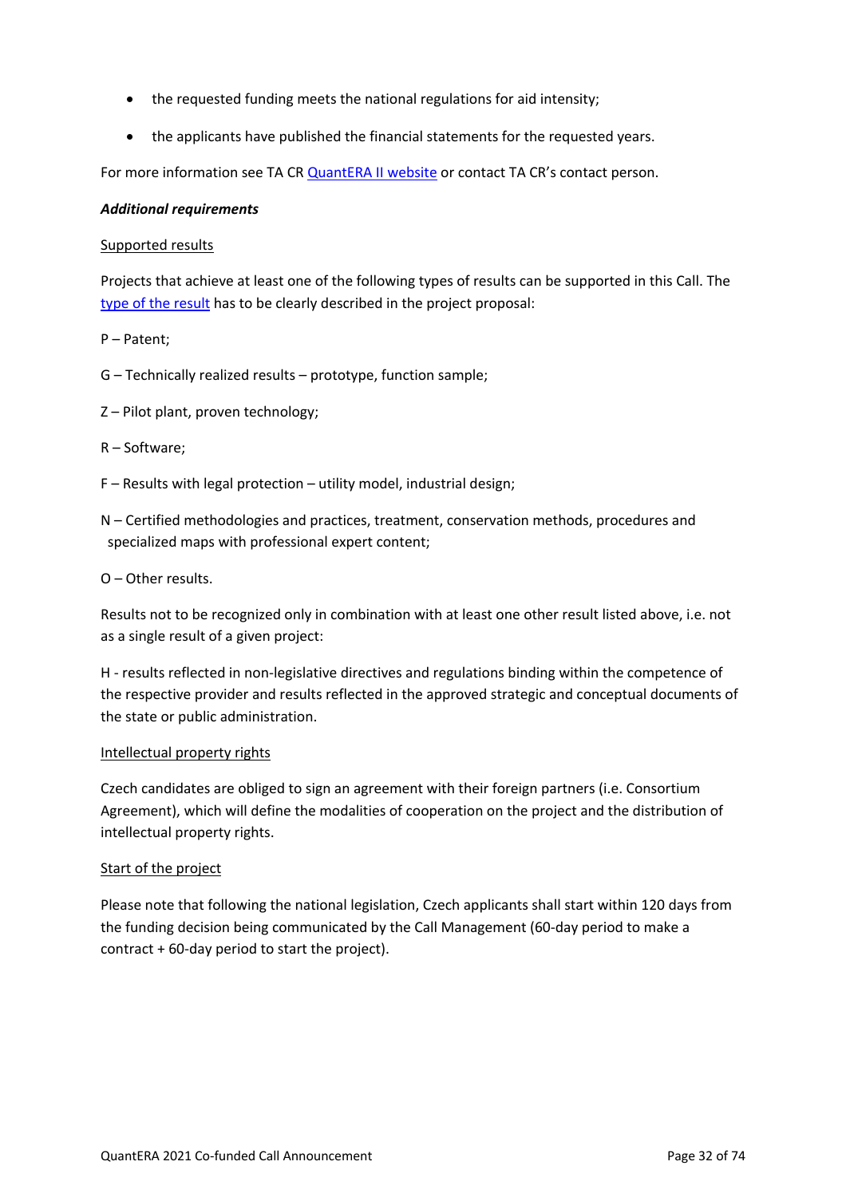- the requested funding meets the national regulations for aid intensity;
- the applicants have published the financial statements for the requested years.

For more information see TA CR QuantERA II website or contact TA CR's contact person.

***Additional requirements***

Supported results

Projects that achieve at least one of the following types of results can be supported in this Call. The type of the result has to be clearly described in the project proposal:

P – Patent;

G – Technically realized results – prototype, function sample;

Z – Pilot plant, proven technology;

R – Software;

F – Results with legal protection – utility model, industrial design;

N – Certified methodologies and practices, treatment, conservation methods, procedures and specialized maps with professional expert content;

O – Other results.

Results not to be recognized only in combination with at least one other result listed above, i.e. not as a single result of a given project:

H - results reflected in non-legislative directives and regulations binding within the competence of the respective provider and results reflected in the approved strategic and conceptual documents of the state or public administration.

Intellectual property rights

Czech candidates are obliged to sign an agreement with their foreign partners (i.e. Consortium Agreement), which will define the modalities of cooperation on the project and the distribution of intellectual property rights.

Start of the project

Please note that following the national legislation, Czech applicants shall start within 120 days from the funding decision being communicated by the Call Management (60-day period to make a contract + 60-day period to start the project).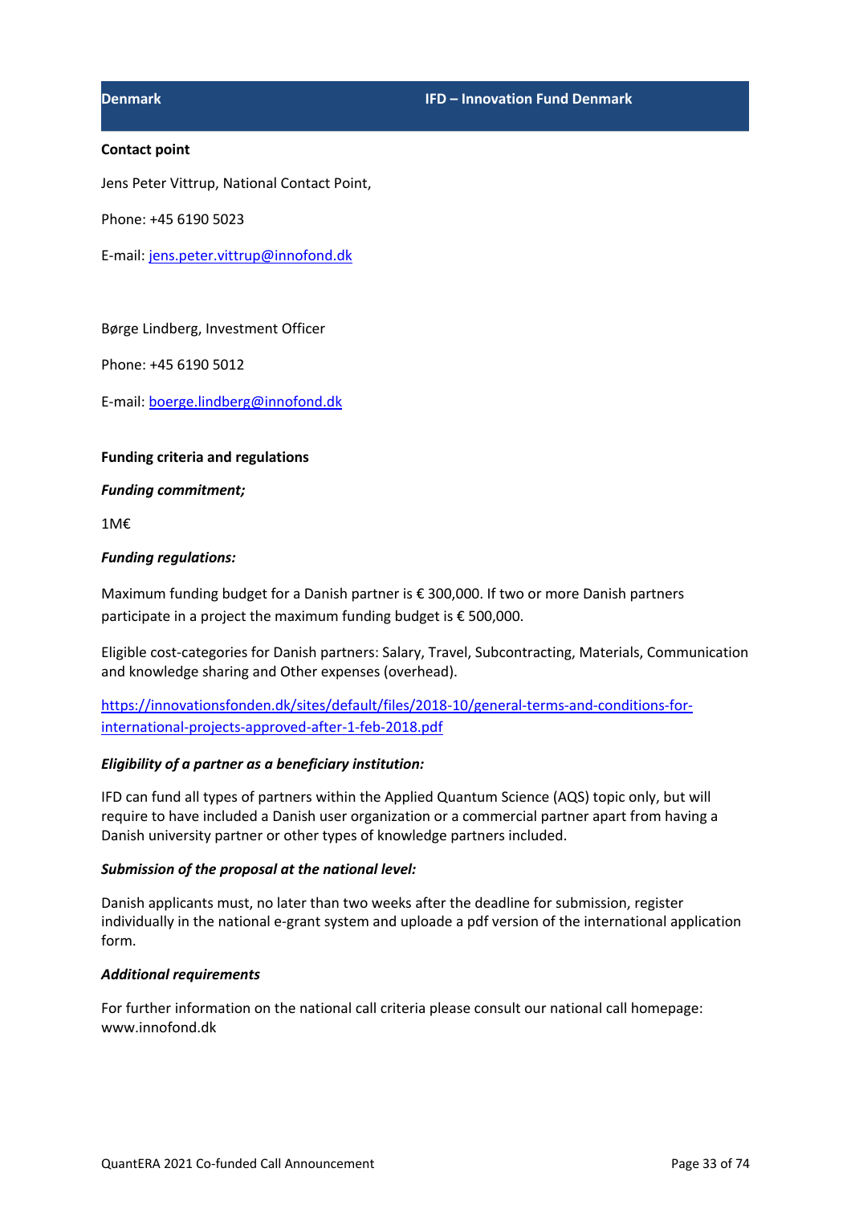## Denmark — IFD – Innovation Fund Denmark

**Contact point**

Jens Peter Vittrup, National Contact Point,

Phone: +45 6190 5023

E-mail: [jens.peter.vittrup@innofond.dk](mailto:jens.peter.vittrup@innofond.dk)

Børge Lindberg, Investment Officer

Phone: +45 6190 5012

E-mail: [boerge.lindberg@innofond.dk](mailto:boerge.lindberg@innofond.dk)

**Funding criteria and regulations**

***Funding commitment;***

1M€

***Funding regulations:***

Maximum funding budget for a Danish partner is € 300,000. If two or more Danish partners participate in a project the maximum funding budget is € 500,000.

Eligible cost-categories for Danish partners: Salary, Travel, Subcontracting, Materials, Communication and knowledge sharing and Other expenses (overhead).

https://innovationsfonden.dk/sites/default/files/2018-10/general-terms-and-conditions-for-international-projects-approved-after-1-feb-2018.pdf

***Eligibility of a partner as a beneficiary institution:***

IFD can fund all types of partners within the Applied Quantum Science (AQS) topic only, but will require to have included a Danish user organization or a commercial partner apart from having a Danish university partner or other types of knowledge partners included.

***Submission of the proposal at the national level:***

Danish applicants must, no later than two weeks after the deadline for submission, register individually in the national e-grant system and uploade a pdf version of the international application form.

***Additional requirements***

For further information on the national call criteria please consult our national call homepage: www.innofond.dk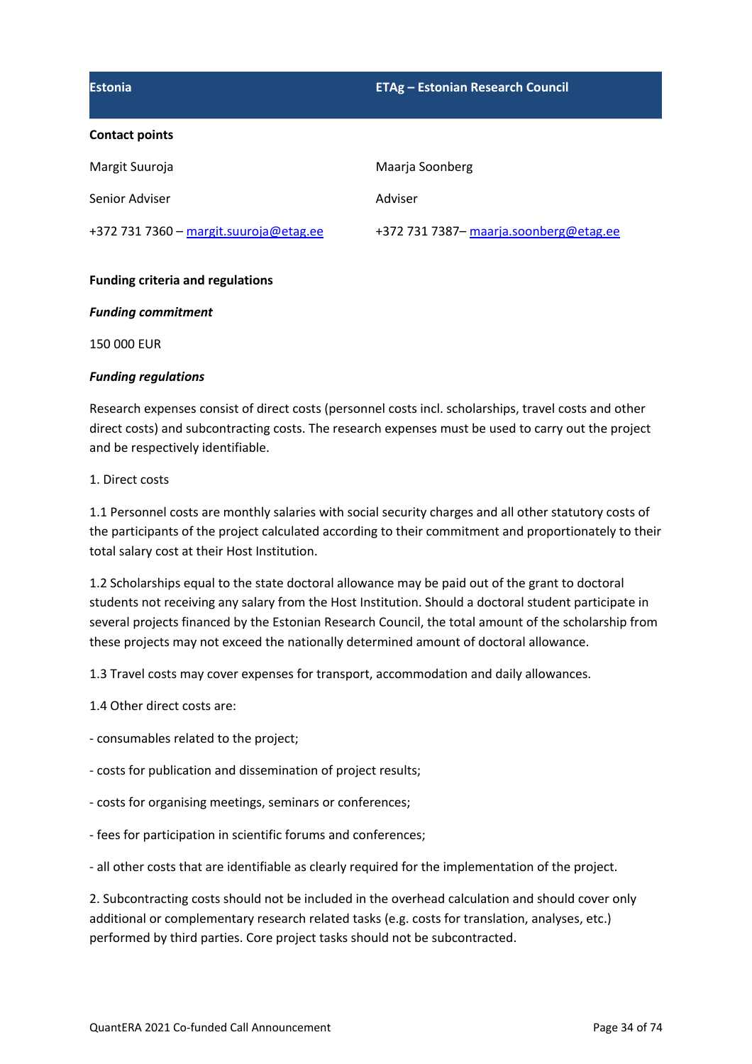| Estonia | ETAg – Estonian Research Council |
|---|---|

**Contact points**

| | |
|---|---|
| Margit Suuroja | Maarja Soonberg |
| Senior Adviser | Adviser |
| +372 731 7360 – margit.suuroja@etag.ee | +372 731 7387– maarja.soonberg@etag.ee |

**Funding criteria and regulations**

***Funding commitment***

150 000 EUR

***Funding regulations***

Research expenses consist of direct costs (personnel costs incl. scholarships, travel costs and other direct costs) and subcontracting costs. The research expenses must be used to carry out the project and be respectively identifiable.

1. Direct costs

1.1 Personnel costs are monthly salaries with social security charges and all other statutory costs of the participants of the project calculated according to their commitment and proportionately to their total salary cost at their Host Institution.

1.2 Scholarships equal to the state doctoral allowance may be paid out of the grant to doctoral students not receiving any salary from the Host Institution. Should a doctoral student participate in several projects financed by the Estonian Research Council, the total amount of the scholarship from these projects may not exceed the nationally determined amount of doctoral allowance.

1.3 Travel costs may cover expenses for transport, accommodation and daily allowances.

1.4 Other direct costs are:

- consumables related to the project;

- costs for publication and dissemination of project results;

- costs for organising meetings, seminars or conferences;

- fees for participation in scientific forums and conferences;

- all other costs that are identifiable as clearly required for the implementation of the project.

2. Subcontracting costs should not be included in the overhead calculation and should cover only additional or complementary research related tasks (e.g. costs for translation, analyses, etc.) performed by third parties. Core project tasks should not be subcontracted.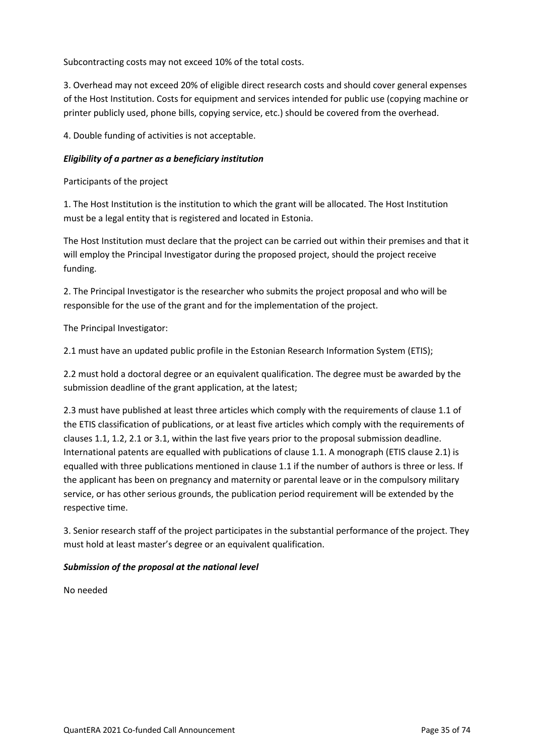Subcontracting costs may not exceed 10% of the total costs.

3. Overhead may not exceed 20% of eligible direct research costs and should cover general expenses of the Host Institution. Costs for equipment and services intended for public use (copying machine or printer publicly used, phone bills, copying service, etc.) should be covered from the overhead.

4. Double funding of activities is not acceptable.

***Eligibility of a partner as a beneficiary institution***

Participants of the project

1. The Host Institution is the institution to which the grant will be allocated. The Host Institution must be a legal entity that is registered and located in Estonia.

The Host Institution must declare that the project can be carried out within their premises and that it will employ the Principal Investigator during the proposed project, should the project receive funding.

2. The Principal Investigator is the researcher who submits the project proposal and who will be responsible for the use of the grant and for the implementation of the project.

The Principal Investigator:

2.1 must have an updated public profile in the Estonian Research Information System (ETIS);

2.2 must hold a doctoral degree or an equivalent qualification. The degree must be awarded by the submission deadline of the grant application, at the latest;

2.3 must have published at least three articles which comply with the requirements of clause 1.1 of the ETIS classification of publications, or at least five articles which comply with the requirements of clauses 1.1, 1.2, 2.1 or 3.1, within the last five years prior to the proposal submission deadline. International patents are equalled with publications of clause 1.1. A monograph (ETIS clause 2.1) is equalled with three publications mentioned in clause 1.1 if the number of authors is three or less. If the applicant has been on pregnancy and maternity or parental leave or in the compulsory military service, or has other serious grounds, the publication period requirement will be extended by the respective time.

3. Senior research staff of the project participates in the substantial performance of the project. They must hold at least master's degree or an equivalent qualification.

***Submission of the proposal at the national level***

No needed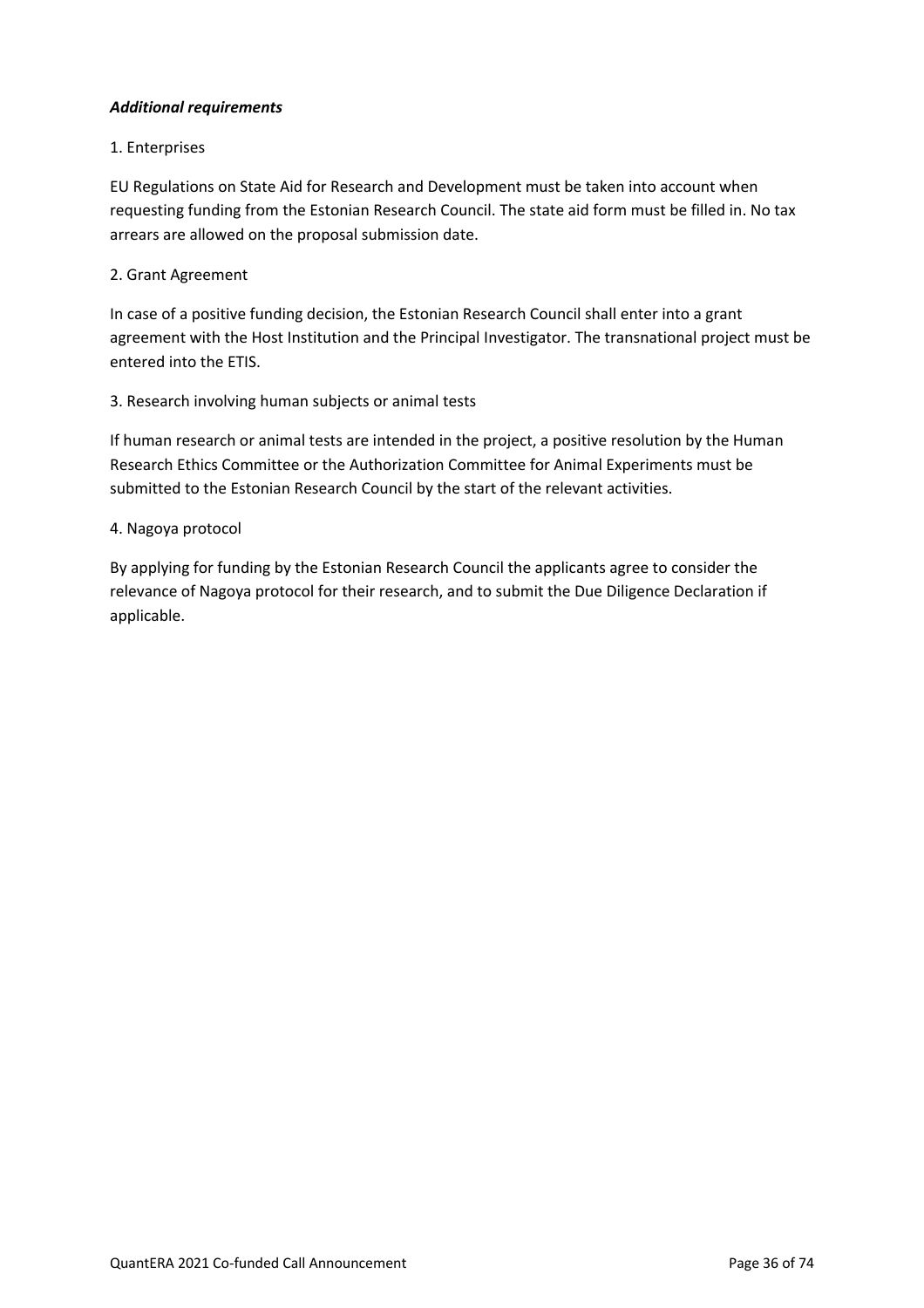***Additional requirements***

1. Enterprises

EU Regulations on State Aid for Research and Development must be taken into account when requesting funding from the Estonian Research Council. The state aid form must be filled in. No tax arrears are allowed on the proposal submission date.

2. Grant Agreement

In case of a positive funding decision, the Estonian Research Council shall enter into a grant agreement with the Host Institution and the Principal Investigator. The transnational project must be entered into the ETIS.

3. Research involving human subjects or animal tests

If human research or animal tests are intended in the project, a positive resolution by the Human Research Ethics Committee or the Authorization Committee for Animal Experiments must be submitted to the Estonian Research Council by the start of the relevant activities.

4. Nagoya protocol

By applying for funding by the Estonian Research Council the applicants agree to consider the relevance of Nagoya protocol for their research, and to submit the Due Diligence Declaration if applicable.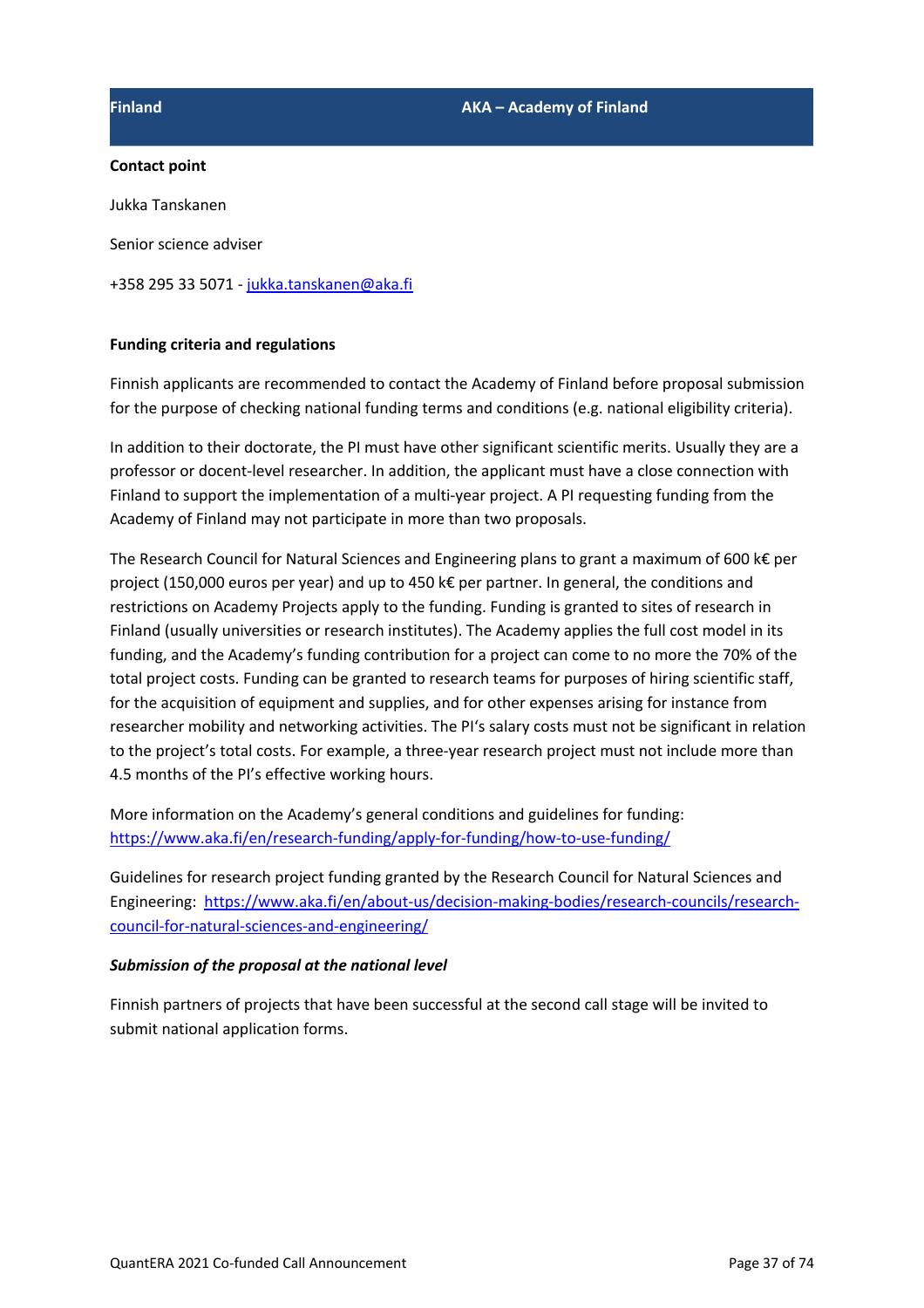| Finland | AKA – Academy of Finland |
| --- | --- |

**Contact point**

Jukka Tanskanen

Senior science adviser

+358 295 33 5071 - jukka.tanskanen@aka.fi

**Funding criteria and regulations**

Finnish applicants are recommended to contact the Academy of Finland before proposal submission for the purpose of checking national funding terms and conditions (e.g. national eligibility criteria).

In addition to their doctorate, the PI must have other significant scientific merits. Usually they are a professor or docent-level researcher. In addition, the applicant must have a close connection with Finland to support the implementation of a multi-year project. A PI requesting funding from the Academy of Finland may not participate in more than two proposals.

The Research Council for Natural Sciences and Engineering plans to grant a maximum of 600 k€ per project (150,000 euros per year) and up to 450 k€ per partner. In general, the conditions and restrictions on Academy Projects apply to the funding. Funding is granted to sites of research in Finland (usually universities or research institutes). The Academy applies the full cost model in its funding, and the Academy's funding contribution for a project can come to no more the 70% of the total project costs. Funding can be granted to research teams for purposes of hiring scientific staff, for the acquisition of equipment and supplies, and for other expenses arising for instance from researcher mobility and networking activities. The PI's salary costs must not be significant in relation to the project's total costs. For example, a three-year research project must not include more than 4.5 months of the PI's effective working hours.

More information on the Academy's general conditions and guidelines for funding: https://www.aka.fi/en/research-funding/apply-for-funding/how-to-use-funding/

Guidelines for research project funding granted by the Research Council for Natural Sciences and Engineering: https://www.aka.fi/en/about-us/decision-making-bodies/research-councils/research-council-for-natural-sciences-and-engineering/

***Submission of the proposal at the national level***

Finnish partners of projects that have been successful at the second call stage will be invited to submit national application forms.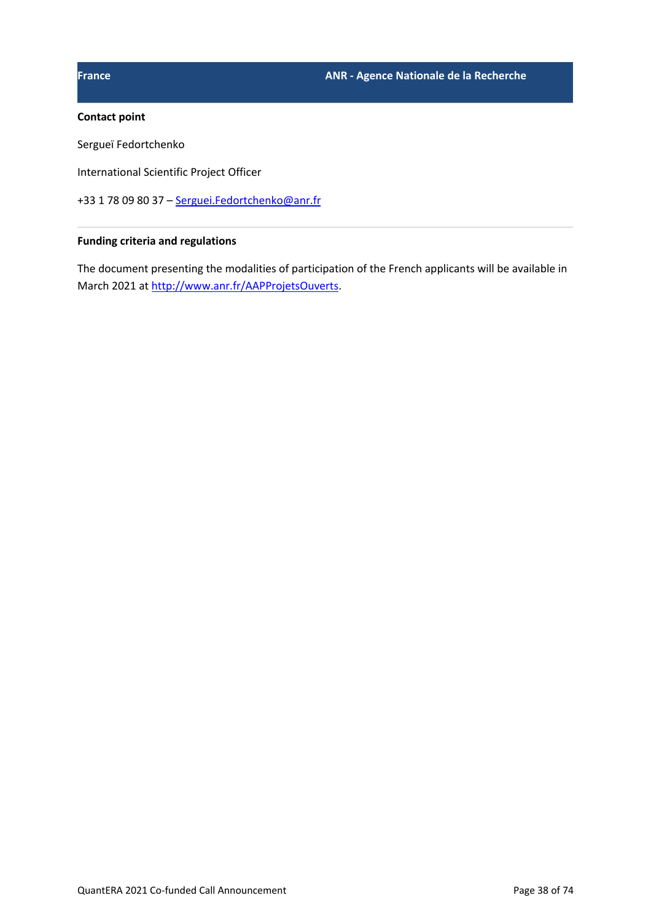## France — ANR - Agence Nationale de la Recherche

**Contact point**

Sergueï Fedortchenko

International Scientific Project Officer

+33 1 78 09 80 37 – Serguei.Fedortchenko@anr.fr

**Funding criteria and regulations**

The document presenting the modalities of participation of the French applicants will be available in March 2021 at http://www.anr.fr/AAPProjetsOuverts.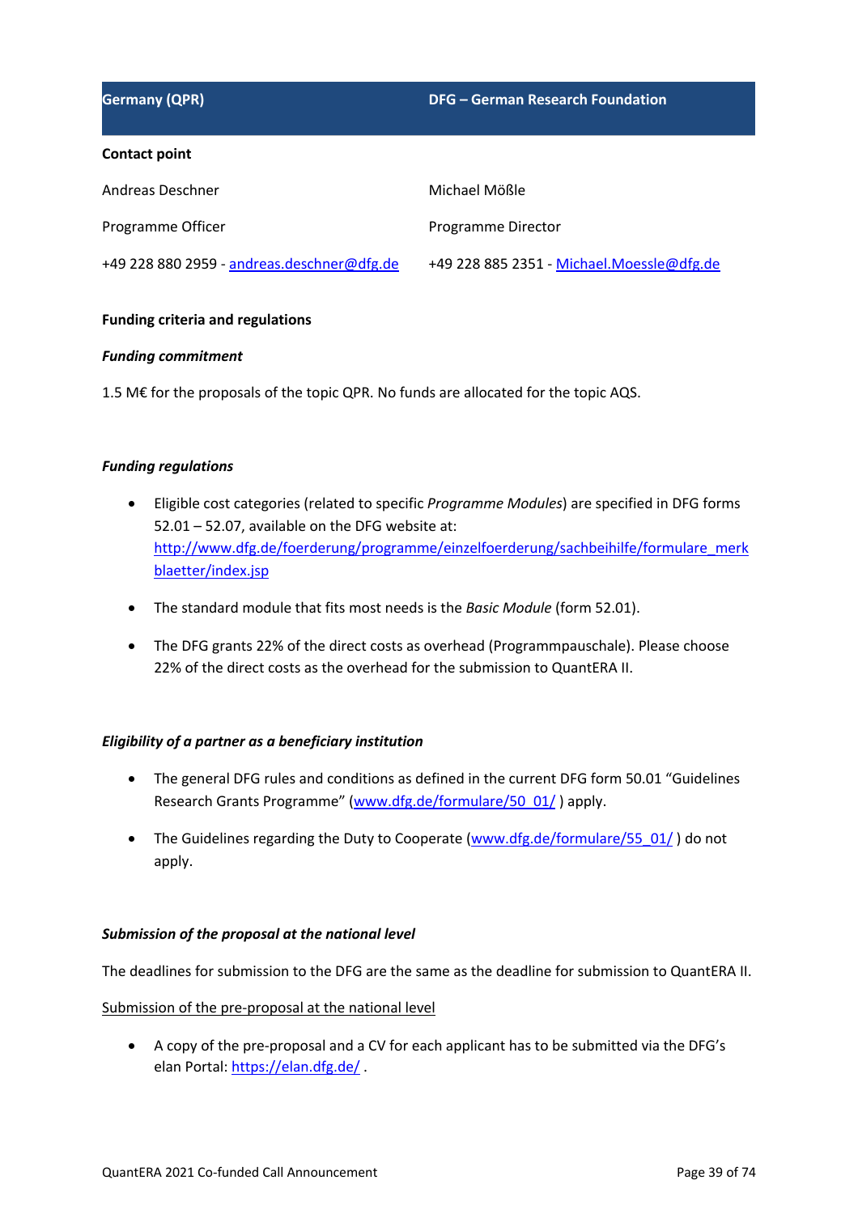| Germany (QPR) | DFG – German Research Foundation |
|---|---|

**Contact point**

| | |
|---|---|
| Andreas Deschner | Michael Mößle |
| Programme Officer | Programme Director |
| +49 228 880 2959 - andreas.deschner@dfg.de | +49 228 885 2351 - Michael.Moessle@dfg.de |

**Funding criteria and regulations**

***Funding commitment***

1.5 M€ for the proposals of the topic QPR. No funds are allocated for the topic AQS.

***Funding regulations***

- Eligible cost categories (related to specific *Programme Modules*) are specified in DFG forms 52.01 – 52.07, available on the DFG website at: http://www.dfg.de/foerderung/programme/einzelfoerderung/sachbeihilfe/formulare_merkblaetter/index.jsp
- The standard module that fits most needs is the *Basic Module* (form 52.01).
- The DFG grants 22% of the direct costs as overhead (Programmpauschale). Please choose 22% of the direct costs as the overhead for the submission to QuantERA II.

***Eligibility of a partner as a beneficiary institution***

- The general DFG rules and conditions as defined in the current DFG form 50.01 "Guidelines Research Grants Programme" (www.dfg.de/formulare/50_01/ ) apply.
- The Guidelines regarding the Duty to Cooperate (www.dfg.de/formulare/55_01/ ) do not apply.

***Submission of the proposal at the national level***

The deadlines for submission to the DFG are the same as the deadline for submission to QuantERA II.

<u>Submission of the pre-proposal at the national level</u>

- A copy of the pre-proposal and a CV for each applicant has to be submitted via the DFG's elan Portal: https://elan.dfg.de/ .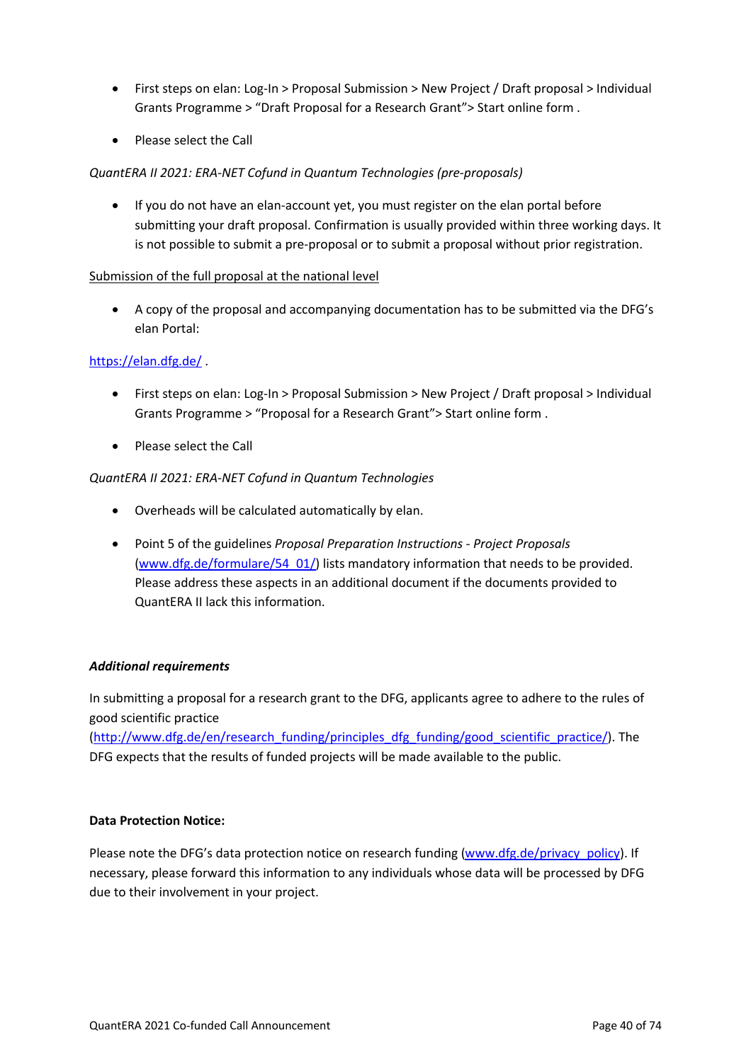- First steps on elan: Log-In > Proposal Submission > New Project / Draft proposal > Individual Grants Programme > "Draft Proposal for a Research Grant"> Start online form .
- Please select the Call

*QuantERA II 2021: ERA-NET Cofund in Quantum Technologies (pre-proposals)*

- If you do not have an elan-account yet, you must register on the elan portal before submitting your draft proposal. Confirmation is usually provided within three working days. It is not possible to submit a pre-proposal or to submit a proposal without prior registration.

Submission of the full proposal at the national level

- A copy of the proposal and accompanying documentation has to be submitted via the DFG's elan Portal:

https://elan.dfg.de/ .

- First steps on elan: Log-In > Proposal Submission > New Project / Draft proposal > Individual Grants Programme > "Proposal for a Research Grant"> Start online form .
- Please select the Call

*QuantERA II 2021: ERA-NET Cofund in Quantum Technologies*

- Overheads will be calculated automatically by elan.
- Point 5 of the guidelines *Proposal Preparation Instructions - Project Proposals* (www.dfg.de/formulare/54_01/) lists mandatory information that needs to be provided. Please address these aspects in an additional document if the documents provided to QuantERA II lack this information.

***Additional requirements***

In submitting a proposal for a research grant to the DFG, applicants agree to adhere to the rules of good scientific practice (http://www.dfg.de/en/research_funding/principles_dfg_funding/good_scientific_practice/). The DFG expects that the results of funded projects will be made available to the public.

**Data Protection Notice:**

Please note the DFG's data protection notice on research funding (www.dfg.de/privacy_policy). If necessary, please forward this information to any individuals whose data will be processed by DFG due to their involvement in your project.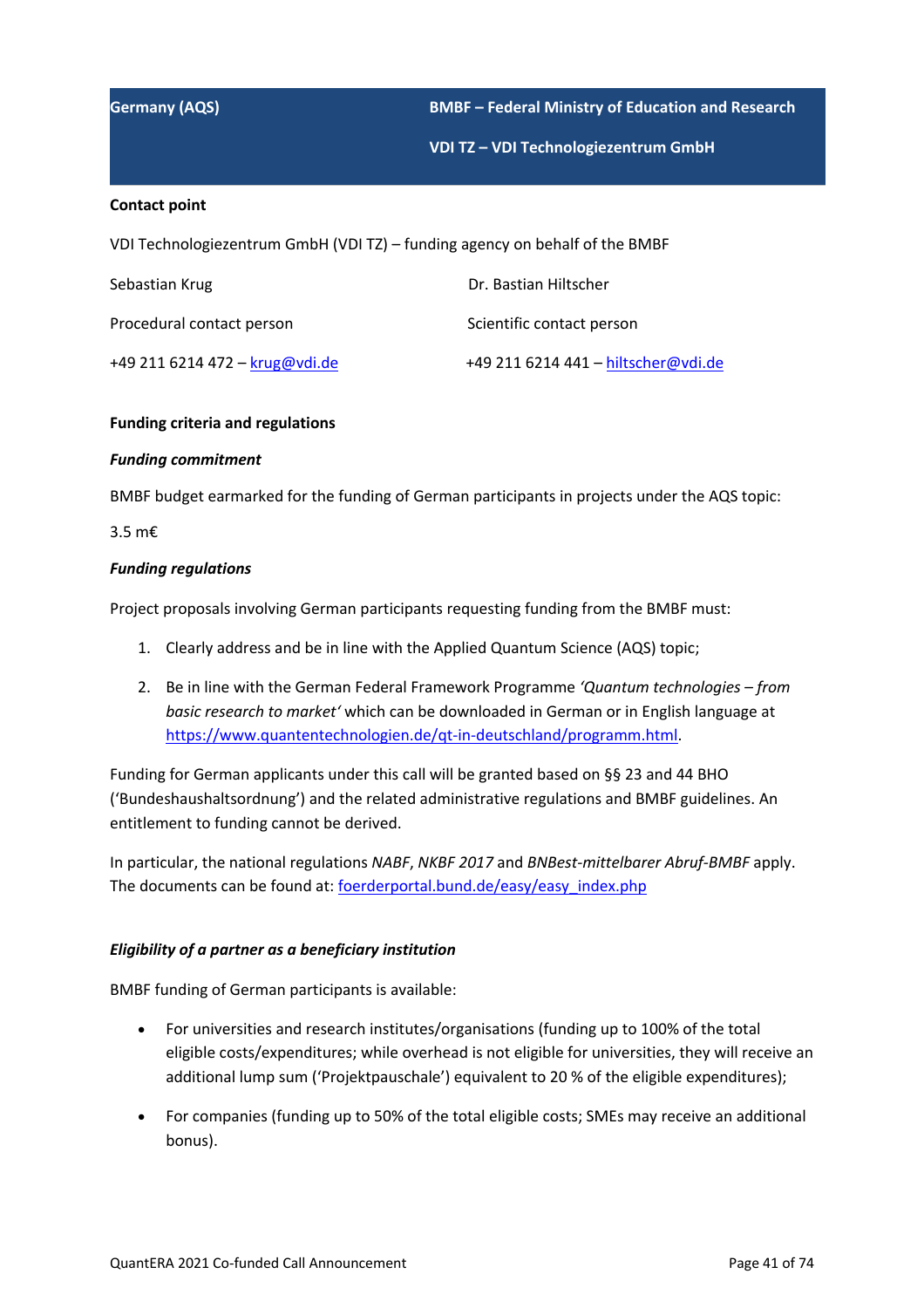| Germany (AQS) | BMBF – Federal Ministry of Education and Research<br>VDI TZ – VDI Technologiezentrum GmbH |
|---|---|

**Contact point**

VDI Technologiezentrum GmbH (VDI TZ) – funding agency on behalf of the BMBF

| | |
|---|---|
| Sebastian Krug | Dr. Bastian Hiltscher |
| Procedural contact person | Scientific contact person |
| +49 211 6214 472 – krug@vdi.de | +49 211 6214 441 – hiltscher@vdi.de |

**Funding criteria and regulations**

***Funding commitment***

BMBF budget earmarked for the funding of German participants in projects under the AQS topic:

3.5 m€

***Funding regulations***

Project proposals involving German participants requesting funding from the BMBF must:

1. Clearly address and be in line with the Applied Quantum Science (AQS) topic;
2. Be in line with the German Federal Framework Programme *'Quantum technologies – from basic research to market'* which can be downloaded in German or in English language at https://www.quantentechnologien.de/qt-in-deutschland/programm.html.

Funding for German applicants under this call will be granted based on §§ 23 and 44 BHO ('Bundeshaushaltsordnung') and the related administrative regulations and BMBF guidelines. An entitlement to funding cannot be derived.

In particular, the national regulations *NABF*, *NKBF 2017* and *BNBest-mittelbarer Abruf-BMBF* apply. The documents can be found at: foerderportal.bund.de/easy/easy_index.php

***Eligibility of a partner as a beneficiary institution***

BMBF funding of German participants is available:

- For universities and research institutes/organisations (funding up to 100% of the total eligible costs/expenditures; while overhead is not eligible for universities, they will receive an additional lump sum ('Projektpauschale') equivalent to 20 % of the eligible expenditures);
- For companies (funding up to 50% of the total eligible costs; SMEs may receive an additional bonus).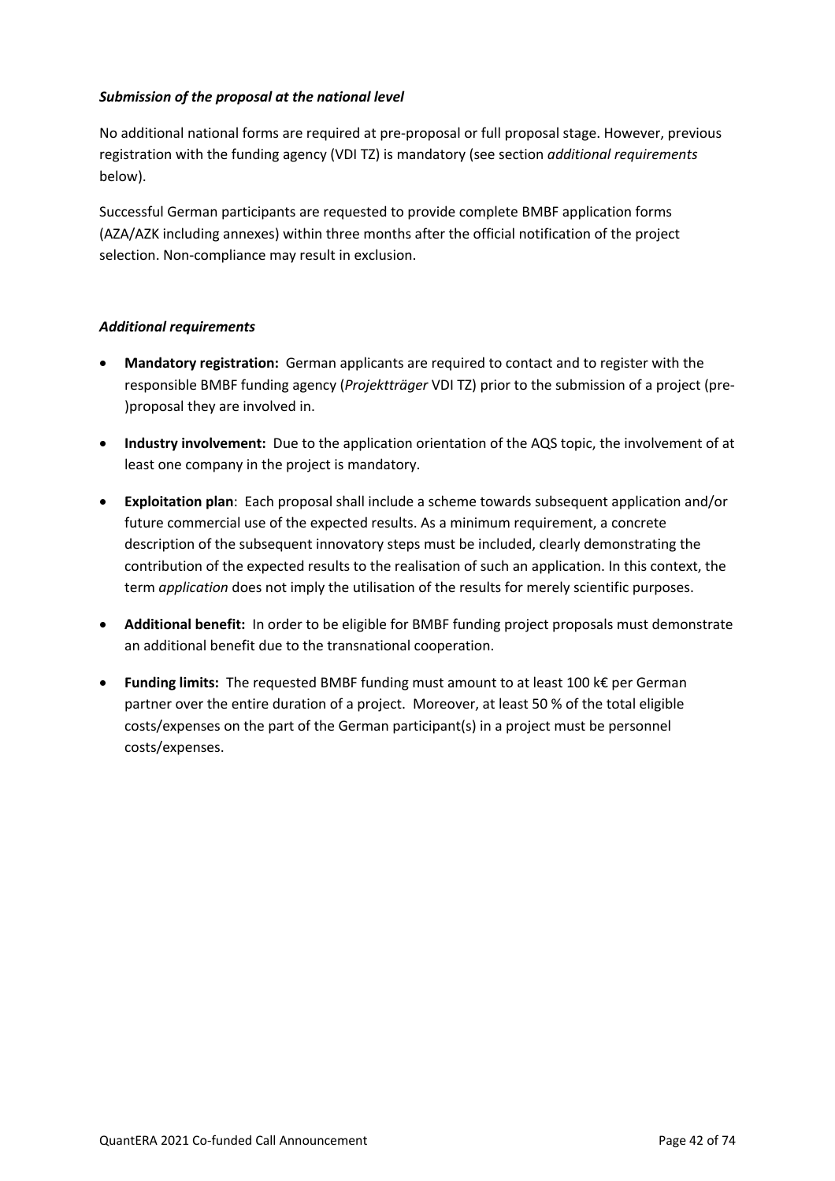***Submission of the proposal at the national level***

No additional national forms are required at pre-proposal or full proposal stage. However, previous registration with the funding agency (VDI TZ) is mandatory (see section *additional requirements* below).

Successful German participants are requested to provide complete BMBF application forms (AZA/AZK including annexes) within three months after the official notification of the project selection. Non-compliance may result in exclusion.

***Additional requirements***

- **Mandatory registration:** German applicants are required to contact and to register with the responsible BMBF funding agency (*Projektträger* VDI TZ) prior to the submission of a project (pre-)proposal they are involved in.
- **Industry involvement:** Due to the application orientation of the AQS topic, the involvement of at least one company in the project is mandatory.
- **Exploitation plan**: Each proposal shall include a scheme towards subsequent application and/or future commercial use of the expected results. As a minimum requirement, a concrete description of the subsequent innovatory steps must be included, clearly demonstrating the contribution of the expected results to the realisation of such an application. In this context, the term *application* does not imply the utilisation of the results for merely scientific purposes.
- **Additional benefit:** In order to be eligible for BMBF funding project proposals must demonstrate an additional benefit due to the transnational cooperation.
- **Funding limits:** The requested BMBF funding must amount to at least 100 k€ per German partner over the entire duration of a project. Moreover, at least 50 % of the total eligible costs/expenses on the part of the German participant(s) in a project must be personnel costs/expenses.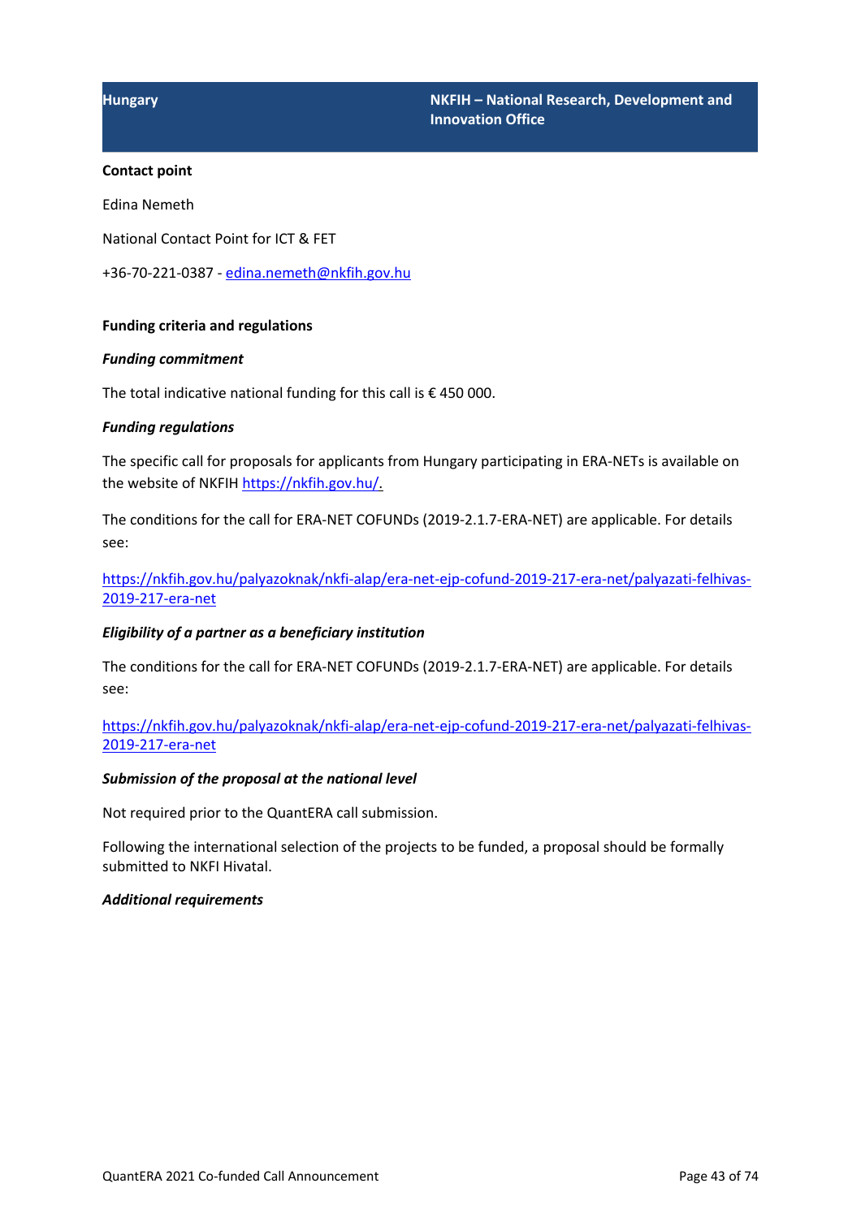## Hungary — NKFIH – National Research, Development and Innovation Office

**Contact point**

Edina Nemeth

National Contact Point for ICT & FET

+36-70-221-0387 - edina.nemeth@nkfih.gov.hu

**Funding criteria and regulations**

***Funding commitment***

The total indicative national funding for this call is € 450 000.

***Funding regulations***

The specific call for proposals for applicants from Hungary participating in ERA-NETs is available on the website of NKFIH https://nkfih.gov.hu/.

The conditions for the call for ERA-NET COFUNDs (2019-2.1.7-ERA-NET) are applicable. For details see:

https://nkfih.gov.hu/palyazoknak/nkfi-alap/era-net-ejp-cofund-2019-217-era-net/palyazati-felhivas-2019-217-era-net

***Eligibility of a partner as a beneficiary institution***

The conditions for the call for ERA-NET COFUNDs (2019-2.1.7-ERA-NET) are applicable. For details see:

https://nkfih.gov.hu/palyazoknak/nkfi-alap/era-net-ejp-cofund-2019-217-era-net/palyazati-felhivas-2019-217-era-net

***Submission of the proposal at the national level***

Not required prior to the QuantERA call submission.

Following the international selection of the projects to be funded, a proposal should be formally submitted to NKFI Hivatal.

***Additional requirements***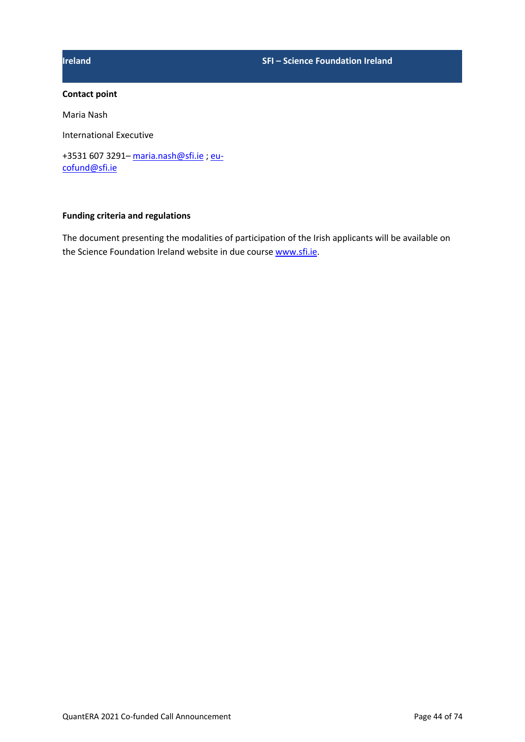| Ireland | SFI – Science Foundation Ireland |
|---|---|

**Contact point**

Maria Nash

International Executive

+3531 607 3291– maria.nash@sfi.ie ; eu-cofund@sfi.ie

**Funding criteria and regulations**

The document presenting the modalities of participation of the Irish applicants will be available on the Science Foundation Ireland website in due course www.sfi.ie.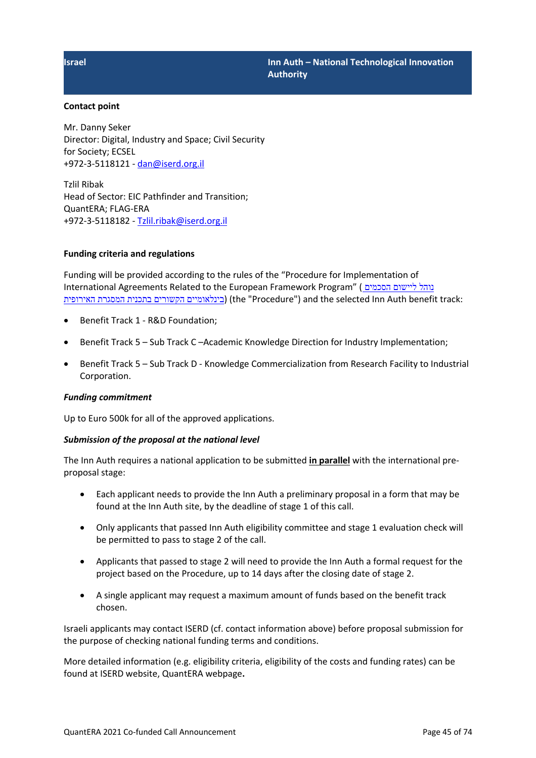| Israel | Inn Auth – National Technological Innovation Authority |
|---|---|

**Contact point**

Mr. Danny Seker
Director: Digital, Industry and Space; Civil Security for Society; ECSEL
+972-3-5118121 - dan@iserd.org.il

Tzlil Ribak
Head of Sector: EIC Pathfinder and Transition; QuantERA; FLAG-ERA
+972-3-5118182 - Tzlil.ribak@iserd.org.il

**Funding criteria and regulations**

Funding will be provided according to the rules of the "Procedure for Implementation of International Agreements Related to the European Framework Program" ( נוהל ליישום הסכמים בינלאומיים הקשורים בתכנית המסגרת האירופית) (the "Procedure") and the selected Inn Auth benefit track:

- Benefit Track 1 - R&D Foundation;
- Benefit Track 5 – Sub Track C –Academic Knowledge Direction for Industry Implementation;
- Benefit Track 5 – Sub Track D - Knowledge Commercialization from Research Facility to Industrial Corporation.

***Funding commitment***

Up to Euro 500k for all of the approved applications.

***Submission of the proposal at the national level***

The Inn Auth requires a national application to be submitted **in parallel** with the international pre-proposal stage:

- Each applicant needs to provide the Inn Auth a preliminary proposal in a form that may be found at the Inn Auth site, by the deadline of stage 1 of this call.
- Only applicants that passed Inn Auth eligibility committee and stage 1 evaluation check will be permitted to pass to stage 2 of the call.
- Applicants that passed to stage 2 will need to provide the Inn Auth a formal request for the project based on the Procedure, up to 14 days after the closing date of stage 2.
- A single applicant may request a maximum amount of funds based on the benefit track chosen.

Israeli applicants may contact ISERD (cf. contact information above) before proposal submission for the purpose of checking national funding terms and conditions.

More detailed information (e.g. eligibility criteria, eligibility of the costs and funding rates) can be found at ISERD website, QuantERA webpage**.**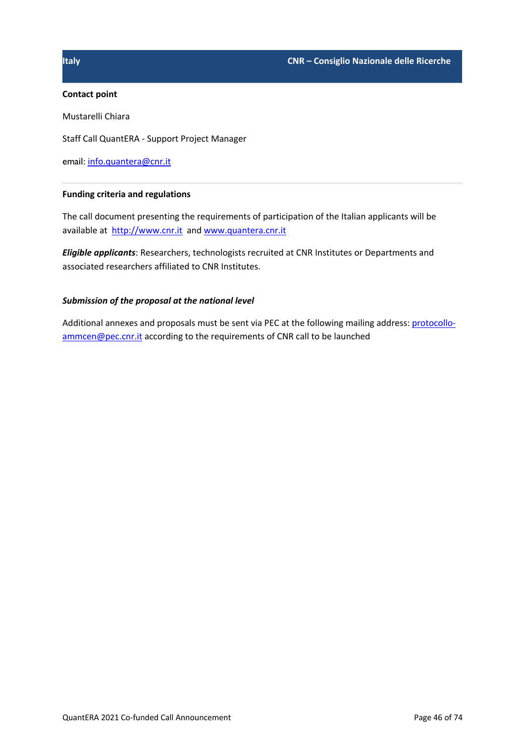## Italy — CNR – Consiglio Nazionale delle Ricerche

**Contact point**

Mustarelli Chiara

Staff Call QuantERA - Support Project Manager

email: info.quantera@cnr.it

---

**Funding criteria and regulations**

The call document presenting the requirements of participation of the Italian applicants will be available at http://www.cnr.it and www.quantera.cnr.it

***Eligible applicants***: Researchers, technologists recruited at CNR Institutes or Departments and associated researchers affiliated to CNR Institutes.

***Submission of the proposal at the national level***

Additional annexes and proposals must be sent via PEC at the following mailing address: protocollo-ammcen@pec.cnr.it according to the requirements of CNR call to be launched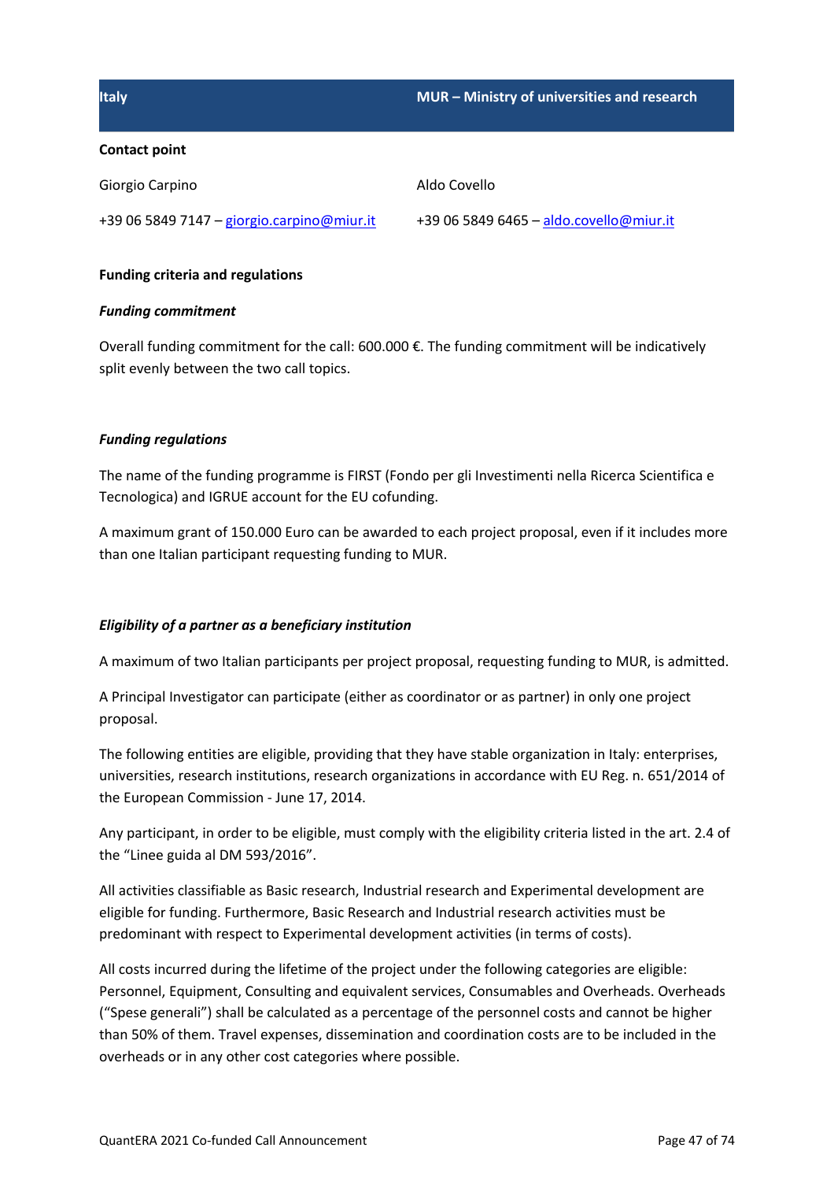| Italy | MUR – Ministry of universities and research |
|---|---|

**Contact point**

| | |
|---|---|
| Giorgio Carpino | Aldo Covello |
| +39 06 5849 7147 – giorgio.carpino@miur.it | +39 06 5849 6465 – aldo.covello@miur.it |

**Funding criteria and regulations**

***Funding commitment***

Overall funding commitment for the call: 600.000 €. The funding commitment will be indicatively split evenly between the two call topics.

***Funding regulations***

The name of the funding programme is FIRST (Fondo per gli Investimenti nella Ricerca Scientifica e Tecnologica) and IGRUE account for the EU cofunding.

A maximum grant of 150.000 Euro can be awarded to each project proposal, even if it includes more than one Italian participant requesting funding to MUR.

***Eligibility of a partner as a beneficiary institution***

A maximum of two Italian participants per project proposal, requesting funding to MUR, is admitted.

A Principal Investigator can participate (either as coordinator or as partner) in only one project proposal.

The following entities are eligible, providing that they have stable organization in Italy: enterprises, universities, research institutions, research organizations in accordance with EU Reg. n. 651/2014 of the European Commission - June 17, 2014.

Any participant, in order to be eligible, must comply with the eligibility criteria listed in the art. 2.4 of the "Linee guida al DM 593/2016".

All activities classifiable as Basic research, Industrial research and Experimental development are eligible for funding. Furthermore, Basic Research and Industrial research activities must be predominant with respect to Experimental development activities (in terms of costs).

All costs incurred during the lifetime of the project under the following categories are eligible: Personnel, Equipment, Consulting and equivalent services, Consumables and Overheads. Overheads ("Spese generali") shall be calculated as a percentage of the personnel costs and cannot be higher than 50% of them. Travel expenses, dissemination and coordination costs are to be included in the overheads or in any other cost categories where possible.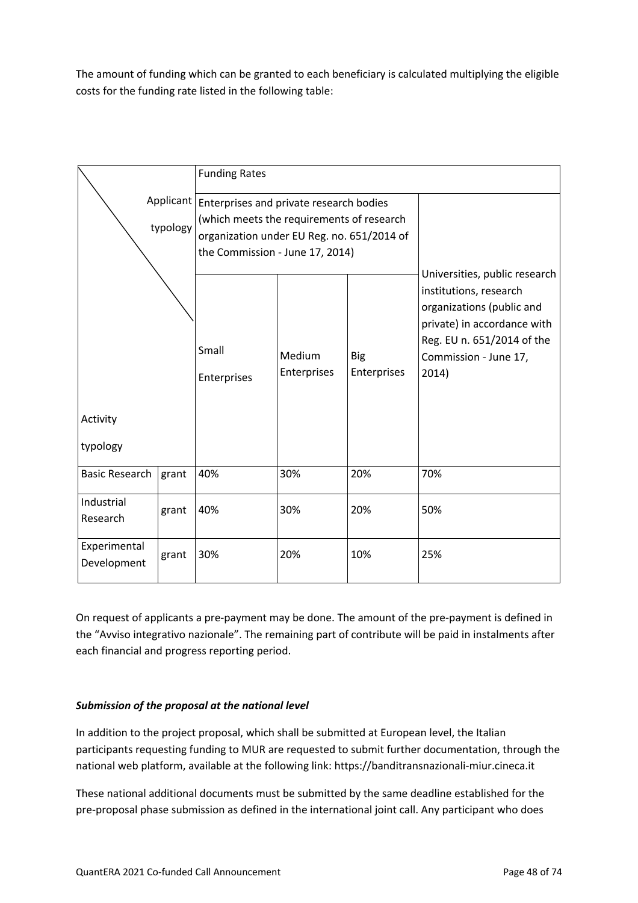The amount of funding which can be granted to each beneficiary is calculated multiplying the eligible costs for the funding rate listed in the following table:

| Applicant typology / Activity typology | | Funding Rates | | | |
|---|---|---|---|---|---|
| | | Enterprises and private research bodies (which meets the requirements of research organization under EU Reg. no. 651/2014 of the Commission - June 17, 2014) | | | Universities, public research institutions, research organizations (public and private) in accordance with Reg. EU n. 651/2014 of the Commission - June 17, 2014) |
| | | Small Enterprises | Medium Enterprises | Big Enterprises | |
| Basic Research | grant | 40% | 30% | 20% | 70% |
| Industrial Research | grant | 40% | 30% | 20% | 50% |
| Experimental Development | grant | 30% | 20% | 10% | 25% |

On request of applicants a pre-payment may be done. The amount of the pre-payment is defined in the "Avviso integrativo nazionale". The remaining part of contribute will be paid in instalments after each financial and progress reporting period.

***Submission of the proposal at the national level***

In addition to the project proposal, which shall be submitted at European level, the Italian participants requesting funding to MUR are requested to submit further documentation, through the national web platform, available at the following link: https://banditransnazionali-miur.cineca.it

These national additional documents must be submitted by the same deadline established for the pre-proposal phase submission as defined in the international joint call. Any participant who does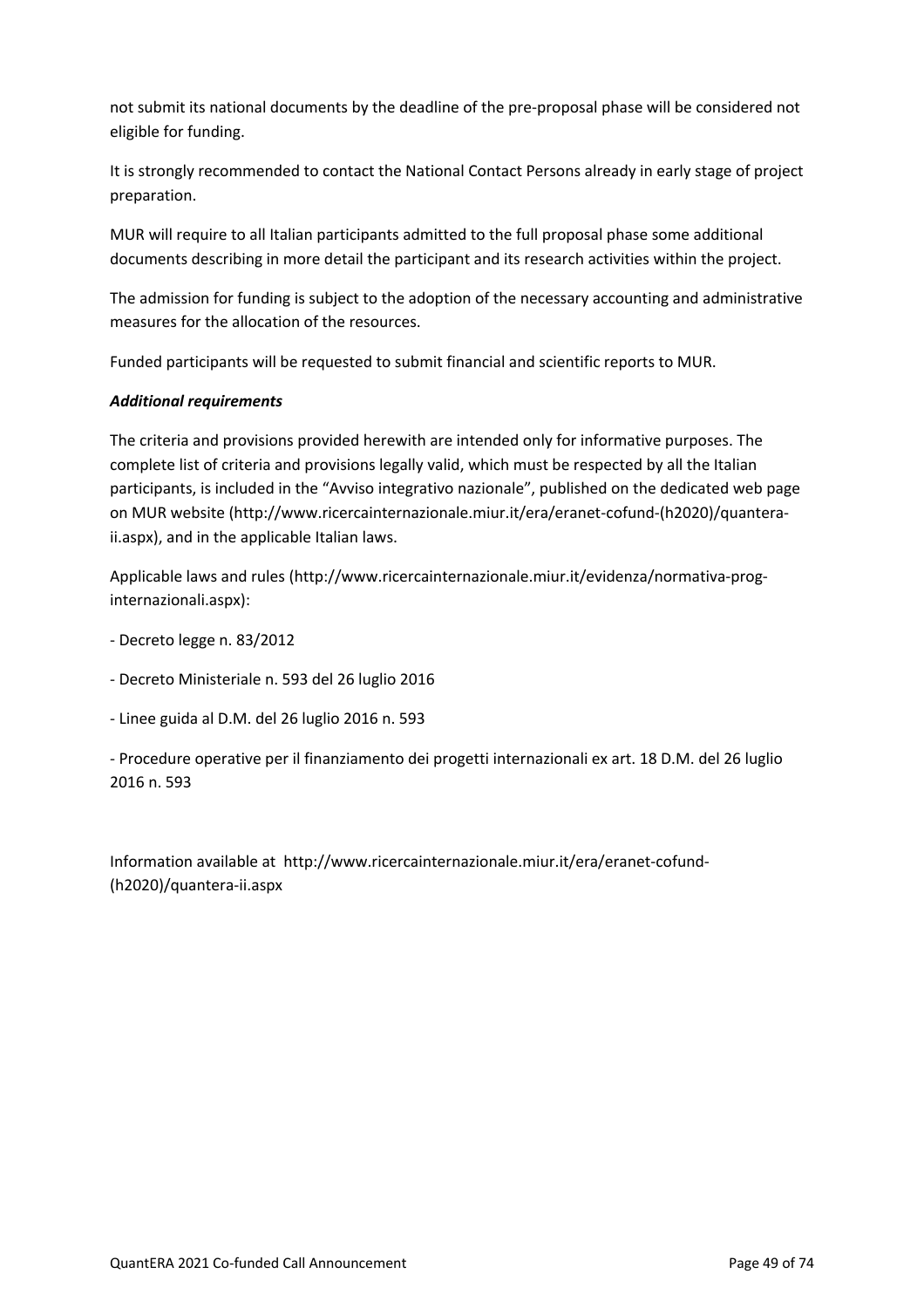not submit its national documents by the deadline of the pre-proposal phase will be considered not eligible for funding.

It is strongly recommended to contact the National Contact Persons already in early stage of project preparation.

MUR will require to all Italian participants admitted to the full proposal phase some additional documents describing in more detail the participant and its research activities within the project.

The admission for funding is subject to the adoption of the necessary accounting and administrative measures for the allocation of the resources.

Funded participants will be requested to submit financial and scientific reports to MUR.

***Additional requirements***

The criteria and provisions provided herewith are intended only for informative purposes. The complete list of criteria and provisions legally valid, which must be respected by all the Italian participants, is included in the "Avviso integrativo nazionale", published on the dedicated web page on MUR website (http://www.ricercainternazionale.miur.it/era/eranet-cofund-(h2020)/quantera-ii.aspx), and in the applicable Italian laws.

Applicable laws and rules (http://www.ricercainternazionale.miur.it/evidenza/normativa-prog-internazionali.aspx):

- Decreto legge n. 83/2012
- Decreto Ministeriale n. 593 del 26 luglio 2016
- Linee guida al D.M. del 26 luglio 2016 n. 593
- Procedure operative per il finanziamento dei progetti internazionali ex art. 18 D.M. del 26 luglio 2016 n. 593

Information available at http://www.ricercainternazionale.miur.it/era/eranet-cofund-(h2020)/quantera-ii.aspx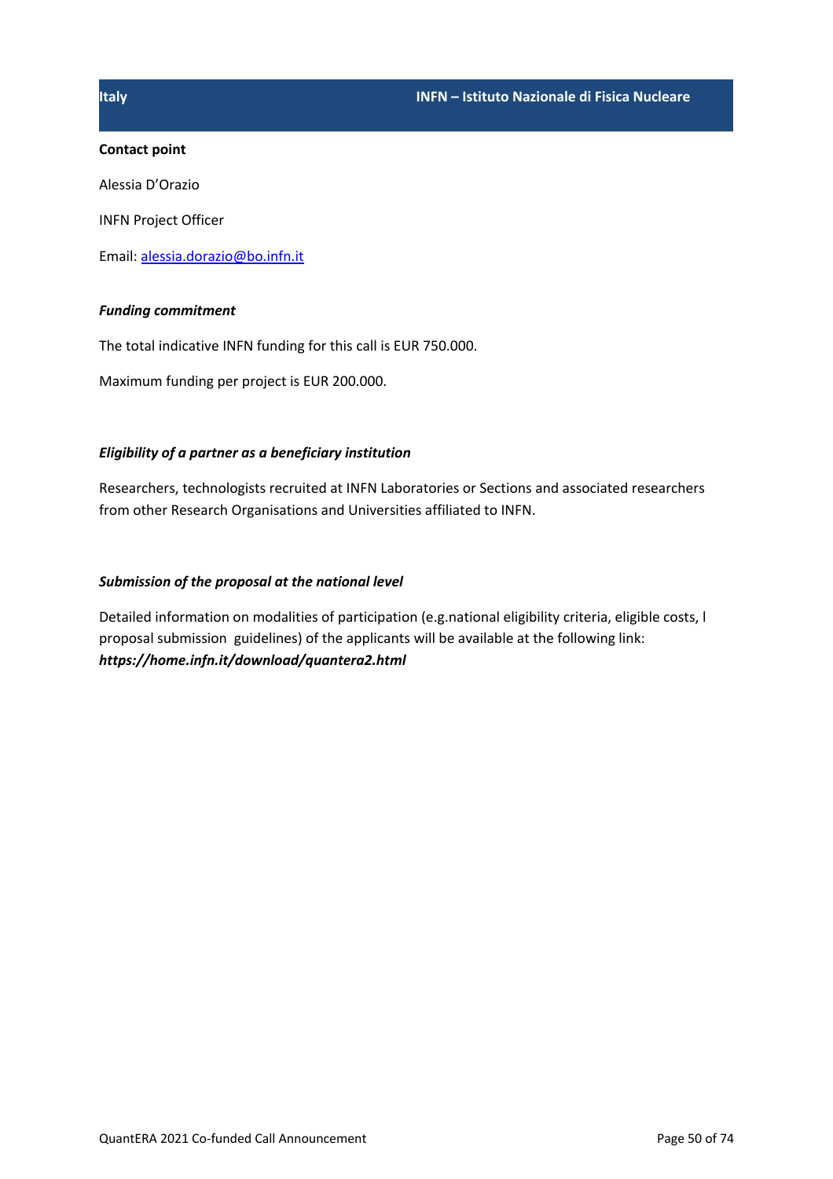## Italy — INFN – Istituto Nazionale di Fisica Nucleare

**Contact point**

Alessia D'Orazio

INFN Project Officer

Email: alessia.dorazio@bo.infn.it

***Funding commitment***

The total indicative INFN funding for this call is EUR 750.000.

Maximum funding per project is EUR 200.000.

***Eligibility of a partner as a beneficiary institution***

Researchers, technologists recruited at INFN Laboratories or Sections and associated researchers from other Research Organisations and Universities affiliated to INFN.

***Submission of the proposal at the national level***

Detailed information on modalities of participation (e.g.national eligibility criteria, eligible costs, l proposal submission guidelines) of the applicants will be available at the following link: ***https://home.infn.it/download/quantera2.html***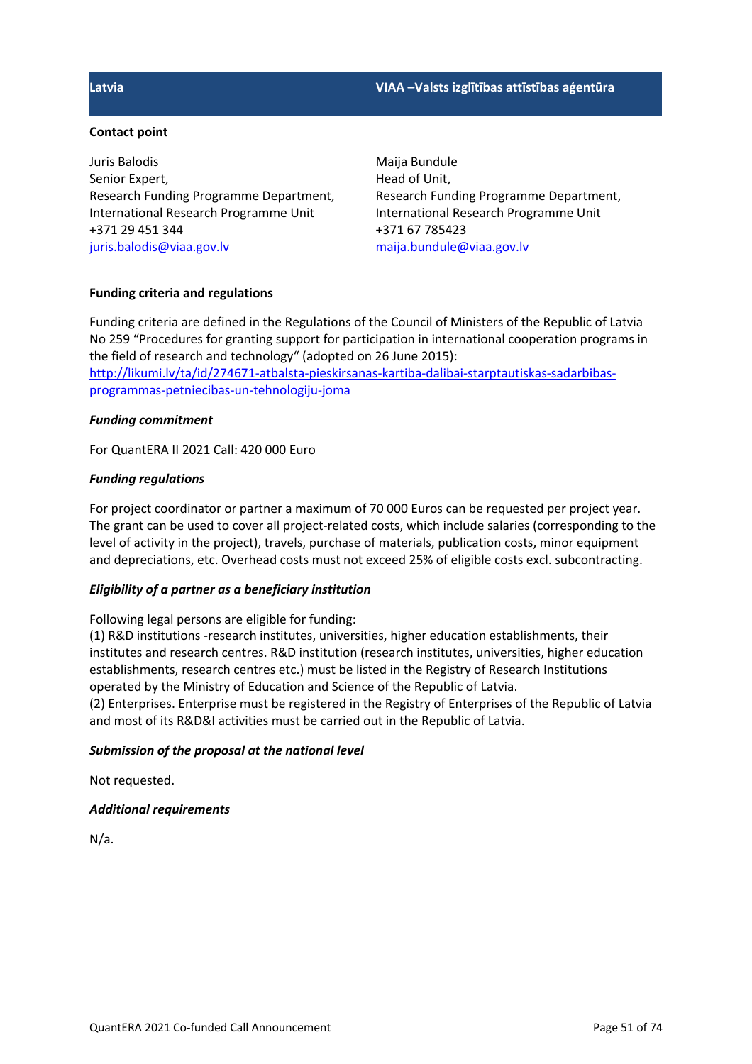## Latvia — VIAA –Valsts izglītības attīstības aģentūra

**Contact point**

Juris Balodis
Senior Expert,
Research Funding Programme Department,
International Research Programme Unit
+371 29 451 344
[juris.balodis@viaa.gov.lv](mailto:juris.balodis@viaa.gov.lv)

Maija Bundule
Head of Unit,
Research Funding Programme Department,
International Research Programme Unit
+371 67 785423
[maija.bundule@viaa.gov.lv](mailto:maija.bundule@viaa.gov.lv)

**Funding criteria and regulations**

Funding criteria are defined in the Regulations of the Council of Ministers of the Republic of Latvia No 259 "Procedures for granting support for participation in international cooperation programs in the field of research and technology" (adopted on 26 June 2015):
[http://likumi.lv/ta/id/274671-atbalsta-pieskirsanas-kartiba-dalibai-starptautiskas-sadarbibas-programmas-petniecibas-un-tehnologiju-joma](http://likumi.lv/ta/id/274671-atbalsta-pieskirsanas-kartiba-dalibai-starptautiskas-sadarbibas-programmas-petniecibas-un-tehnologiju-joma)

***Funding commitment***

For QuantERA II 2021 Call: 420 000 Euro

***Funding regulations***

For project coordinator or partner a maximum of 70 000 Euros can be requested per project year. The grant can be used to cover all project-related costs, which include salaries (corresponding to the level of activity in the project), travels, purchase of materials, publication costs, minor equipment and depreciations, etc. Overhead costs must not exceed 25% of eligible costs excl. subcontracting.

***Eligibility of a partner as a beneficiary institution***

Following legal persons are eligible for funding:
(1) R&D institutions -research institutes, universities, higher education establishments, their institutes and research centres. R&D institution (research institutes, universities, higher education establishments, research centres etc.) must be listed in the Registry of Research Institutions operated by the Ministry of Education and Science of the Republic of Latvia.
(2) Enterprises. Enterprise must be registered in the Registry of Enterprises of the Republic of Latvia and most of its R&D&I activities must be carried out in the Republic of Latvia.

***Submission of the proposal at the national level***

Not requested.

***Additional requirements***

N/a.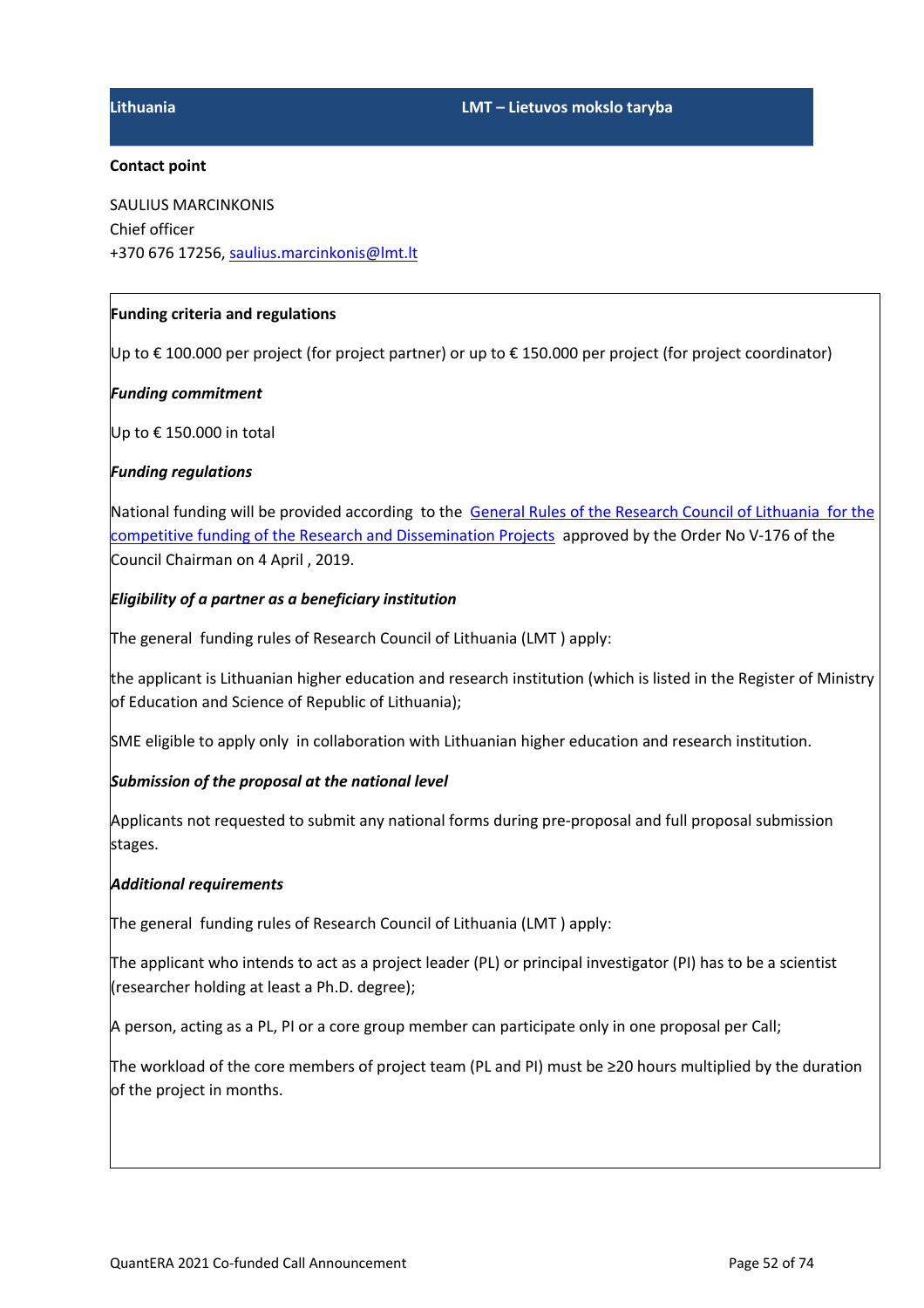## Lithuania — LMT – Lietuvos mokslo taryba

**Contact point**

SAULIUS MARCINKONIS
Chief officer
+370 676 17256, saulius.marcinkonis@lmt.lt

**Funding criteria and regulations**

Up to € 100.000 per project (for project partner) or up to € 150.000 per project (for project coordinator)

***Funding commitment***

Up to € 150.000 in total

***Funding regulations***

National funding will be provided according to the General Rules of the Research Council of Lithuania for the competitive funding of the Research and Dissemination Projects approved by the Order No V-176 of the Council Chairman on 4 April , 2019.

***Eligibility of a partner as a beneficiary institution***

The general funding rules of Research Council of Lithuania (LMT ) apply:

the applicant is Lithuanian higher education and research institution (which is listed in the Register of Ministry of Education and Science of Republic of Lithuania);

SME eligible to apply only in collaboration with Lithuanian higher education and research institution.

***Submission of the proposal at the national level***

Applicants not requested to submit any national forms during pre-proposal and full proposal submission stages.

***Additional requirements***

The general funding rules of Research Council of Lithuania (LMT ) apply:

The applicant who intends to act as a project leader (PL) or principal investigator (PI) has to be a scientist (researcher holding at least a Ph.D. degree);

A person, acting as a PL, PI or a core group member can participate only in one proposal per Call;

The workload of the core members of project team (PL and PI) must be ≥20 hours multiplied by the duration of the project in months.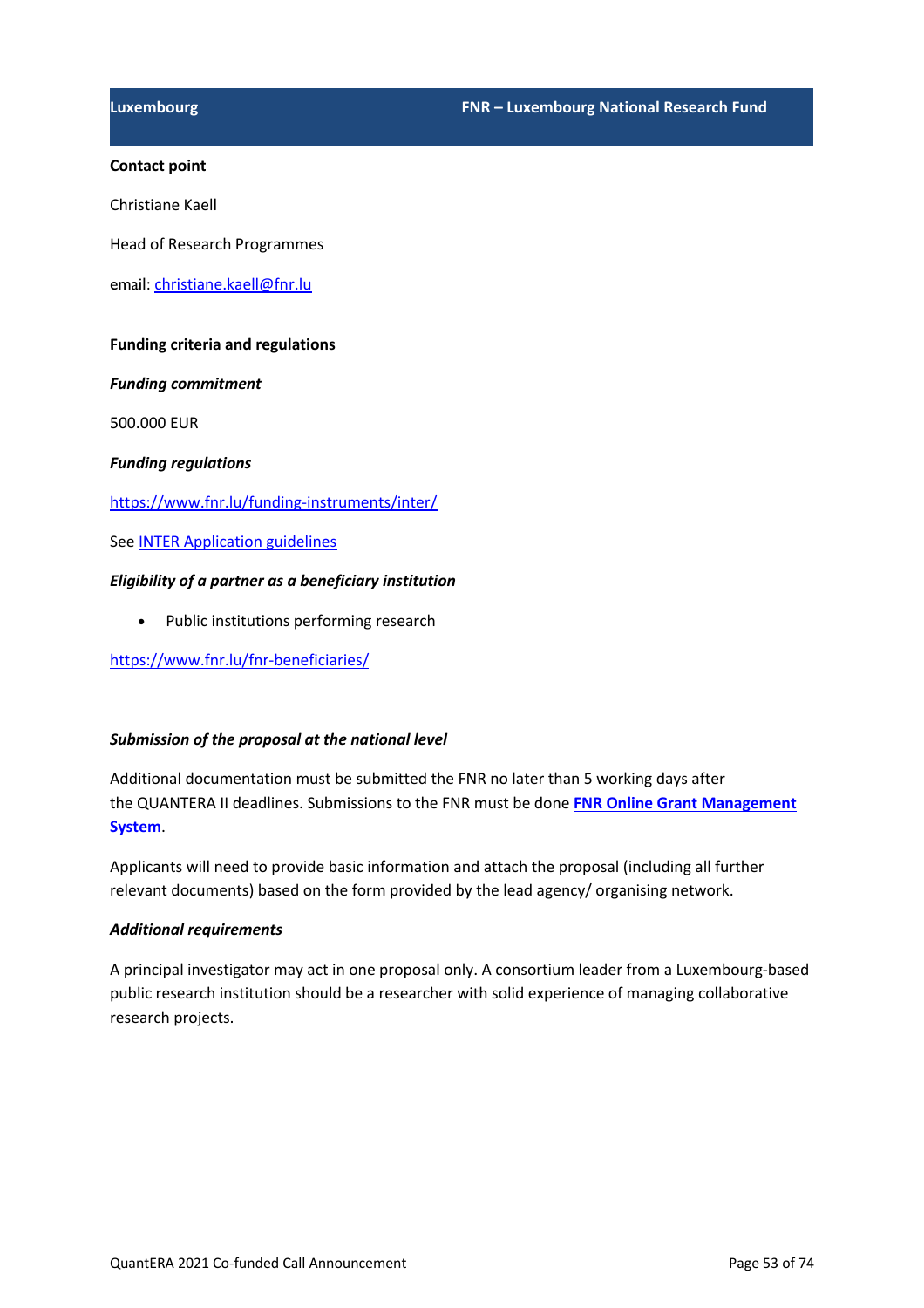## Luxembourg — FNR – Luxembourg National Research Fund

**Contact point**

Christiane Kaell

Head of Research Programmes

email: christiane.kaell@fnr.lu

**Funding criteria and regulations**

***Funding commitment***

500.000 EUR

***Funding regulations***

https://www.fnr.lu/funding-instruments/inter/

See INTER Application guidelines

***Eligibility of a partner as a beneficiary institution***

- Public institutions performing research

https://www.fnr.lu/fnr-beneficiaries/

***Submission of the proposal at the national level***

Additional documentation must be submitted the FNR no later than 5 working days after the QUANTERA II deadlines. Submissions to the FNR must be done **FNR Online Grant Management System**.

Applicants will need to provide basic information and attach the proposal (including all further relevant documents) based on the form provided by the lead agency/ organising network.

***Additional requirements***

A principal investigator may act in one proposal only. A consortium leader from a Luxembourg-based public research institution should be a researcher with solid experience of managing collaborative research projects.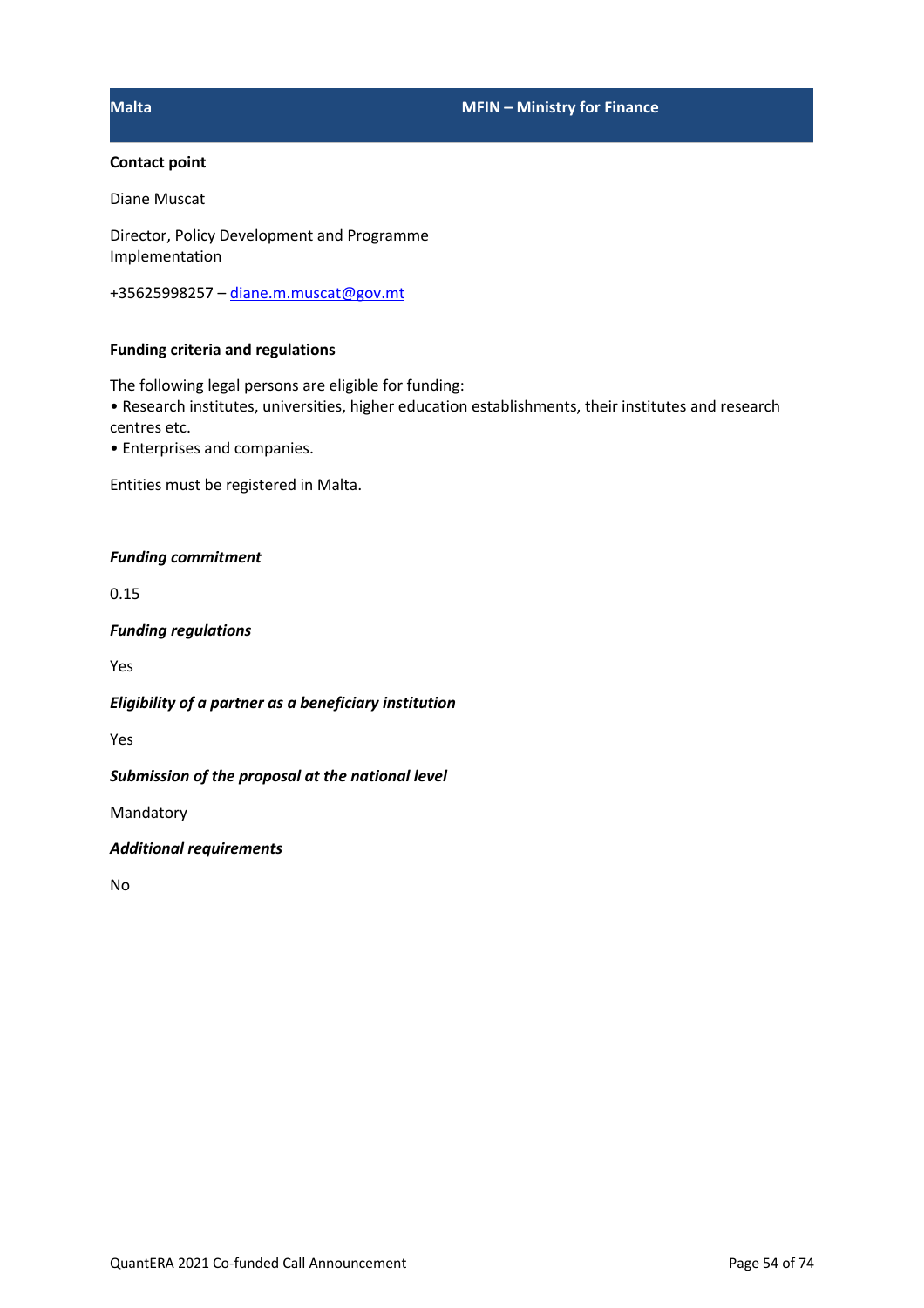| Malta | MFIN – Ministry for Finance |
|---|---|

**Contact point**

Diane Muscat

Director, Policy Development and Programme Implementation

+35625998257 – diane.m.muscat@gov.mt

**Funding criteria and regulations**

The following legal persons are eligible for funding:
• Research institutes, universities, higher education establishments, their institutes and research centres etc.
• Enterprises and companies.

Entities must be registered in Malta.

***Funding commitment***

0.15

***Funding regulations***

Yes

***Eligibility of a partner as a beneficiary institution***

Yes

***Submission of the proposal at the national level***

Mandatory

***Additional requirements***

No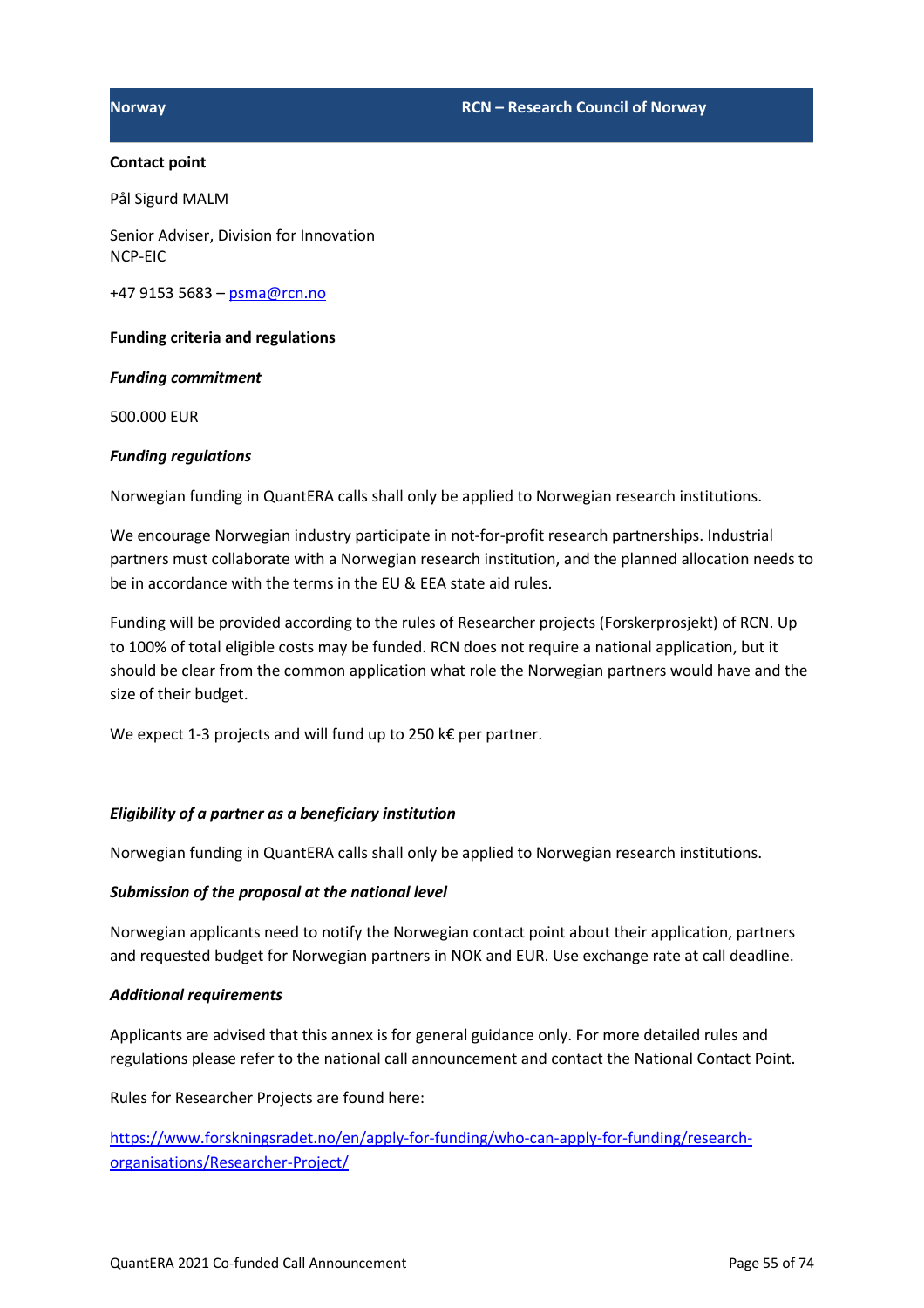| Norway | RCN – Research Council of Norway |
| --- | --- |

**Contact point**

Pål Sigurd MALM

Senior Adviser, Division for Innovation
NCP-EIC

+47 9153 5683 – psma@rcn.no

**Funding criteria and regulations**

***Funding commitment***

500.000 EUR

***Funding regulations***

Norwegian funding in QuantERA calls shall only be applied to Norwegian research institutions.

We encourage Norwegian industry participate in not-for-profit research partnerships. Industrial partners must collaborate with a Norwegian research institution, and the planned allocation needs to be in accordance with the terms in the EU & EEA state aid rules.

Funding will be provided according to the rules of Researcher projects (Forskerprosjekt) of RCN. Up to 100% of total eligible costs may be funded. RCN does not require a national application, but it should be clear from the common application what role the Norwegian partners would have and the size of their budget.

We expect 1-3 projects and will fund up to 250 k€ per partner.

***Eligibility of a partner as a beneficiary institution***

Norwegian funding in QuantERA calls shall only be applied to Norwegian research institutions.

***Submission of the proposal at the national level***

Norwegian applicants need to notify the Norwegian contact point about their application, partners and requested budget for Norwegian partners in NOK and EUR. Use exchange rate at call deadline.

***Additional requirements***

Applicants are advised that this annex is for general guidance only. For more detailed rules and regulations please refer to the national call announcement and contact the National Contact Point.

Rules for Researcher Projects are found here:

https://www.forskningsradet.no/en/apply-for-funding/who-can-apply-for-funding/research-organisations/Researcher-Project/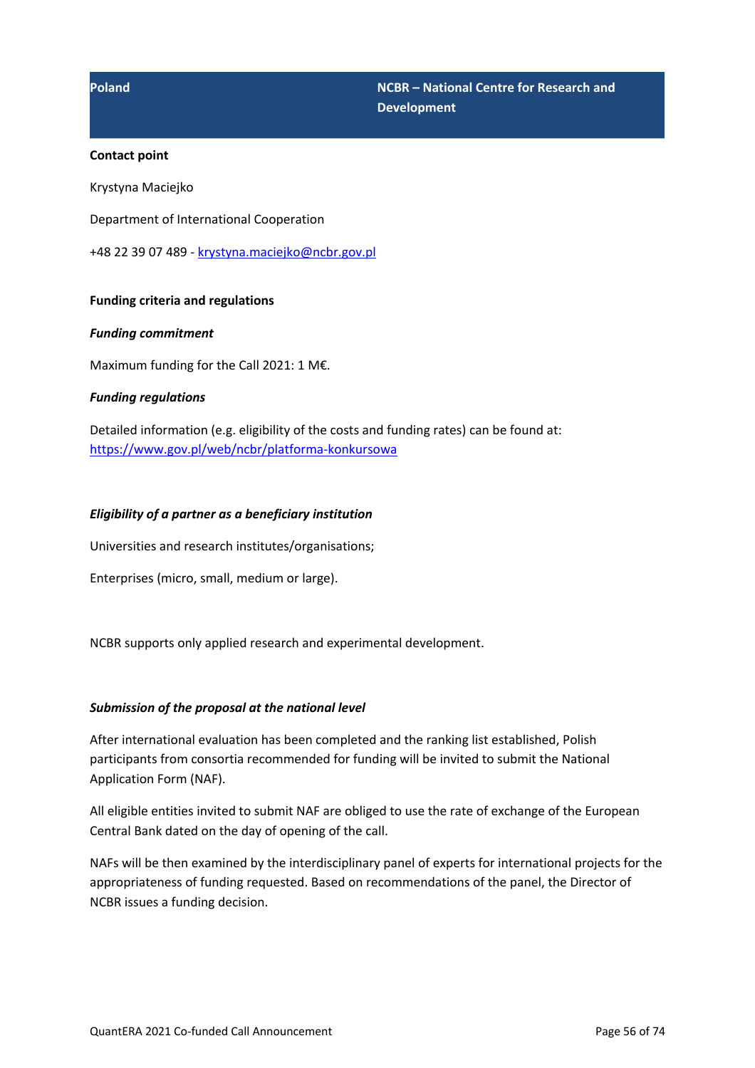| Poland | NCBR – National Centre for Research and Development |
|---|---|

**Contact point**

Krystyna Maciejko

Department of International Cooperation

+48 22 39 07 489 - [krystyna.maciejko@ncbr.gov.pl](mailto:krystyna.maciejko@ncbr.gov.pl)

**Funding criteria and regulations**

***Funding commitment***

Maximum funding for the Call 2021: 1 M€.

***Funding regulations***

Detailed information (e.g. eligibility of the costs and funding rates) can be found at: [https://www.gov.pl/web/ncbr/platforma-konkursowa](https://www.gov.pl/web/ncbr/platforma-konkursowa)

***Eligibility of a partner as a beneficiary institution***

Universities and research institutes/organisations;

Enterprises (micro, small, medium or large).

NCBR supports only applied research and experimental development.

***Submission of the proposal at the national level***

After international evaluation has been completed and the ranking list established, Polish participants from consortia recommended for funding will be invited to submit the National Application Form (NAF).

All eligible entities invited to submit NAF are obliged to use the rate of exchange of the European Central Bank dated on the day of opening of the call.

NAFs will be then examined by the interdisciplinary panel of experts for international projects for the appropriateness of funding requested. Based on recommendations of the panel, the Director of NCBR issues a funding decision.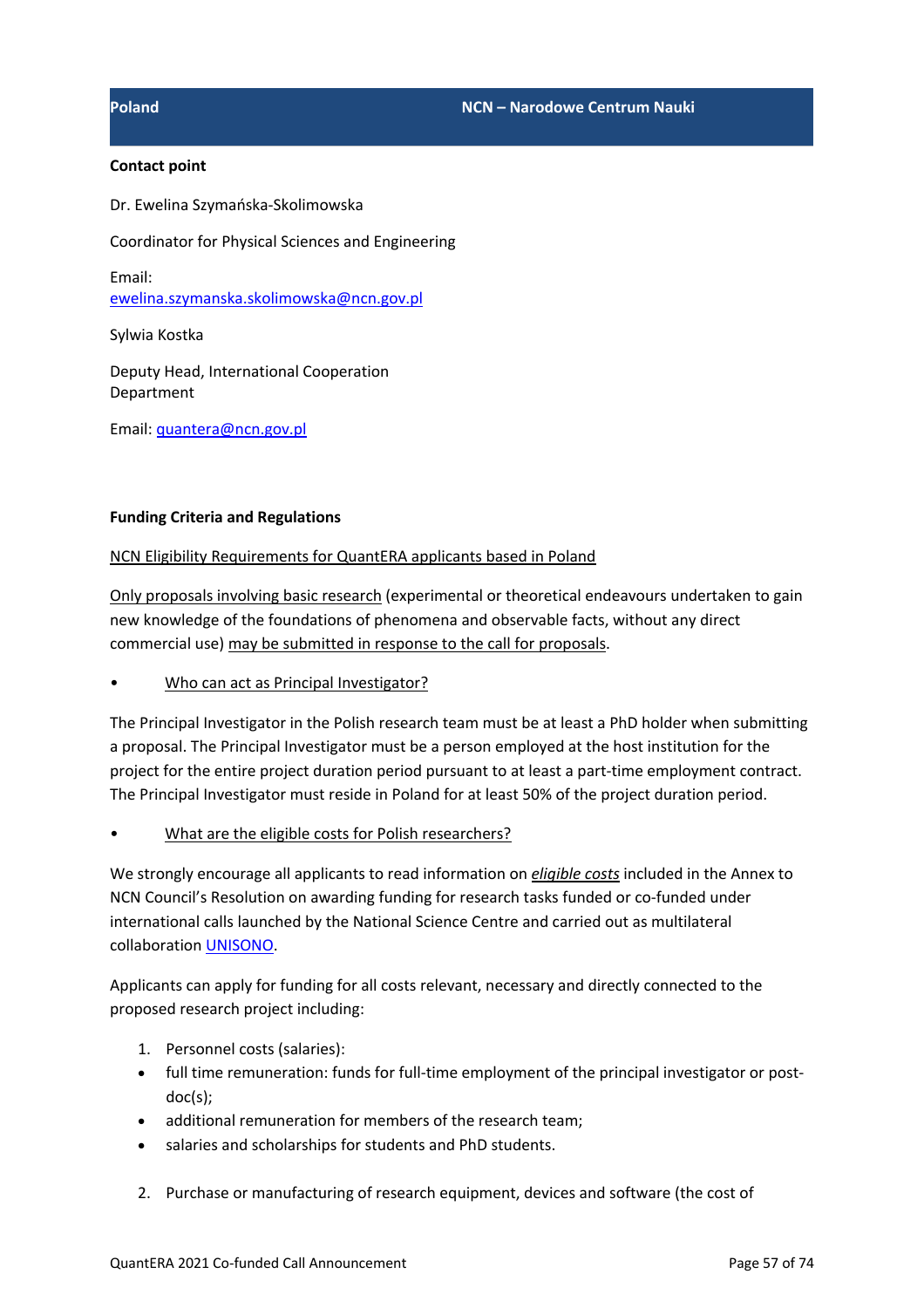## Poland NCN – Narodowe Centrum Nauki

**Contact point**

Dr. Ewelina Szymańska-Skolimowska

Coordinator for Physical Sciences and Engineering

Email:
ewelina.szymanska.skolimowska@ncn.gov.pl

Sylwia Kostka

Deputy Head, International Cooperation Department

Email: quantera@ncn.gov.pl

**Funding Criteria and Regulations**

NCN Eligibility Requirements for QuantERA applicants based in Poland

Only proposals involving basic research (experimental or theoretical endeavours undertaken to gain new knowledge of the foundations of phenomena and observable facts, without any direct commercial use) may be submitted in response to the call for proposals.

- Who can act as Principal Investigator?

The Principal Investigator in the Polish research team must be at least a PhD holder when submitting a proposal. The Principal Investigator must be a person employed at the host institution for the project for the entire project duration period pursuant to at least a part-time employment contract. The Principal Investigator must reside in Poland for at least 50% of the project duration period.

- What are the eligible costs for Polish researchers?

We strongly encourage all applicants to read information on ***eligible costs*** included in the Annex to NCN Council's Resolution on awarding funding for research tasks funded or co-funded under international calls launched by the National Science Centre and carried out as multilateral collaboration UNISONO.

Applicants can apply for funding for all costs relevant, necessary and directly connected to the proposed research project including:

1. Personnel costs (salaries):
- full time remuneration: funds for full-time employment of the principal investigator or post-doc(s);
- additional remuneration for members of the research team;
- salaries and scholarships for students and PhD students.

2. Purchase or manufacturing of research equipment, devices and software (the cost of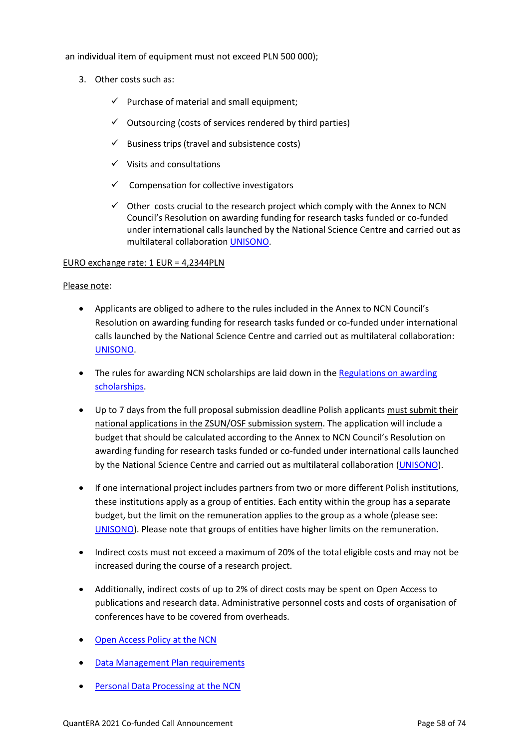an individual item of equipment must not exceed PLN 500 000);

3. Other costs such as:

   - ✓ Purchase of material and small equipment;
   - ✓ Outsourcing (costs of services rendered by third parties)
   - ✓ Business trips (travel and subsistence costs)
   - ✓ Visits and consultations
   - ✓ Compensation for collective investigators
   - ✓ Other costs crucial to the research project which comply with the Annex to NCN Council's Resolution on awarding funding for research tasks funded or co-funded under international calls launched by the National Science Centre and carried out as multilateral collaboration UNISONO.

EURO exchange rate: 1 EUR = 4,2344PLN

Please note:

- Applicants are obliged to adhere to the rules included in the Annex to NCN Council's Resolution on awarding funding for research tasks funded or co-funded under international calls launched by the National Science Centre and carried out as multilateral collaboration: UNISONO.
- The rules for awarding NCN scholarships are laid down in the Regulations on awarding scholarships.
- Up to 7 days from the full proposal submission deadline Polish applicants must submit their national applications in the ZSUN/OSF submission system. The application will include a budget that should be calculated according to the Annex to NCN Council's Resolution on awarding funding for research tasks funded or co-funded under international calls launched by the National Science Centre and carried out as multilateral collaboration (UNISONO).
- If one international project includes partners from two or more different Polish institutions, these institutions apply as a group of entities. Each entity within the group has a separate budget, but the limit on the remuneration applies to the group as a whole (please see: UNISONO). Please note that groups of entities have higher limits on the remuneration.
- Indirect costs must not exceed a maximum of 20% of the total eligible costs and may not be increased during the course of a research project.
- Additionally, indirect costs of up to 2% of direct costs may be spent on Open Access to publications and research data. Administrative personnel costs and costs of organisation of conferences have to be covered from overheads.
- Open Access Policy at the NCN
- Data Management Plan requirements
- Personal Data Processing at the NCN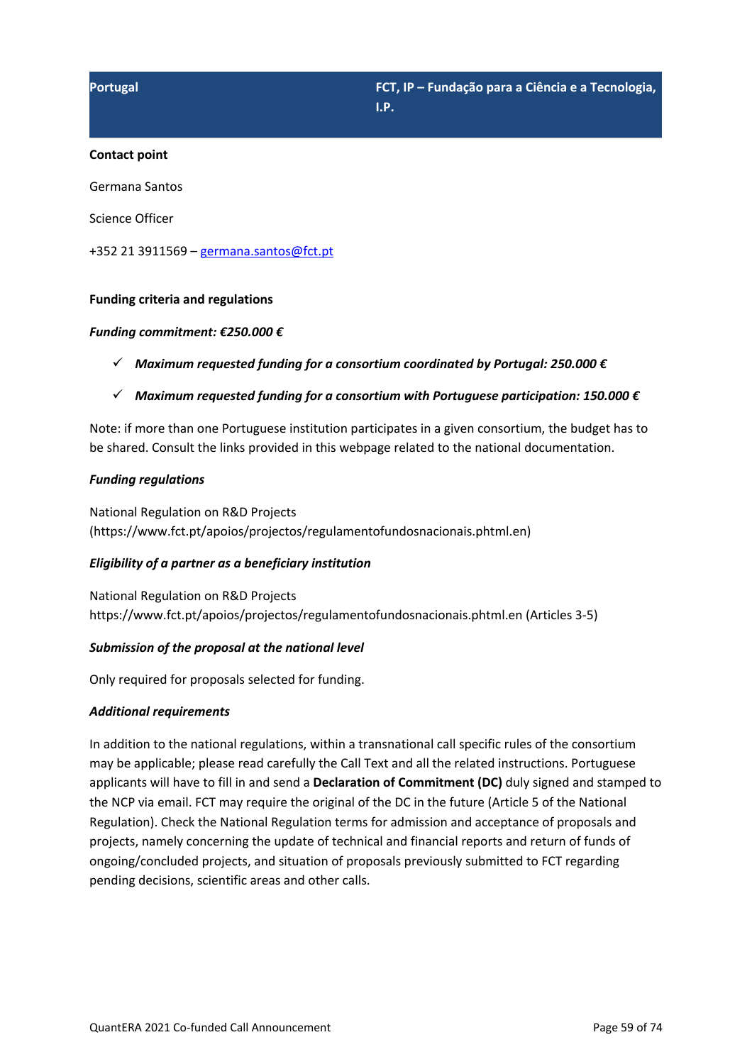## Portugal — FCT, IP – Fundação para a Ciência e a Tecnologia, I.P.

**Contact point**

Germana Santos

Science Officer

+352 21 3911569 – germana.santos@fct.pt

**Funding criteria and regulations**

***Funding commitment: €250.000 €***

- ✓ ***Maximum requested funding for a consortium coordinated by Portugal: 250.000 €***
- ✓ ***Maximum requested funding for a consortium with Portuguese participation: 150.000 €***

Note: if more than one Portuguese institution participates in a given consortium, the budget has to be shared. Consult the links provided in this webpage related to the national documentation.

***Funding regulations***

National Regulation on R&D Projects (https://www.fct.pt/apoios/projectos/regulamentofundosnacionais.phtml.en)

***Eligibility of a partner as a beneficiary institution***

National Regulation on R&D Projects https://www.fct.pt/apoios/projectos/regulamentofundosnacionais.phtml.en (Articles 3-5)

***Submission of the proposal at the national level***

Only required for proposals selected for funding.

***Additional requirements***

In addition to the national regulations, within a transnational call specific rules of the consortium may be applicable; please read carefully the Call Text and all the related instructions. Portuguese applicants will have to fill in and send a **Declaration of Commitment (DC)** duly signed and stamped to the NCP via email. FCT may require the original of the DC in the future (Article 5 of the National Regulation). Check the National Regulation terms for admission and acceptance of proposals and projects, namely concerning the update of technical and financial reports and return of funds of ongoing/concluded projects, and situation of proposals previously submitted to FCT regarding pending decisions, scientific areas and other calls.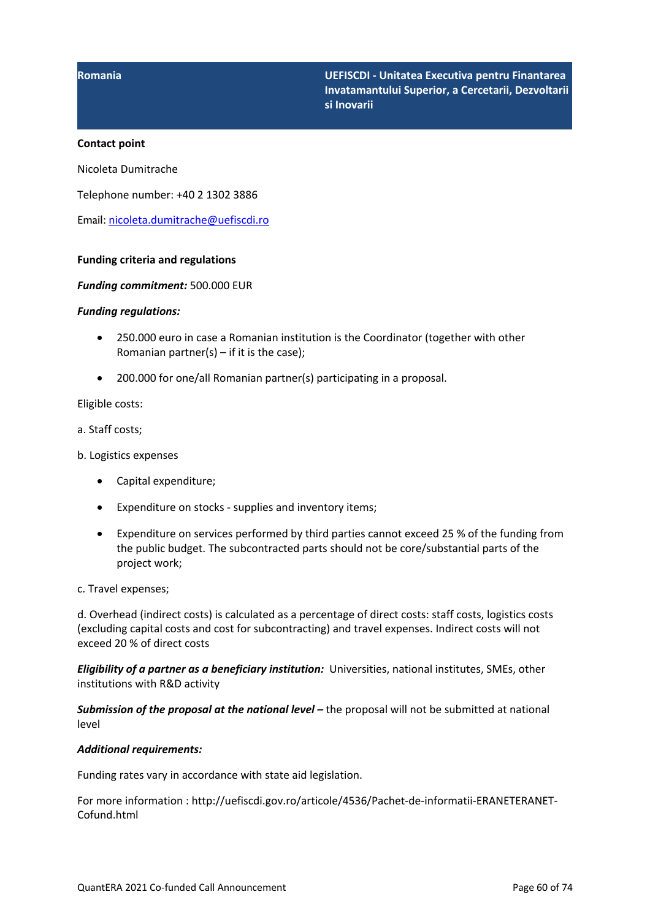| Romania | UEFISCDI - Unitatea Executiva pentru Finantarea Invatamantului Superior, a Cercetarii, Dezvoltarii si Inovarii |
|---|---|

**Contact point**

Nicoleta Dumitrache

Telephone number: +40 2 1302 3886

Email: nicoleta.dumitrache@uefiscdi.ro

**Funding criteria and regulations**

***Funding commitment:*** 500.000 EUR

***Funding regulations:***

- 250.000 euro in case a Romanian institution is the Coordinator (together with other Romanian partner(s) – if it is the case);
- 200.000 for one/all Romanian partner(s) participating in a proposal.

Eligible costs:

a. Staff costs;

b. Logistics expenses

- Capital expenditure;
- Expenditure on stocks - supplies and inventory items;
- Expenditure on services performed by third parties cannot exceed 25 % of the funding from the public budget. The subcontracted parts should not be core/substantial parts of the project work;

c. Travel expenses;

d. Overhead (indirect costs) is calculated as a percentage of direct costs: staff costs, logistics costs (excluding capital costs and cost for subcontracting) and travel expenses. Indirect costs will not exceed 20 % of direct costs

***Eligibility of a partner as a beneficiary institution:*** Universities, national institutes, SMEs, other institutions with R&D activity

***Submission of the proposal at the national level –*** the proposal will not be submitted at national level

***Additional requirements:***

Funding rates vary in accordance with state aid legislation.

For more information : http://uefiscdi.gov.ro/articole/4536/Pachet-de-informatii-ERANETERANET-Cofund.html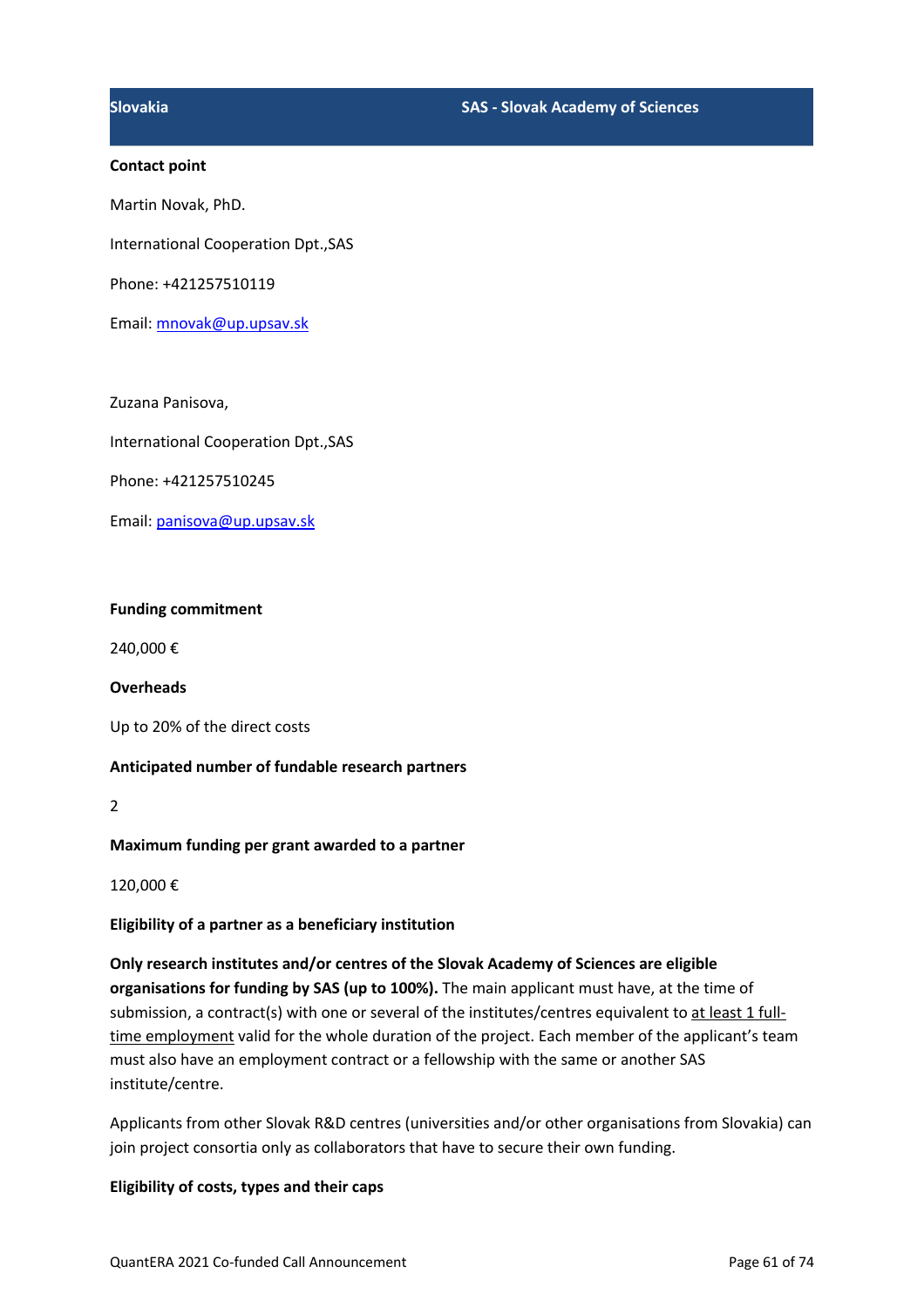| Slovakia | SAS - Slovak Academy of Sciences |
|---|---|

**Contact point**

Martin Novak, PhD.

International Cooperation Dpt.,SAS

Phone: +421257510119

Email: mnovak@up.upsav.sk

Zuzana Panisova,

International Cooperation Dpt.,SAS

Phone: +421257510245

Email: panisova@up.upsav.sk

**Funding commitment**

240,000 €

**Overheads**

Up to 20% of the direct costs

**Anticipated number of fundable research partners**

2

**Maximum funding per grant awarded to a partner**

120,000 €

**Eligibility of a partner as a beneficiary institution**

**Only research institutes and/or centres of the Slovak Academy of Sciences are eligible organisations for funding by SAS (up to 100%).** The main applicant must have, at the time of submission, a contract(s) with one or several of the institutes/centres equivalent to at least 1 full-time employment valid for the whole duration of the project. Each member of the applicant's team must also have an employment contract or a fellowship with the same or another SAS institute/centre.

Applicants from other Slovak R&D centres (universities and/or other organisations from Slovakia) can join project consortia only as collaborators that have to secure their own funding.

**Eligibility of costs, types and their caps**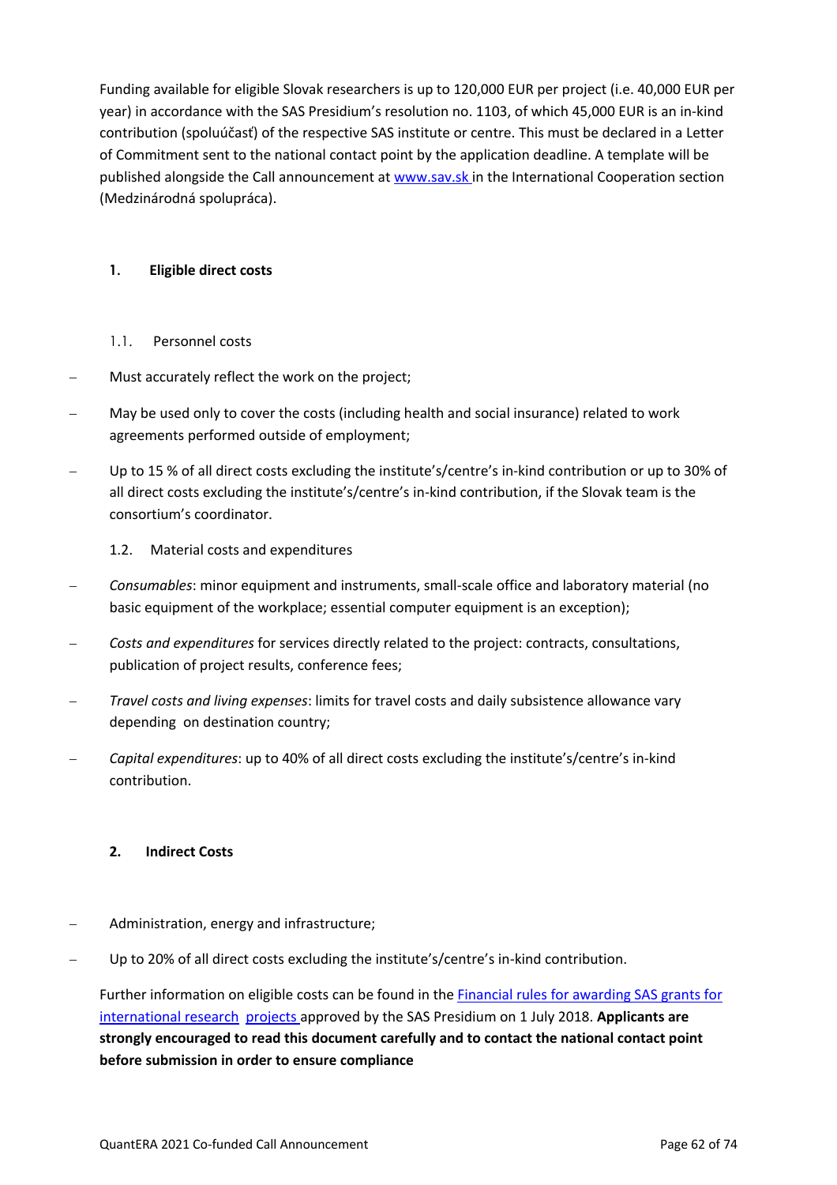Funding available for eligible Slovak researchers is up to 120,000 EUR per project (i.e. 40,000 EUR per year) in accordance with the SAS Presidium's resolution no. 1103, of which 45,000 EUR is an in-kind contribution (spoluúčasť) of the respective SAS institute or centre. This must be declared in a Letter of Commitment sent to the national contact point by the application deadline. A template will be published alongside the Call announcement at [www.sav.sk](www.sav.sk) in the International Cooperation section (Medzinárodná spolupráca).

### 1. Eligible direct costs

#### 1.1. Personnel costs

- Must accurately reflect the work on the project;
- May be used only to cover the costs (including health and social insurance) related to work agreements performed outside of employment;
- Up to 15 % of all direct costs excluding the institute's/centre's in-kind contribution or up to 30% of all direct costs excluding the institute's/centre's in-kind contribution, if the Slovak team is the consortium's coordinator.

#### 1.2. Material costs and expenditures

- *Consumables*: minor equipment and instruments, small-scale office and laboratory material (no basic equipment of the workplace; essential computer equipment is an exception);
- *Costs and expenditures* for services directly related to the project: contracts, consultations, publication of project results, conference fees;
- *Travel costs and living expenses*: limits for travel costs and daily subsistence allowance vary depending on destination country;
- *Capital expenditures*: up to 40% of all direct costs excluding the institute's/centre's in-kind contribution.

### 2. Indirect Costs

- Administration, energy and infrastructure;
- Up to 20% of all direct costs excluding the institute's/centre's in-kind contribution.

Further information on eligible costs can be found in the Financial rules for awarding SAS grants for international research projects approved by the SAS Presidium on 1 July 2018. **Applicants are strongly encouraged to read this document carefully and to contact the national contact point before submission in order to ensure compliance**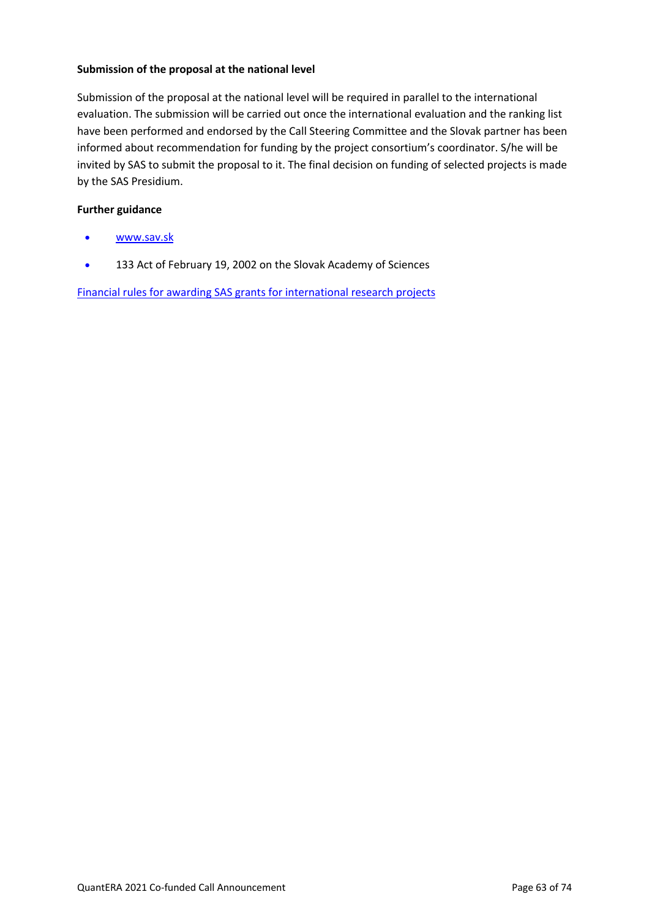**Submission of the proposal at the national level**

Submission of the proposal at the national level will be required in parallel to the international evaluation. The submission will be carried out once the international evaluation and the ranking list have been performed and endorsed by the Call Steering Committee and the Slovak partner has been informed about recommendation for funding by the project consortium's coordinator. S/he will be invited by SAS to submit the proposal to it. The final decision on funding of selected projects is made by the SAS Presidium.

**Further guidance**

- www.sav.sk
- 133 Act of February 19, 2002 on the Slovak Academy of Sciences

Financial rules for awarding SAS grants for international research projects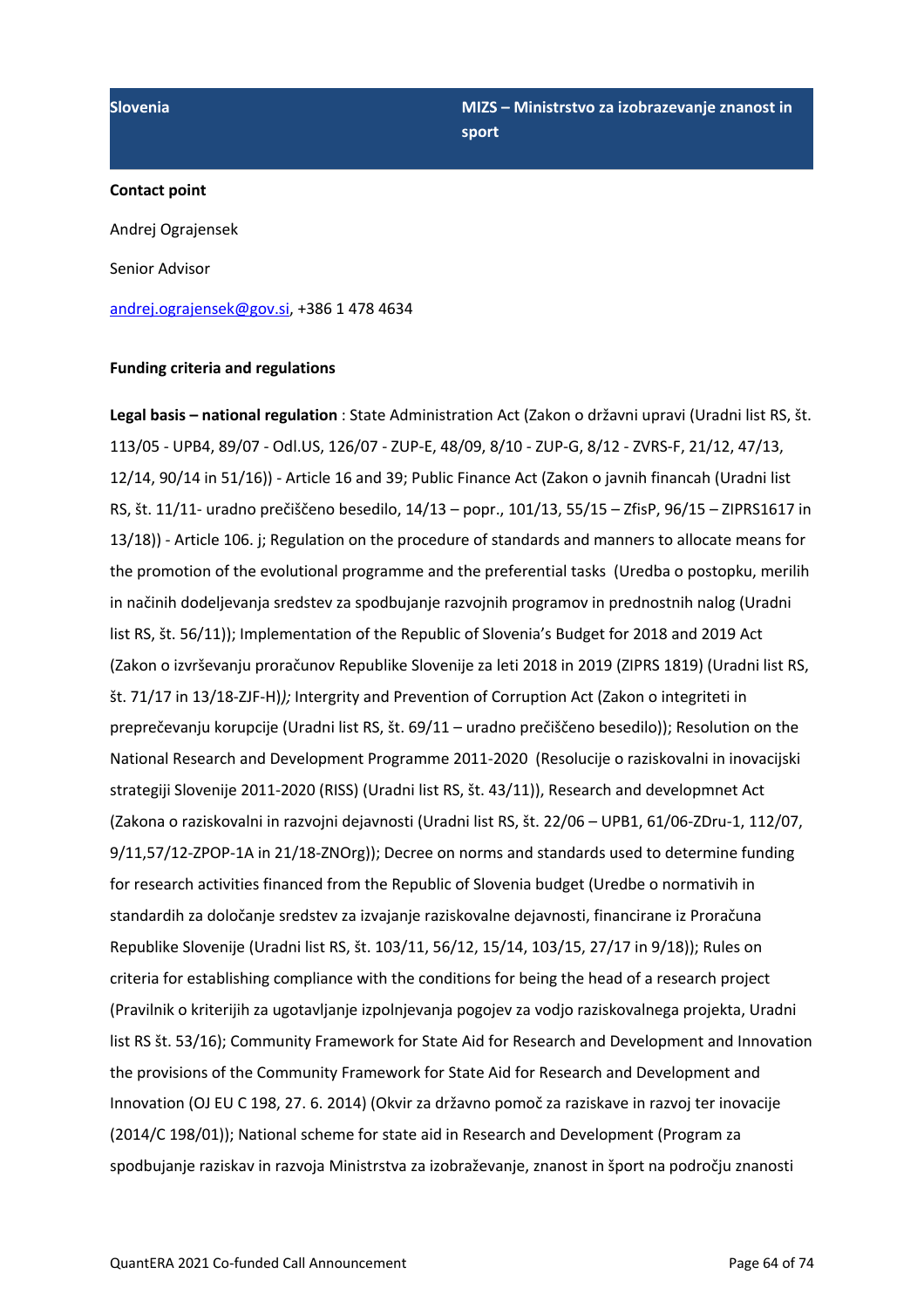| Slovenia | MIZS – Ministrstvo za izobrazevanje znanost in sport |
|---|---|

**Contact point**

Andrej Ograjensek

Senior Advisor

andrej.ograjensek@gov.si, +386 1 478 4634

**Funding criteria and regulations**

**Legal basis – national regulation** : State Administration Act (Zakon o državni upravi (Uradni list RS, št. 113/05 - UPB4, 89/07 - Odl.US, 126/07 - ZUP-E, 48/09, 8/10 - ZUP-G, 8/12 - ZVRS-F, 21/12, 47/13, 12/14, 90/14 in 51/16)) - Article 16 and 39; Public Finance Act (Zakon o javnih financah (Uradni list RS, št. 11/11- uradno prečiščeno besedilo, 14/13 – popr., 101/13, 55/15 – ZfisP, 96/15 – ZIPRS1617 in 13/18)) - Article 106. j; Regulation on the procedure of standards and manners to allocate means for the promotion of the evolutional programme and the preferential tasks (Uredba o postopku, merilih in načinih dodeljevanja sredstev za spodbujanje razvojnih programov in prednostnih nalog (Uradni list RS, št. 56/11)); Implementation of the Republic of Slovenia's Budget for 2018 and 2019 Act (Zakon o izvrševanju proračunov Republike Slovenije za leti 2018 in 2019 (ZIPRS 1819) (Uradni list RS, št. 71/17 in 13/18-ZJF-H)*);* Intergrity and Prevention of Corruption Act (Zakon o integriteti in preprečevanju korupcije (Uradni list RS, št. 69/11 – uradno prečiščeno besedilo)); Resolution on the National Research and Development Programme 2011-2020 (Resolucije o raziskovalni in inovacijski strategiji Slovenije 2011-2020 (RISS) (Uradni list RS, št. 43/11)), Research and developmnet Act (Zakona o raziskovalni in razvojni dejavnosti (Uradni list RS, št. 22/06 – UPB1, 61/06-ZDru-1, 112/07, 9/11,57/12-ZPOP-1A in 21/18-ZNOrg)); Decree on norms and standards used to determine funding for research activities financed from the Republic of Slovenia budget (Uredbe o normativih in standardih za določanje sredstev za izvajanje raziskovalne dejavnosti, financirane iz Proračuna Republike Slovenije (Uradni list RS, št. 103/11, 56/12, 15/14, 103/15, 27/17 in 9/18)); Rules on criteria for establishing compliance with the conditions for being the head of a research project (Pravilnik o kriterijih za ugotavljanje izpolnjevanja pogojev za vodjo raziskovalnega projekta, Uradni list RS št. 53/16); Community Framework for State Aid for Research and Development and Innovation the provisions of the Community Framework for State Aid for Research and Development and Innovation (OJ EU C 198, 27. 6. 2014) (Okvir za državno pomoč za raziskave in razvoj ter inovacije (2014/C 198/01)); National scheme for state aid in Research and Development (Program za spodbujanje raziskav in razvoja Ministrstva za izobraževanje, znanost in šport na področju znanosti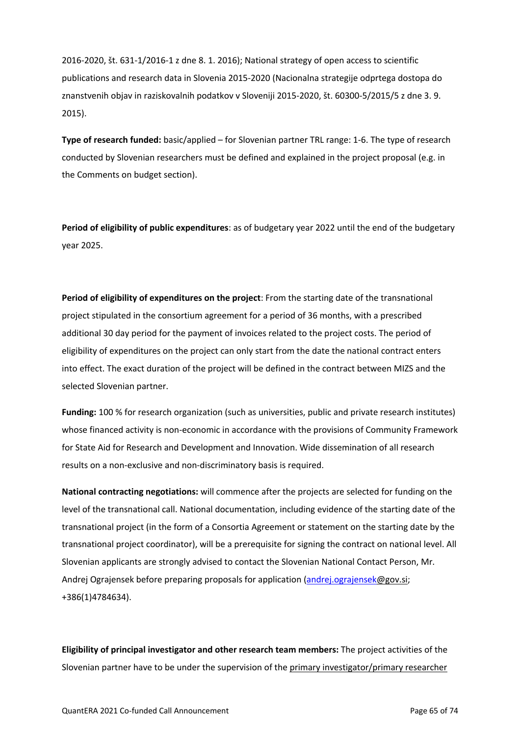2016-2020, št. 631-1/2016-1 z dne 8. 1. 2016); National strategy of open access to scientific publications and research data in Slovenia 2015-2020 (Nacionalna strategije odprtega dostopa do znanstvenih objav in raziskovalnih podatkov v Sloveniji 2015-2020, št. 60300-5/2015/5 z dne 3. 9. 2015).

**Type of research funded:** basic/applied – for Slovenian partner TRL range: 1-6. The type of research conducted by Slovenian researchers must be defined and explained in the project proposal (e.g. in the Comments on budget section).

**Period of eligibility of public expenditures**: as of budgetary year 2022 until the end of the budgetary year 2025.

**Period of eligibility of expenditures on the project**: From the starting date of the transnational project stipulated in the consortium agreement for a period of 36 months, with a prescribed additional 30 day period for the payment of invoices related to the project costs. The period of eligibility of expenditures on the project can only start from the date the national contract enters into effect. The exact duration of the project will be defined in the contract between MIZS and the selected Slovenian partner.

**Funding:** 100 % for research organization (such as universities, public and private research institutes) whose financed activity is non-economic in accordance with the provisions of Community Framework for State Aid for Research and Development and Innovation. Wide dissemination of all research results on a non-exclusive and non-discriminatory basis is required.

**National contracting negotiations:** will commence after the projects are selected for funding on the level of the transnational call. National documentation, including evidence of the starting date of the transnational project (in the form of a Consortia Agreement or statement on the starting date by the transnational project coordinator), will be a prerequisite for signing the contract on national level. All Slovenian applicants are strongly advised to contact the Slovenian National Contact Person, Mr. Andrej Ograjensek before preparing proposals for application (andrej.ograjensek@gov.si; +386(1)4784634).

**Eligibility of principal investigator and other research team members:** The project activities of the Slovenian partner have to be under the supervision of the primary investigator/primary researcher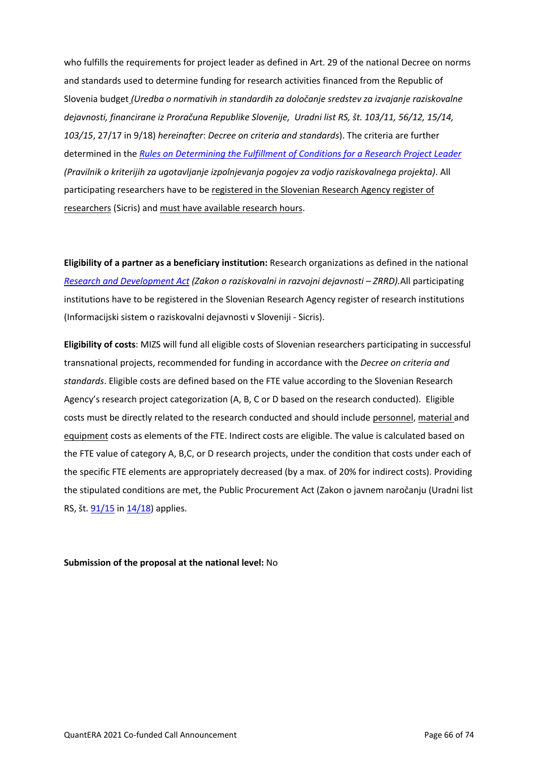who fulfills the requirements for project leader as defined in Art. 29 of the national Decree on norms and standards used to determine funding for research activities financed from the Republic of Slovenia budget *(Uredba o normativih in standardih za določanje sredstev za izvajanje raziskovalne dejavnosti, financirane iz Proračuna Republike Slovenije, Uradni list RS, št. 103/11, 56/12, 15/14, 103/15*, 27/17 in 9/18) *hereinafter*: *Decree on criteria and standards*). The criteria are further determined in the *Rules on Determining the Fulfillment of Conditions for a Research Project Leader (Pravilnik o kriterijih za ugotavljanje izpolnjevanja pogojev za vodjo raziskovalnega projekta)*. All participating researchers have to be registered in the Slovenian Research Agency register of researchers (Sicris) and must have available research hours.

**Eligibility of a partner as a beneficiary institution:** Research organizations as defined in the national *Research and Development Act (Zakon o raziskovalni in razvojni dejavnosti – ZRRD).*All participating institutions have to be registered in the Slovenian Research Agency register of research institutions (Informacijski sistem o raziskovalni dejavnosti v Sloveniji - Sicris).

**Eligibility of costs**: MIZS will fund all eligible costs of Slovenian researchers participating in successful transnational projects, recommended for funding in accordance with the *Decree on criteria and standards*. Eligible costs are defined based on the FTE value according to the Slovenian Research Agency's research project categorization (A, B, C or D based on the research conducted). Eligible costs must be directly related to the research conducted and should include personnel, material and equipment costs as elements of the FTE. Indirect costs are eligible. The value is calculated based on the FTE value of category A, B,C, or D research projects, under the condition that costs under each of the specific FTE elements are appropriately decreased (by a max. of 20% for indirect costs). Providing the stipulated conditions are met, the Public Procurement Act (Zakon o javnem naročanju (Uradni list RS, št. 91/15 in 14/18) applies.

**Submission of the proposal at the national level:** No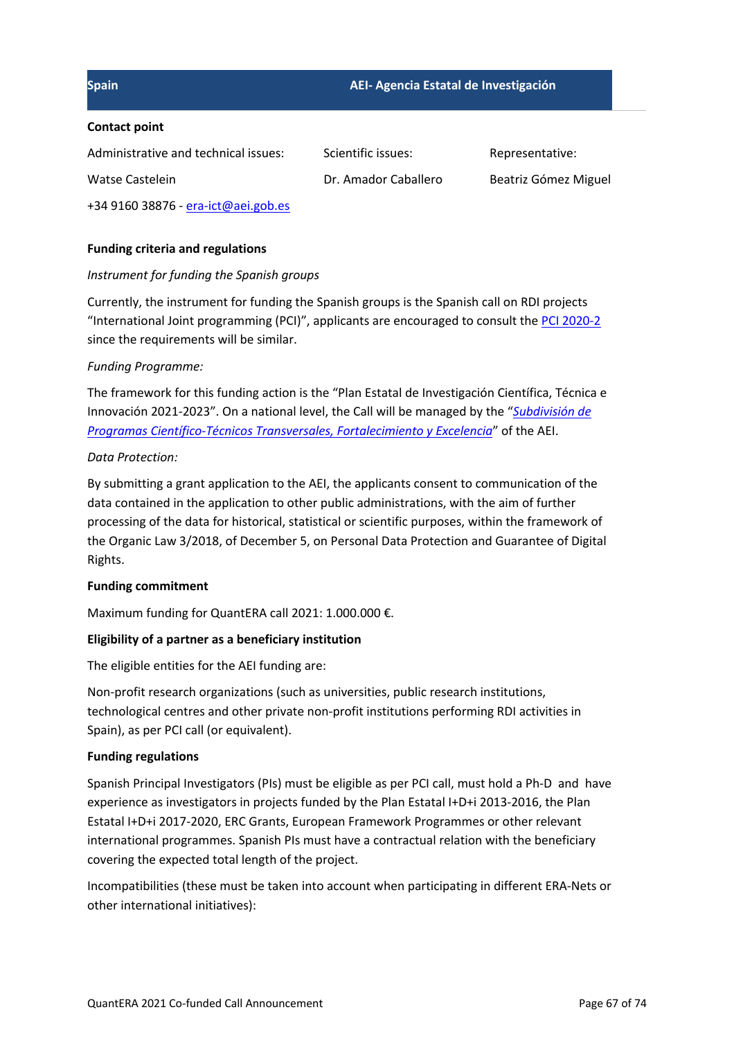| Spain | AEI- Agencia Estatal de Investigación |
|---|---|

**Contact point**

| Administrative and technical issues: | Scientific issues: | Representative: |
|---|---|---|
| Watse Castelein | Dr. Amador Caballero | Beatriz Gómez Miguel |
| +34 9160 38876 - era-ict@aei.gob.es | | |

**Funding criteria and regulations**

*Instrument for funding the Spanish groups*

Currently, the instrument for funding the Spanish groups is the Spanish call on RDI projects "International Joint programming (PCI)", applicants are encouraged to consult the PCI 2020-2 since the requirements will be similar.

*Funding Programme:*

The framework for this funding action is the "Plan Estatal de Investigación Científica, Técnica e Innovación 2021-2023". On a national level, the Call will be managed by the "*Subdivisión de Programas Científico-Técnicos Transversales, Fortalecimiento y Excelencia*" of the AEI.

*Data Protection:*

By submitting a grant application to the AEI, the applicants consent to communication of the data contained in the application to other public administrations, with the aim of further processing of the data for historical, statistical or scientific purposes, within the framework of the Organic Law 3/2018, of December 5, on Personal Data Protection and Guarantee of Digital Rights.

**Funding commitment**

Maximum funding for QuantERA call 2021: 1.000.000 €.

**Eligibility of a partner as a beneficiary institution**

The eligible entities for the AEI funding are:

Non-profit research organizations (such as universities, public research institutions, technological centres and other private non-profit institutions performing RDI activities in Spain), as per PCI call (or equivalent).

**Funding regulations**

Spanish Principal Investigators (PIs) must be eligible as per PCI call, must hold a Ph-D and have experience as investigators in projects funded by the Plan Estatal I+D+i 2013-2016, the Plan Estatal I+D+i 2017-2020, ERC Grants, European Framework Programmes or other relevant international programmes. Spanish PIs must have a contractual relation with the beneficiary covering the expected total length of the project.

Incompatibilities (these must be taken into account when participating in different ERA-Nets or other international initiatives):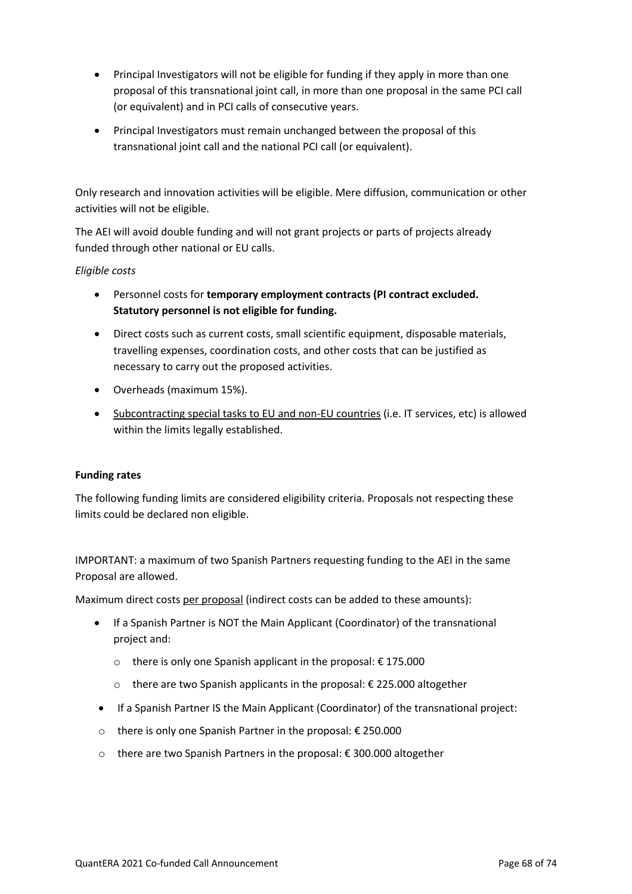- Principal Investigators will not be eligible for funding if they apply in more than one proposal of this transnational joint call, in more than one proposal in the same PCI call (or equivalent) and in PCI calls of consecutive years.
- Principal Investigators must remain unchanged between the proposal of this transnational joint call and the national PCI call (or equivalent).

Only research and innovation activities will be eligible. Mere diffusion, communication or other activities will not be eligible.

The AEI will avoid double funding and will not grant projects or parts of projects already funded through other national or EU calls.

*Eligible costs*

- Personnel costs for **temporary employment contracts (PI contract excluded. Statutory personnel is not eligible for funding.**
- Direct costs such as current costs, small scientific equipment, disposable materials, travelling expenses, coordination costs, and other costs that can be justified as necessary to carry out the proposed activities.
- Overheads (maximum 15%).
- Subcontracting special tasks to EU and non-EU countries (i.e. IT services, etc) is allowed within the limits legally established.

**Funding rates**

The following funding limits are considered eligibility criteria. Proposals not respecting these limits could be declared non eligible.

IMPORTANT: a maximum of two Spanish Partners requesting funding to the AEI in the same Proposal are allowed.

Maximum direct costs per proposal (indirect costs can be added to these amounts):

- If a Spanish Partner is NOT the Main Applicant (Coordinator) of the transnational project and:
  - there is only one Spanish applicant in the proposal: € 175.000
  - there are two Spanish applicants in the proposal: € 225.000 altogether
- If a Spanish Partner IS the Main Applicant (Coordinator) of the transnational project:
  - there is only one Spanish Partner in the proposal: € 250.000
  - there are two Spanish Partners in the proposal: € 300.000 altogether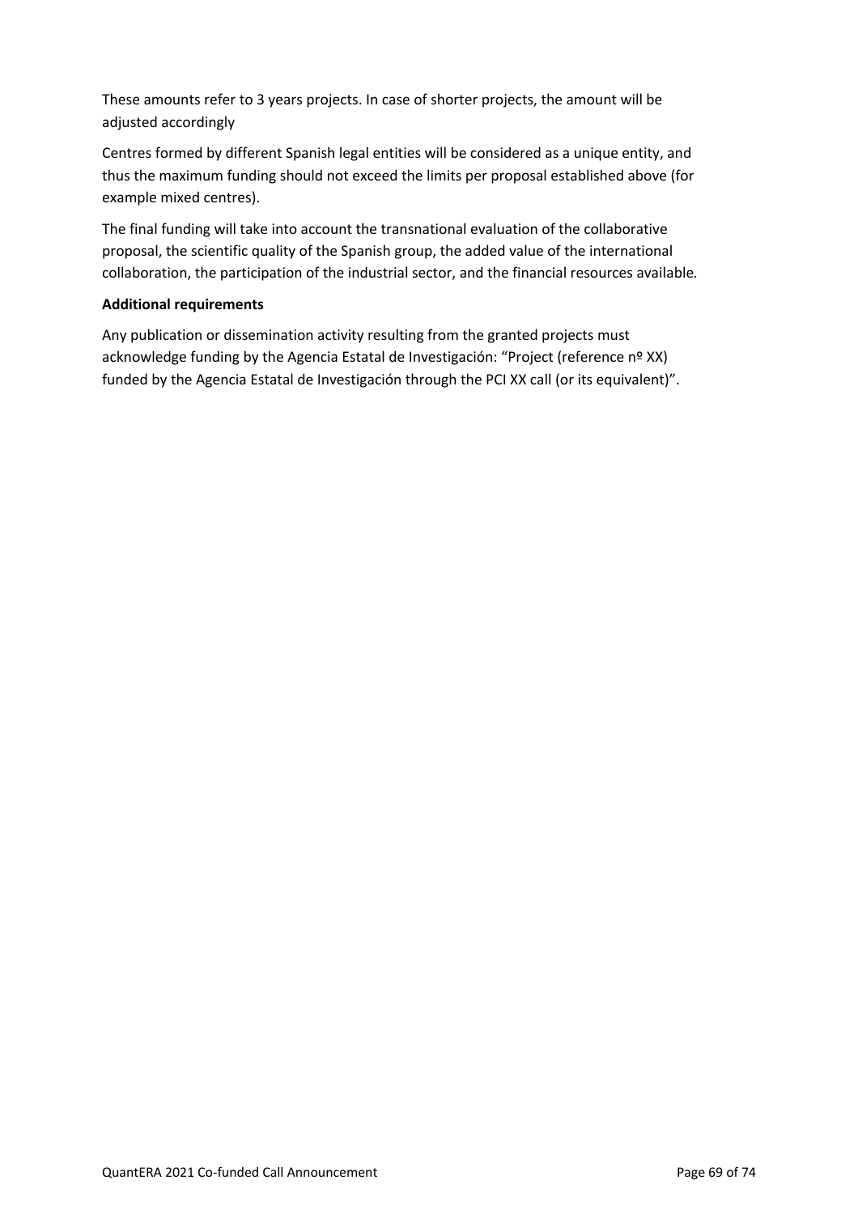These amounts refer to 3 years projects. In case of shorter projects, the amount will be adjusted accordingly

Centres formed by different Spanish legal entities will be considered as a unique entity, and thus the maximum funding should not exceed the limits per proposal established above (for example mixed centres).

The final funding will take into account the transnational evaluation of the collaborative proposal, the scientific quality of the Spanish group, the added value of the international collaboration, the participation of the industrial sector, and the financial resources available.

**Additional requirements**

Any publication or dissemination activity resulting from the granted projects must acknowledge funding by the Agencia Estatal de Investigación: "Project (reference nº XX) funded by the Agencia Estatal de Investigación through the PCI XX call (or its equivalent)".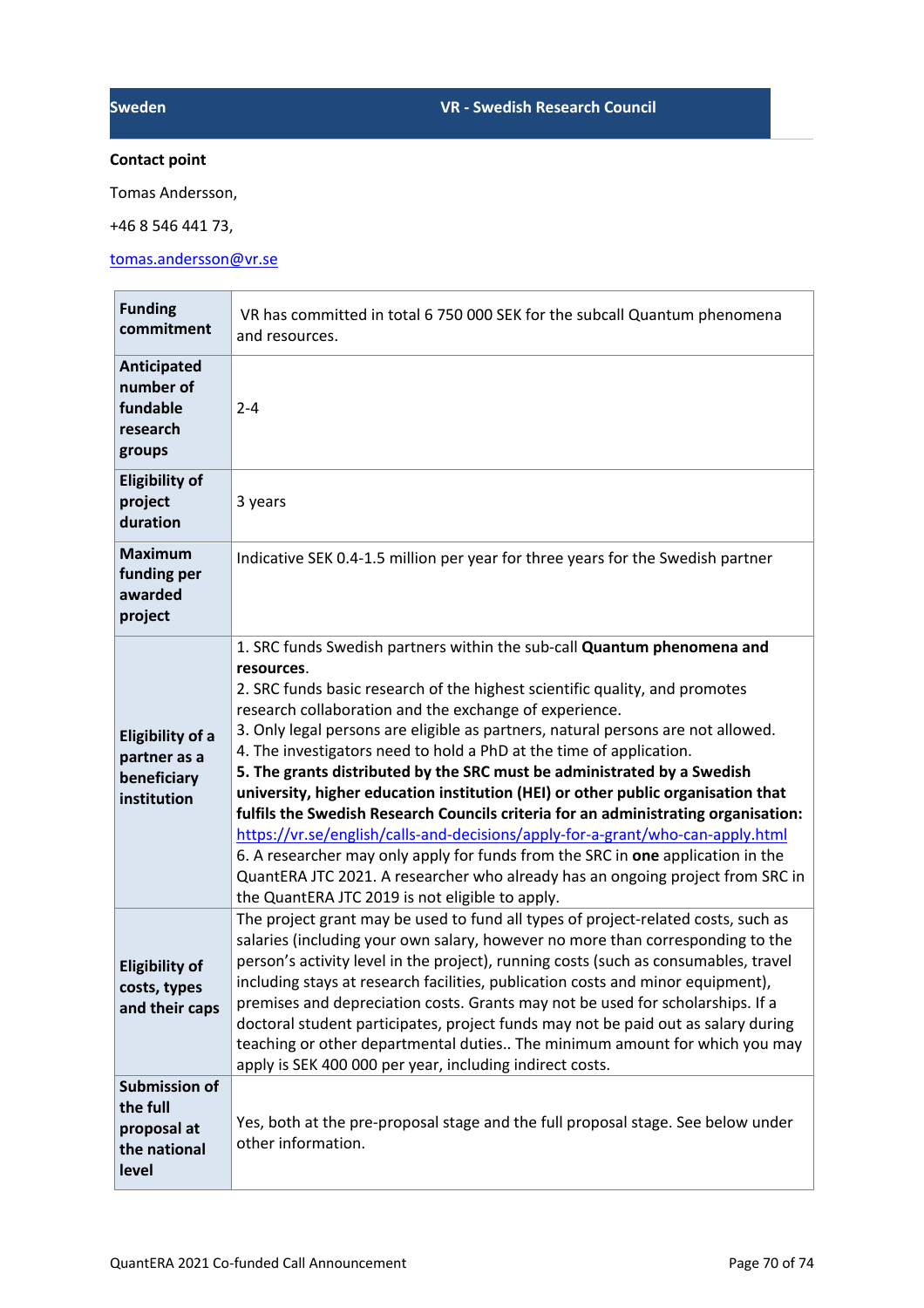| Sweden | VR - Swedish Research Council |
|---|---|

**Contact point**

Tomas Andersson,

+46 8 546 441 73,

tomas.andersson@vr.se

| | |
|---|---|
| **Funding commitment** | VR has committed in total 6 750 000 SEK for the subcall Quantum phenomena and resources. |
| **Anticipated number of fundable research groups** | 2-4 |
| **Eligibility of project duration** | 3 years |
| **Maximum funding per awarded project** | Indicative SEK 0.4-1.5 million per year for three years for the Swedish partner |
| **Eligibility of a partner as a beneficiary institution** | 1. SRC funds Swedish partners within the sub-call **Quantum phenomena and resources**.<br>2. SRC funds basic research of the highest scientific quality, and promotes research collaboration and the exchange of experience.<br>3. Only legal persons are eligible as partners, natural persons are not allowed.<br>4. The investigators need to hold a PhD at the time of application.<br>**5. The grants distributed by the SRC must be administrated by a Swedish university, higher education institution (HEI) or other public organisation that fulfils the Swedish Research Councils criteria for an administrating organisation:** https://vr.se/english/calls-and-decisions/apply-for-a-grant/who-can-apply.html<br>6. A researcher may only apply for funds from the SRC in **one** application in the QuantERA JTC 2021. A researcher who already has an ongoing project from SRC in the QuantERA JTC 2019 is not eligible to apply. |
| **Eligibility of costs, types and their caps** | The project grant may be used to fund all types of project-related costs, such as salaries (including your own salary, however no more than corresponding to the person's activity level in the project), running costs (such as consumables, travel including stays at research facilities, publication costs and minor equipment), premises and depreciation costs. Grants may not be used for scholarships. If a doctoral student participates, project funds may not be paid out as salary during teaching or other departmental duties.. The minimum amount for which you may apply is SEK 400 000 per year, including indirect costs. |
| **Submission of the full proposal at the national level** | Yes, both at the pre-proposal stage and the full proposal stage. See below under other information. |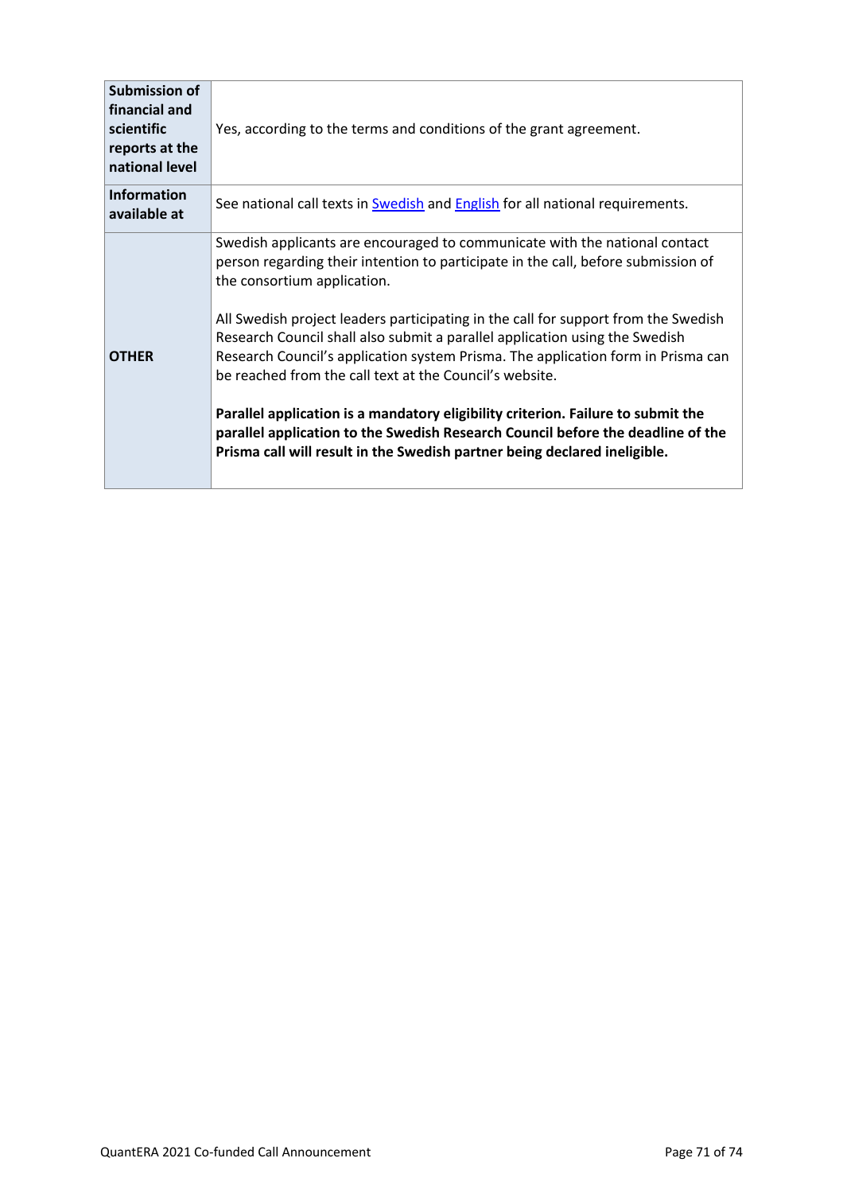| | |
|---|---|
| **Submission of financial and scientific reports at the national level** | Yes, according to the terms and conditions of the grant agreement. |
| **Information available at** | See national call texts in Swedish and English for all national requirements. |
| **OTHER** | Swedish applicants are encouraged to communicate with the national contact person regarding their intention to participate in the call, before submission of the consortium application.<br><br>All Swedish project leaders participating in the call for support from the Swedish Research Council shall also submit a parallel application using the Swedish Research Council's application system Prisma. The application form in Prisma can be reached from the call text at the Council's website.<br><br>**Parallel application is a mandatory eligibility criterion. Failure to submit the parallel application to the Swedish Research Council before the deadline of the Prisma call will result in the Swedish partner being declared ineligible.** |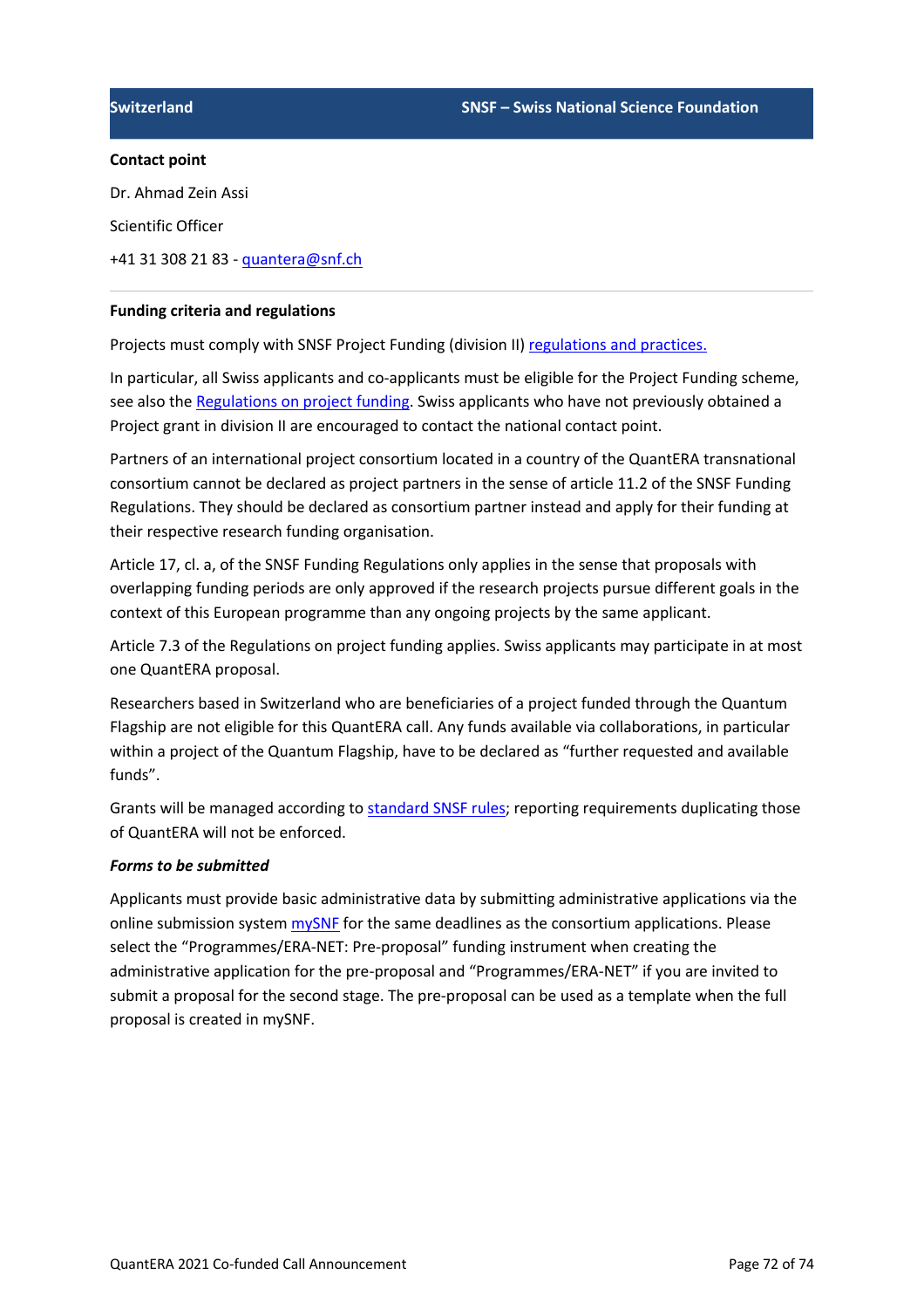## Switzerland — SNSF – Swiss National Science Foundation

**Contact point**

Dr. Ahmad Zein Assi

Scientific Officer

+41 31 308 21 83 - quantera@snf.ch

**Funding criteria and regulations**

Projects must comply with SNSF Project Funding (division II) regulations and practices.

In particular, all Swiss applicants and co-applicants must be eligible for the Project Funding scheme, see also the Regulations on project funding. Swiss applicants who have not previously obtained a Project grant in division II are encouraged to contact the national contact point.

Partners of an international project consortium located in a country of the QuantERA transnational consortium cannot be declared as project partners in the sense of article 11.2 of the SNSF Funding Regulations. They should be declared as consortium partner instead and apply for their funding at their respective research funding organisation.

Article 17, cl. a, of the SNSF Funding Regulations only applies in the sense that proposals with overlapping funding periods are only approved if the research projects pursue different goals in the context of this European programme than any ongoing projects by the same applicant.

Article 7.3 of the Regulations on project funding applies. Swiss applicants may participate in at most one QuantERA proposal.

Researchers based in Switzerland who are beneficiaries of a project funded through the Quantum Flagship are not eligible for this QuantERA call. Any funds available via collaborations, in particular within a project of the Quantum Flagship, have to be declared as “further requested and available funds”.

Grants will be managed according to standard SNSF rules; reporting requirements duplicating those of QuantERA will not be enforced.

***Forms to be submitted***

Applicants must provide basic administrative data by submitting administrative applications via the online submission system mySNF for the same deadlines as the consortium applications. Please select the “Programmes/ERA-NET: Pre-proposal” funding instrument when creating the administrative application for the pre-proposal and “Programmes/ERA-NET” if you are invited to submit a proposal for the second stage. The pre-proposal can be used as a template when the full proposal is created in mySNF.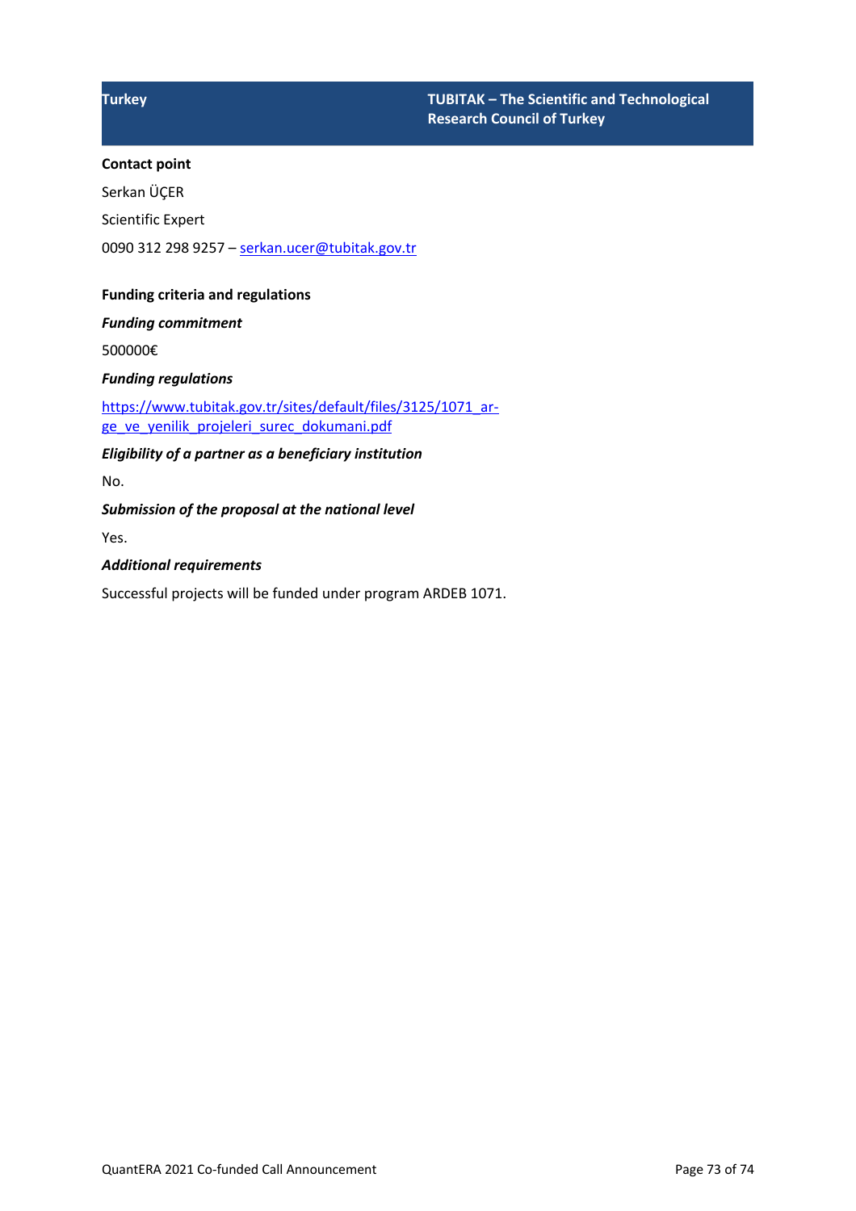## Turkey — TUBITAK – The Scientific and Technological Research Council of Turkey

**Contact point**

Serkan ÜÇER

Scientific Expert

0090 312 298 9257 – serkan.ucer@tubitak.gov.tr

**Funding criteria and regulations**

***Funding commitment***

500000€

***Funding regulations***

https://www.tubitak.gov.tr/sites/default/files/3125/1071_ar-ge_ve_yenilik_projeleri_surec_dokumani.pdf

***Eligibility of a partner as a beneficiary institution***

No.

***Submission of the proposal at the national level***

Yes.

***Additional requirements***

Successful projects will be funded under program ARDEB 1071.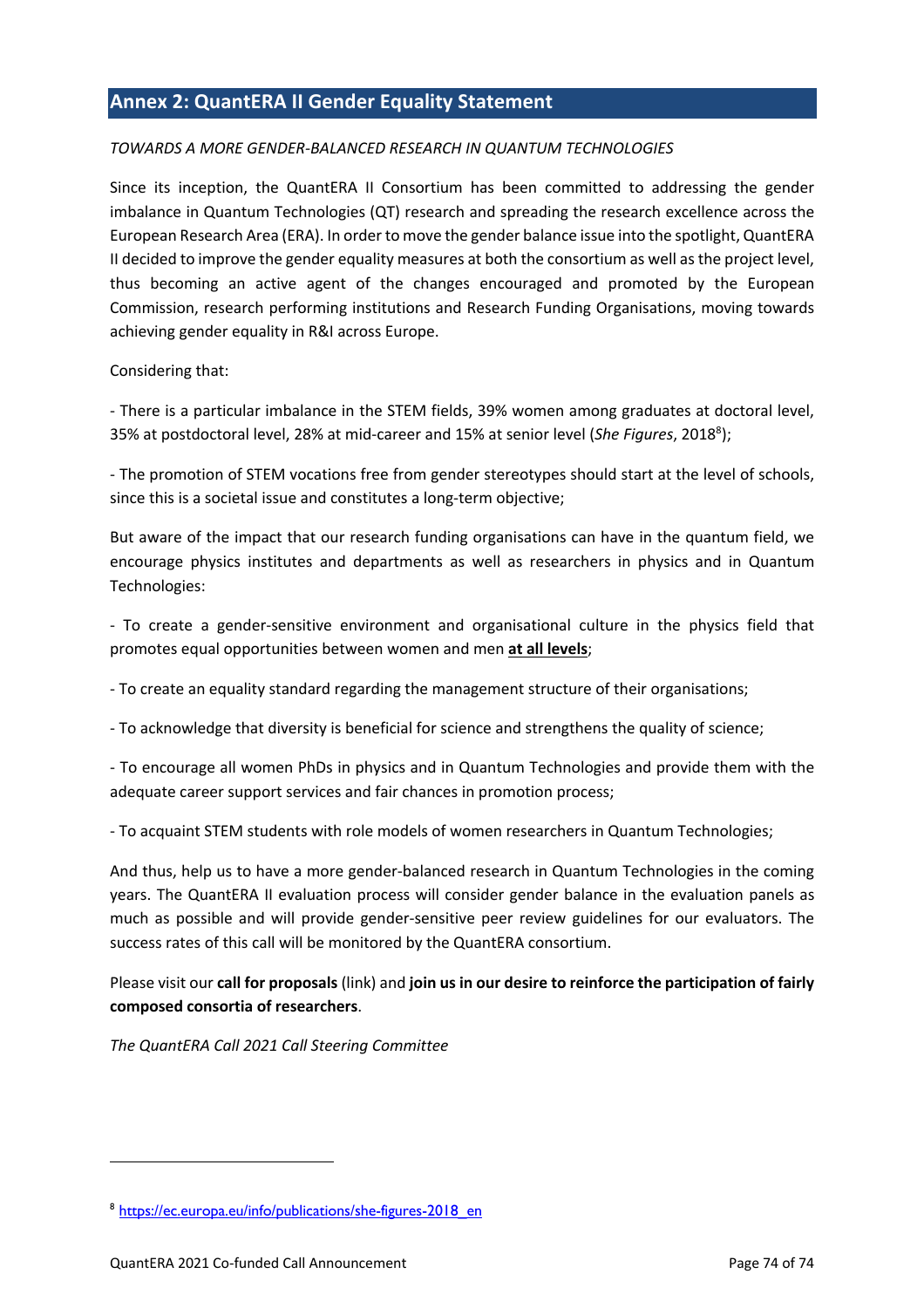## Annex 2: QuantERA II Gender Equality Statement

*TOWARDS A MORE GENDER-BALANCED RESEARCH IN QUANTUM TECHNOLOGIES*

Since its inception, the QuantERA II Consortium has been committed to addressing the gender imbalance in Quantum Technologies (QT) research and spreading the research excellence across the European Research Area (ERA). In order to move the gender balance issue into the spotlight, QuantERA II decided to improve the gender equality measures at both the consortium as well as the project level, thus becoming an active agent of the changes encouraged and promoted by the European Commission, research performing institutions and Research Funding Organisations, moving towards achieving gender equality in R&I across Europe.

Considering that:

- There is a particular imbalance in the STEM fields, 39% women among graduates at doctoral level, 35% at postdoctoral level, 28% at mid-career and 15% at senior level (*She Figures*, 2018[8]);

- The promotion of STEM vocations free from gender stereotypes should start at the level of schools, since this is a societal issue and constitutes a long-term objective;

But aware of the impact that our research funding organisations can have in the quantum field, we encourage physics institutes and departments as well as researchers in physics and in Quantum Technologies:

- To create a gender-sensitive environment and organisational culture in the physics field that promotes equal opportunities between women and men **at all levels**;

- To create an equality standard regarding the management structure of their organisations;

- To acknowledge that diversity is beneficial for science and strengthens the quality of science;

- To encourage all women PhDs in physics and in Quantum Technologies and provide them with the adequate career support services and fair chances in promotion process;

- To acquaint STEM students with role models of women researchers in Quantum Technologies;

And thus, help us to have a more gender-balanced research in Quantum Technologies in the coming years. The QuantERA II evaluation process will consider gender balance in the evaluation panels as much as possible and will provide gender-sensitive peer review guidelines for our evaluators. The success rates of this call will be monitored by the QuantERA consortium.

Please visit our **call for proposals** (link) and **join us in our desire to reinforce the participation of fairly composed consortia of researchers**.

*The QuantERA Call 2021 Call Steering Committee*

---

[8] https://ec.europa.eu/info/publications/she-figures-2018_en